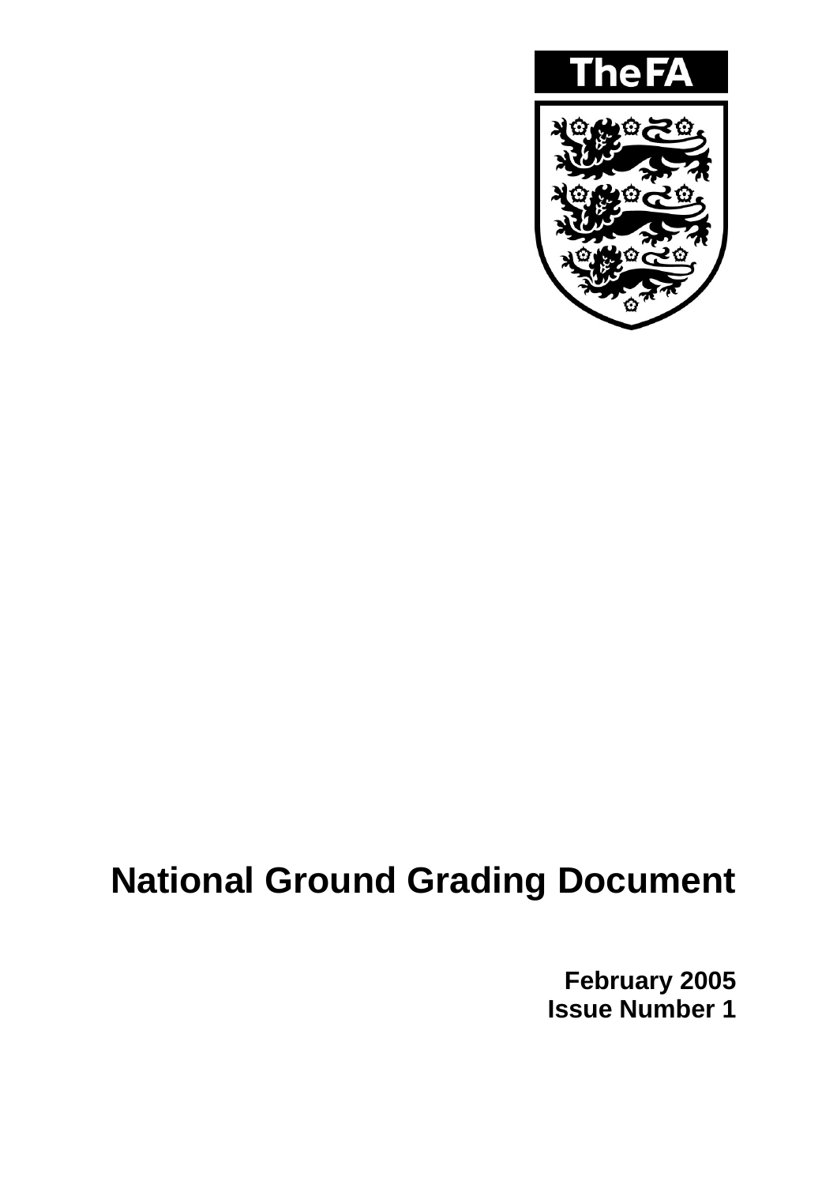TheFA

# National Ground Grading Document

**February 2005**
**Issue Number 1**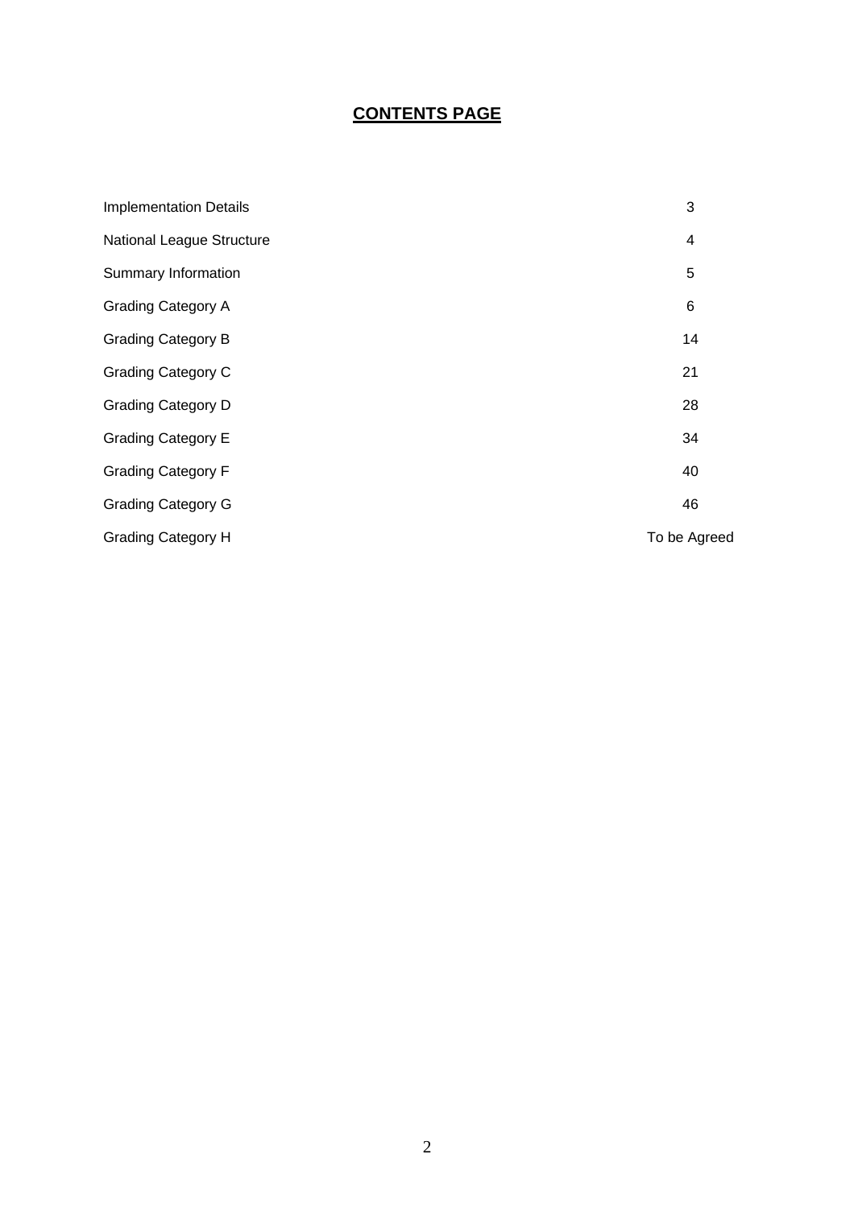# CONTENTS PAGE

| | |
|---|---|
| Implementation Details | 3 |
| National League Structure | 4 |
| Summary Information | 5 |
| Grading Category A | 6 |
| Grading Category B | 14 |
| Grading Category C | 21 |
| Grading Category D | 28 |
| Grading Category E | 34 |
| Grading Category F | 40 |
| Grading Category G | 46 |
| Grading Category H | To be Agreed |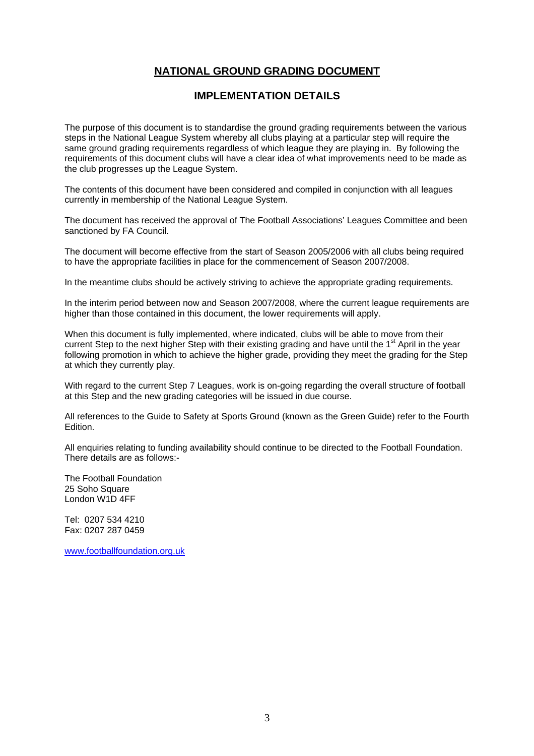# NATIONAL GROUND GRADING DOCUMENT

## IMPLEMENTATION DETAILS

The purpose of this document is to standardise the ground grading requirements between the various steps in the National League System whereby all clubs playing at a particular step will require the same ground grading requirements regardless of which league they are playing in. By following the requirements of this document clubs will have a clear idea of what improvements need to be made as the club progresses up the League System.

The contents of this document have been considered and compiled in conjunction with all leagues currently in membership of the National League System.

The document has received the approval of The Football Associations' Leagues Committee and been sanctioned by FA Council.

The document will become effective from the start of Season 2005/2006 with all clubs being required to have the appropriate facilities in place for the commencement of Season 2007/2008.

In the meantime clubs should be actively striving to achieve the appropriate grading requirements.

In the interim period between now and Season 2007/2008, where the current league requirements are higher than those contained in this document, the lower requirements will apply.

When this document is fully implemented, where indicated, clubs will be able to move from their current Step to the next higher Step with their existing grading and have until the 1st April in the year following promotion in which to achieve the higher grade, providing they meet the grading for the Step at which they currently play.

With regard to the current Step 7 Leagues, work is on-going regarding the overall structure of football at this Step and the new grading categories will be issued in due course.

All references to the Guide to Safety at Sports Ground (known as the Green Guide) refer to the Fourth Edition.

All enquiries relating to funding availability should continue to be directed to the Football Foundation. There details are as follows:-

The Football Foundation
25 Soho Square
London W1D 4FF

Tel: 0207 534 4210
Fax: 0207 287 0459

www.footballfoundation.org.uk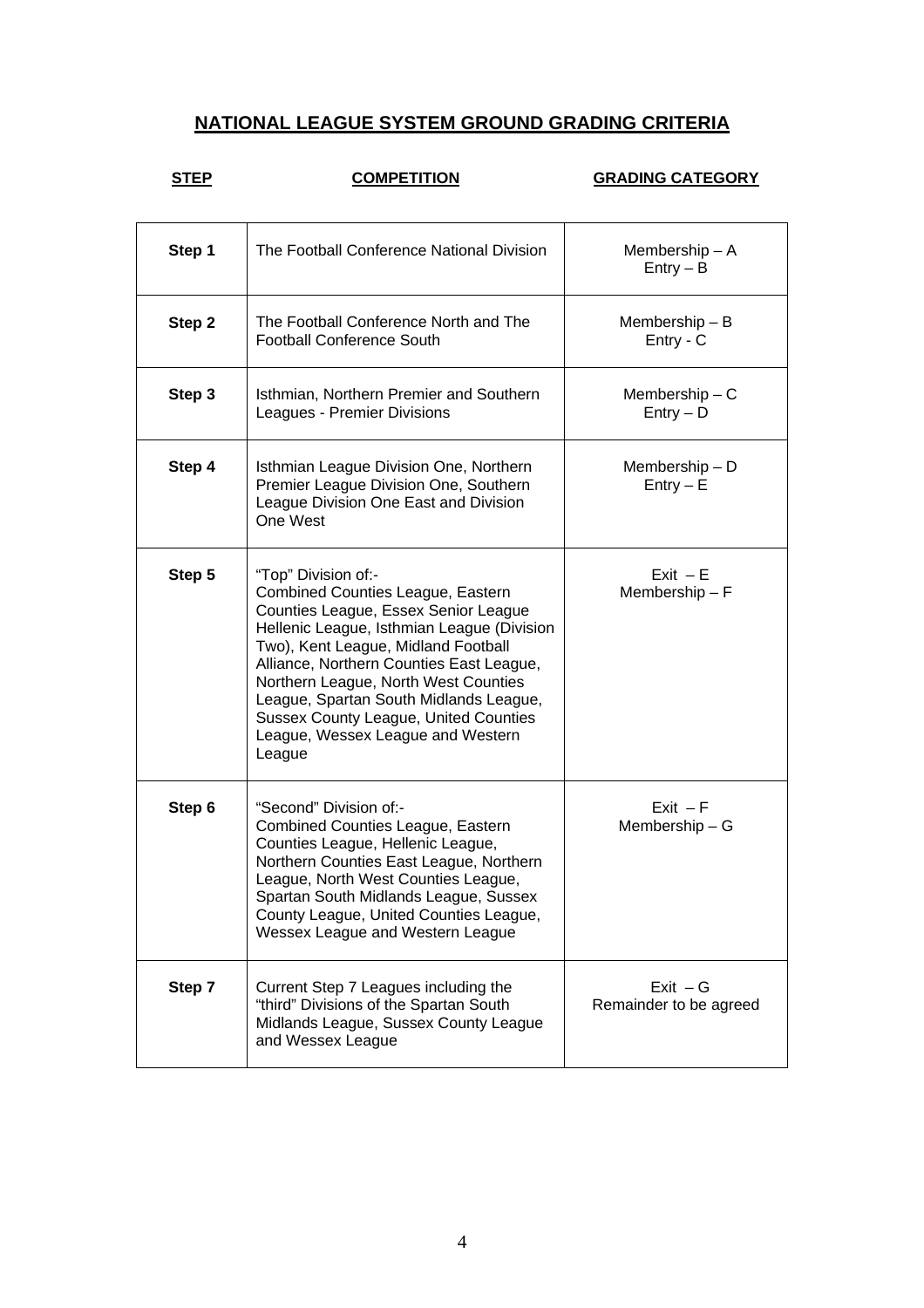## NATIONAL LEAGUE SYSTEM GROUND GRADING CRITERIA

| STEP | COMPETITION | GRADING CATEGORY |
|---|---|---|
| **Step 1** | The Football Conference National Division | Membership – A<br>Entry – B |
| **Step 2** | The Football Conference North and The Football Conference South | Membership – B<br>Entry - C |
| **Step 3** | Isthmian, Northern Premier and Southern Leagues - Premier Divisions | Membership – C<br>Entry – D |
| **Step 4** | Isthmian League Division One, Northern Premier League Division One, Southern League Division One East and Division One West | Membership – D<br>Entry – E |
| **Step 5** | "Top" Division of:-<br>Combined Counties League, Eastern Counties League, Essex Senior League Hellenic League, Isthmian League (Division Two), Kent League, Midland Football Alliance, Northern Counties East League, Northern League, North West Counties League, Spartan South Midlands League, Sussex County League, United Counties League, Wessex League and Western League | Exit – E<br>Membership – F |
| **Step 6** | "Second" Division of:-<br>Combined Counties League, Eastern Counties League, Hellenic League, Northern Counties East League, Northern League, North West Counties League, Spartan South Midlands League, Sussex County League, United Counties League, Wessex League and Western League | Exit – F<br>Membership – G |
| **Step 7** | Current Step 7 Leagues including the "third" Divisions of the Spartan South Midlands League, Sussex County League and Wessex League | Exit – G<br>Remainder to be agreed |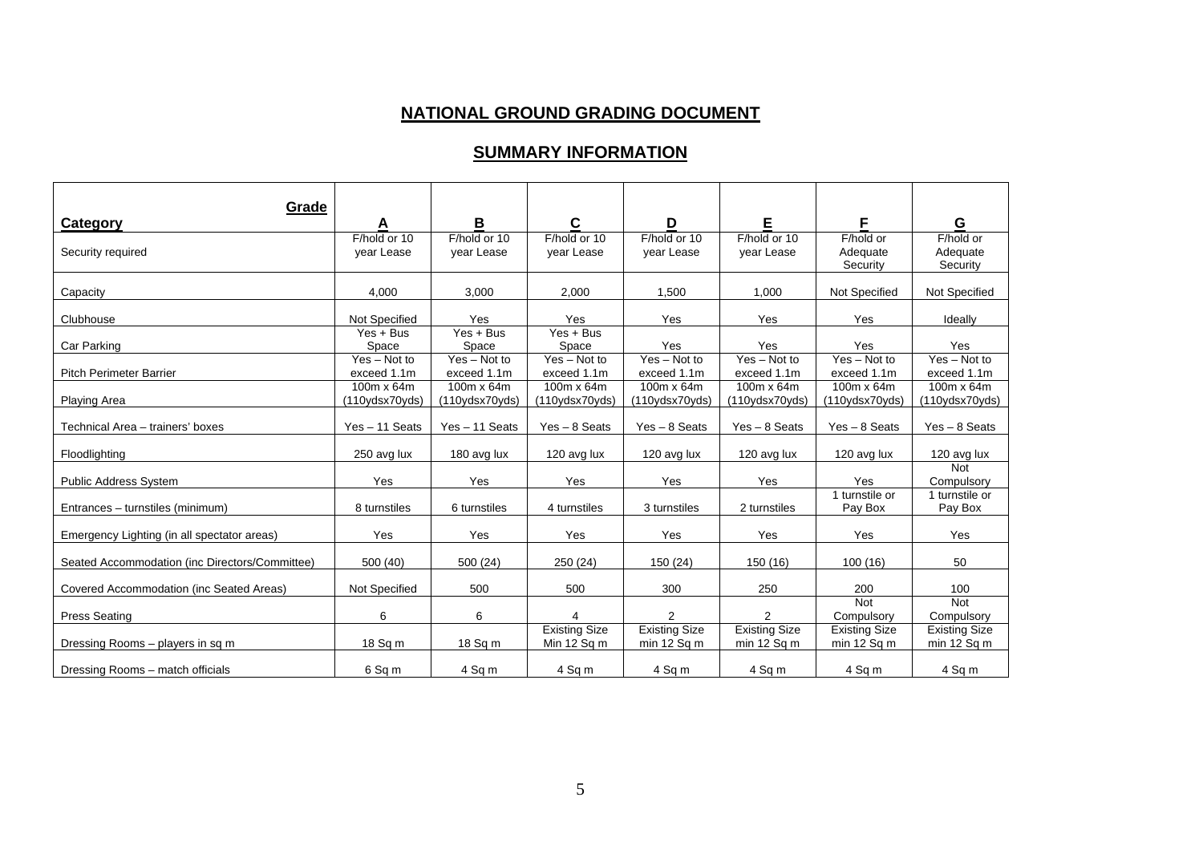# NATIONAL GROUND GRADING DOCUMENT

## SUMMARY INFORMATION

| Category / Grade | A | B | C | D | E | F | G |
|---|---|---|---|---|---|---|---|
| Security required | F/hold or 10 year Lease | F/hold or 10 year Lease | F/hold or 10 year Lease | F/hold or 10 year Lease | F/hold or 10 year Lease | F/hold or Adequate Security | F/hold or Adequate Security |
| Capacity | 4,000 | 3,000 | 2,000 | 1,500 | 1,000 | Not Specified | Not Specified |
| Clubhouse | Not Specified | Yes | Yes | Yes | Yes | Yes | Ideally |
| Car Parking | Yes + Bus Space | Yes + Bus Space | Yes + Bus Space | Yes | Yes | Yes | Yes |
| Pitch Perimeter Barrier | Yes – Not to exceed 1.1m | Yes – Not to exceed 1.1m | Yes – Not to exceed 1.1m | Yes – Not to exceed 1.1m | Yes – Not to exceed 1.1m | Yes – Not to exceed 1.1m | Yes – Not to exceed 1.1m |
| Playing Area | 100m x 64m (110ydsx70yds) | 100m x 64m (110ydsx70yds) | 100m x 64m (110ydsx70yds) | 100m x 64m (110ydsx70yds) | 100m x 64m (110ydsx70yds) | 100m x 64m (110ydsx70yds) | 100m x 64m (110ydsx70yds) |
| Technical Area – trainers' boxes | Yes – 11 Seats | Yes – 11 Seats | Yes – 8 Seats | Yes – 8 Seats | Yes – 8 Seats | Yes – 8 Seats | Yes – 8 Seats |
| Floodlighting | 250 avg lux | 180 avg lux | 120 avg lux | 120 avg lux | 120 avg lux | 120 avg lux | 120 avg lux |
| Public Address System | Yes | Yes | Yes | Yes | Yes | Yes | Not Compulsory |
| Entrances – turnstiles (minimum) | 8 turnstiles | 6 turnstiles | 4 turnstiles | 3 turnstiles | 2 turnstiles | 1 turnstile or Pay Box | 1 turnstile or Pay Box |
| Emergency Lighting (in all spectator areas) | Yes | Yes | Yes | Yes | Yes | Yes | Yes |
| Seated Accommodation (inc Directors/Committee) | 500 (40) | 500 (24) | 250 (24) | 150 (24) | 150 (16) | 100 (16) | 50 |
| Covered Accommodation (inc Seated Areas) | Not Specified | 500 | 500 | 300 | 250 | 200 | 100 |
| Press Seating | 6 | 6 | 4 | 2 | 2 | Not Compulsory | Not Compulsory |
| Dressing Rooms – players in sq m | 18 Sq m | 18 Sq m | Existing Size Min 12 Sq m | Existing Size min 12 Sq m | Existing Size min 12 Sq m | Existing Size min 12 Sq m | Existing Size min 12 Sq m |
| Dressing Rooms – match officials | 6 Sq m | 4 Sq m | 4 Sq m | 4 Sq m | 4 Sq m | 4 Sq m | 4 Sq m |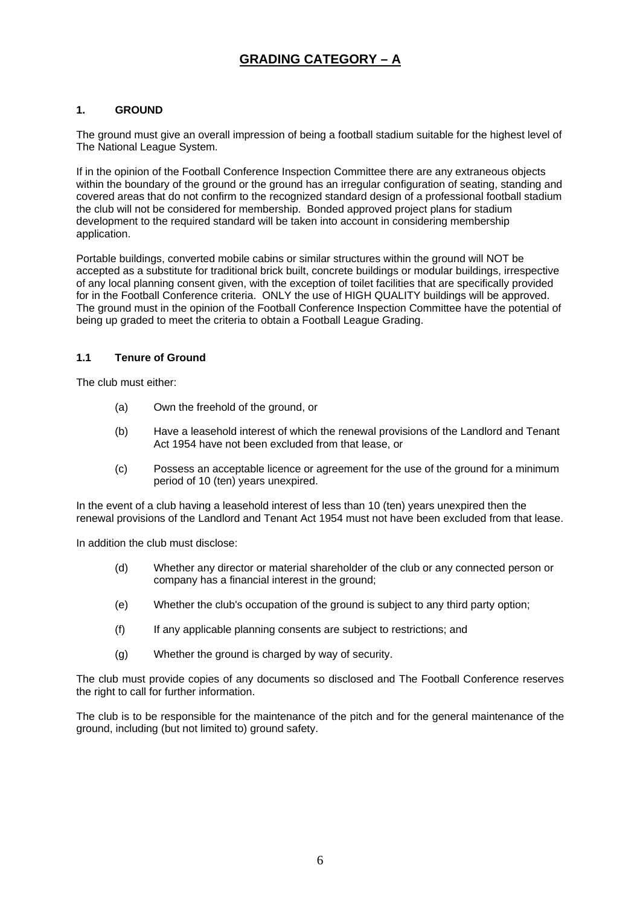# GRADING CATEGORY – A

## 1. GROUND

The ground must give an overall impression of being a football stadium suitable for the highest level of The National League System.

If in the opinion of the Football Conference Inspection Committee there are any extraneous objects within the boundary of the ground or the ground has an irregular configuration of seating, standing and covered areas that do not confirm to the recognized standard design of a professional football stadium the club will not be considered for membership. Bonded approved project plans for stadium development to the required standard will be taken into account in considering membership application.

Portable buildings, converted mobile cabins or similar structures within the ground will NOT be accepted as a substitute for traditional brick built, concrete buildings or modular buildings, irrespective of any local planning consent given, with the exception of toilet facilities that are specifically provided for in the Football Conference criteria. ONLY the use of HIGH QUALITY buildings will be approved. The ground must in the opinion of the Football Conference Inspection Committee have the potential of being up graded to meet the criteria to obtain a Football League Grading.

### 1.1 Tenure of Ground

The club must either:

(a) Own the freehold of the ground, or

(b) Have a leasehold interest of which the renewal provisions of the Landlord and Tenant Act 1954 have not been excluded from that lease, or

(c) Possess an acceptable licence or agreement for the use of the ground for a minimum period of 10 (ten) years unexpired.

In the event of a club having a leasehold interest of less than 10 (ten) years unexpired then the renewal provisions of the Landlord and Tenant Act 1954 must not have been excluded from that lease.

In addition the club must disclose:

(d) Whether any director or material shareholder of the club or any connected person or company has a financial interest in the ground;

(e) Whether the club's occupation of the ground is subject to any third party option;

(f) If any applicable planning consents are subject to restrictions; and

(g) Whether the ground is charged by way of security.

The club must provide copies of any documents so disclosed and The Football Conference reserves the right to call for further information.

The club is to be responsible for the maintenance of the pitch and for the general maintenance of the ground, including (but not limited to) ground safety.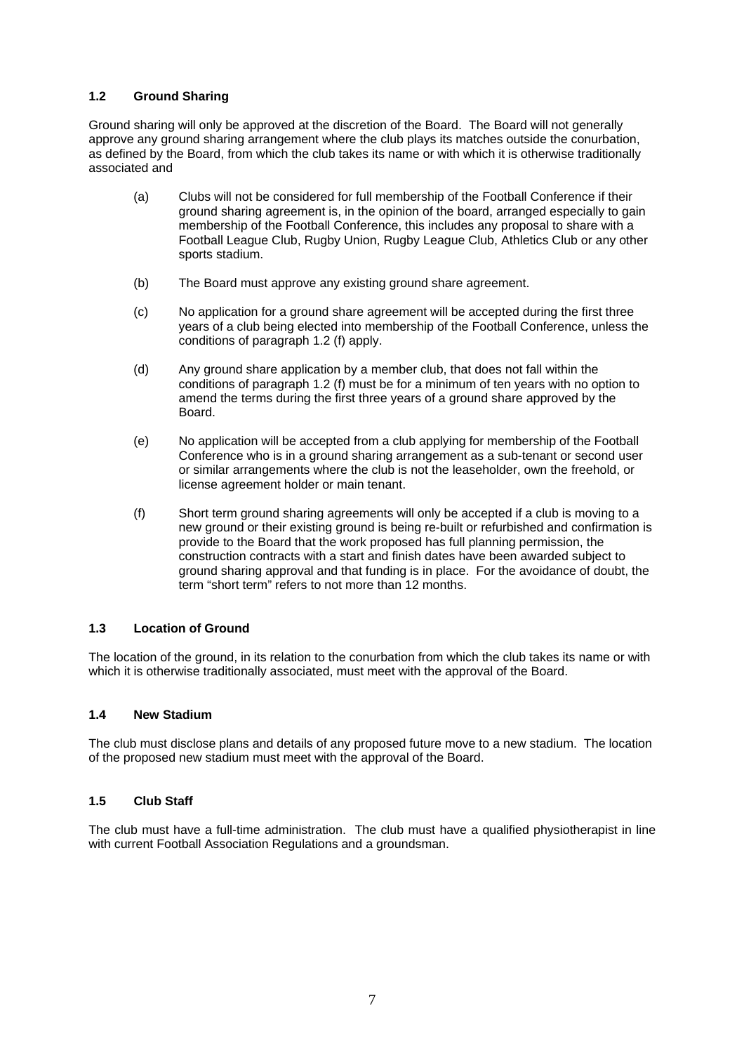### 1.2 Ground Sharing

Ground sharing will only be approved at the discretion of the Board. The Board will not generally approve any ground sharing arrangement where the club plays its matches outside the conurbation, as defined by the Board, from which the club takes its name or with which it is otherwise traditionally associated and

(a) Clubs will not be considered for full membership of the Football Conference if their ground sharing agreement is, in the opinion of the board, arranged especially to gain membership of the Football Conference, this includes any proposal to share with a Football League Club, Rugby Union, Rugby League Club, Athletics Club or any other sports stadium.

(b) The Board must approve any existing ground share agreement.

(c) No application for a ground share agreement will be accepted during the first three years of a club being elected into membership of the Football Conference, unless the conditions of paragraph 1.2 (f) apply.

(d) Any ground share application by a member club, that does not fall within the conditions of paragraph 1.2 (f) must be for a minimum of ten years with no option to amend the terms during the first three years of a ground share approved by the Board.

(e) No application will be accepted from a club applying for membership of the Football Conference who is in a ground sharing arrangement as a sub-tenant or second user or similar arrangements where the club is not the leaseholder, own the freehold, or license agreement holder or main tenant.

(f) Short term ground sharing agreements will only be accepted if a club is moving to a new ground or their existing ground is being re-built or refurbished and confirmation is provide to the Board that the work proposed has full planning permission, the construction contracts with a start and finish dates have been awarded subject to ground sharing approval and that funding is in place. For the avoidance of doubt, the term "short term" refers to not more than 12 months.

### 1.3 Location of Ground

The location of the ground, in its relation to the conurbation from which the club takes its name or with which it is otherwise traditionally associated, must meet with the approval of the Board.

### 1.4 New Stadium

The club must disclose plans and details of any proposed future move to a new stadium. The location of the proposed new stadium must meet with the approval of the Board.

### 1.5 Club Staff

The club must have a full-time administration. The club must have a qualified physiotherapist in line with current Football Association Regulations and a groundsman.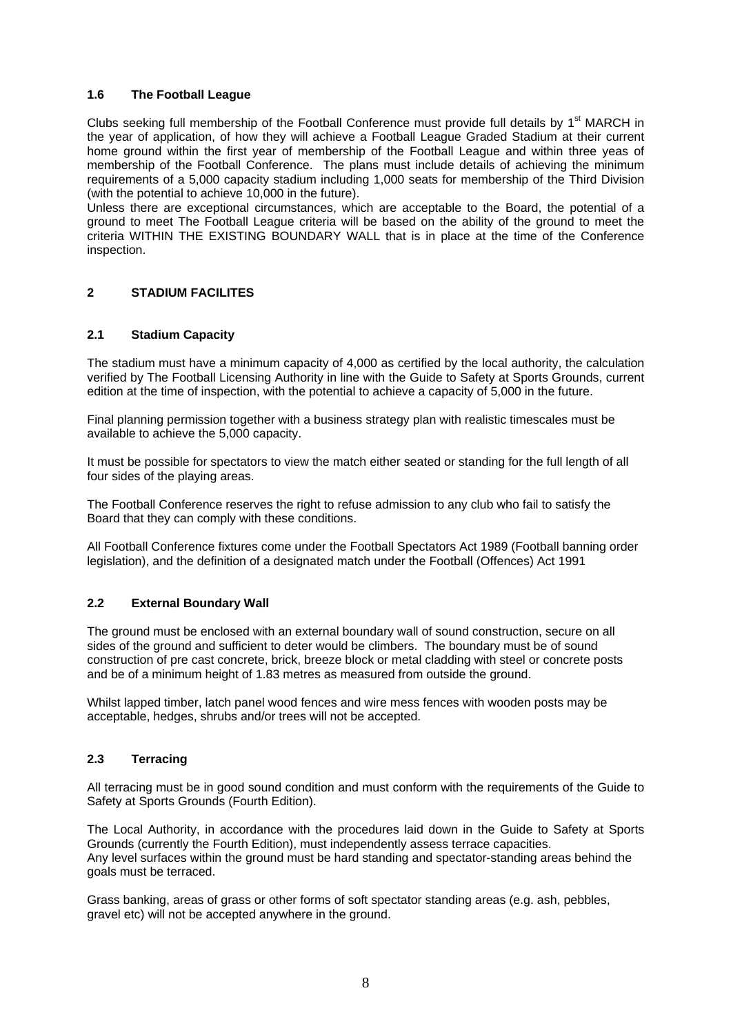### 1.6 The Football League

Clubs seeking full membership of the Football Conference must provide full details by 1st MARCH in the year of application, of how they will achieve a Football League Graded Stadium at their current home ground within the first year of membership of the Football League and within three yeas of membership of the Football Conference. The plans must include details of achieving the minimum requirements of a 5,000 capacity stadium including 1,000 seats for membership of the Third Division (with the potential to achieve 10,000 in the future).
Unless there are exceptional circumstances, which are acceptable to the Board, the potential of a ground to meet The Football League criteria will be based on the ability of the ground to meet the criteria WITHIN THE EXISTING BOUNDARY WALL that is in place at the time of the Conference inspection.

## 2 STADIUM FACILITES

### 2.1 Stadium Capacity

The stadium must have a minimum capacity of 4,000 as certified by the local authority, the calculation verified by The Football Licensing Authority in line with the Guide to Safety at Sports Grounds, current edition at the time of inspection, with the potential to achieve a capacity of 5,000 in the future.

Final planning permission together with a business strategy plan with realistic timescales must be available to achieve the 5,000 capacity.

It must be possible for spectators to view the match either seated or standing for the full length of all four sides of the playing areas.

The Football Conference reserves the right to refuse admission to any club who fail to satisfy the Board that they can comply with these conditions.

All Football Conference fixtures come under the Football Spectators Act 1989 (Football banning order legislation), and the definition of a designated match under the Football (Offences) Act 1991

### 2.2 External Boundary Wall

The ground must be enclosed with an external boundary wall of sound construction, secure on all sides of the ground and sufficient to deter would be climbers. The boundary must be of sound construction of pre cast concrete, brick, breeze block or metal cladding with steel or concrete posts and be of a minimum height of 1.83 metres as measured from outside the ground.

Whilst lapped timber, latch panel wood fences and wire mess fences with wooden posts may be acceptable, hedges, shrubs and/or trees will not be accepted.

### 2.3 Terracing

All terracing must be in good sound condition and must conform with the requirements of the Guide to Safety at Sports Grounds (Fourth Edition).

The Local Authority, in accordance with the procedures laid down in the Guide to Safety at Sports Grounds (currently the Fourth Edition), must independently assess terrace capacities.
Any level surfaces within the ground must be hard standing and spectator-standing areas behind the goals must be terraced.

Grass banking, areas of grass or other forms of soft spectator standing areas (e.g. ash, pebbles, gravel etc) will not be accepted anywhere in the ground.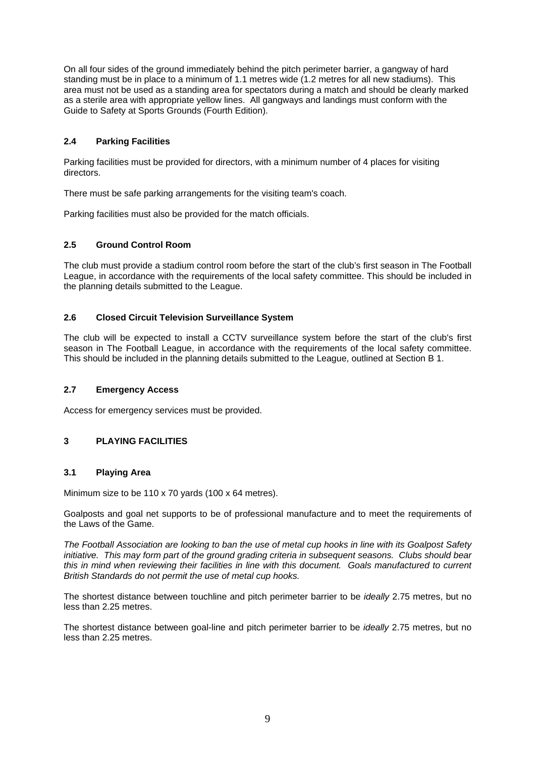On all four sides of the ground immediately behind the pitch perimeter barrier, a gangway of hard standing must be in place to a minimum of 1.1 metres wide (1.2 metres for all new stadiums). This area must not be used as a standing area for spectators during a match and should be clearly marked as a sterile area with appropriate yellow lines. All gangways and landings must conform with the Guide to Safety at Sports Grounds (Fourth Edition).

### 2.4 Parking Facilities

Parking facilities must be provided for directors, with a minimum number of 4 places for visiting directors.

There must be safe parking arrangements for the visiting team's coach.

Parking facilities must also be provided for the match officials.

### 2.5 Ground Control Room

The club must provide a stadium control room before the start of the club's first season in The Football League, in accordance with the requirements of the local safety committee. This should be included in the planning details submitted to the League.

### 2.6 Closed Circuit Television Surveillance System

The club will be expected to install a CCTV surveillance system before the start of the club's first season in The Football League, in accordance with the requirements of the local safety committee. This should be included in the planning details submitted to the League, outlined at Section B 1.

### 2.7 Emergency Access

Access for emergency services must be provided.

## 3 PLAYING FACILITIES

### 3.1 Playing Area

Minimum size to be 110 x 70 yards (100 x 64 metres).

Goalposts and goal net supports to be of professional manufacture and to meet the requirements of the Laws of the Game.

*The Football Association are looking to ban the use of metal cup hooks in line with its Goalpost Safety initiative. This may form part of the ground grading criteria in subsequent seasons. Clubs should bear this in mind when reviewing their facilities in line with this document. Goals manufactured to current British Standards do not permit the use of metal cup hooks.*

The shortest distance between touchline and pitch perimeter barrier to be *ideally* 2.75 metres, but no less than 2.25 metres.

The shortest distance between goal-line and pitch perimeter barrier to be *ideally* 2.75 metres, but no less than 2.25 metres.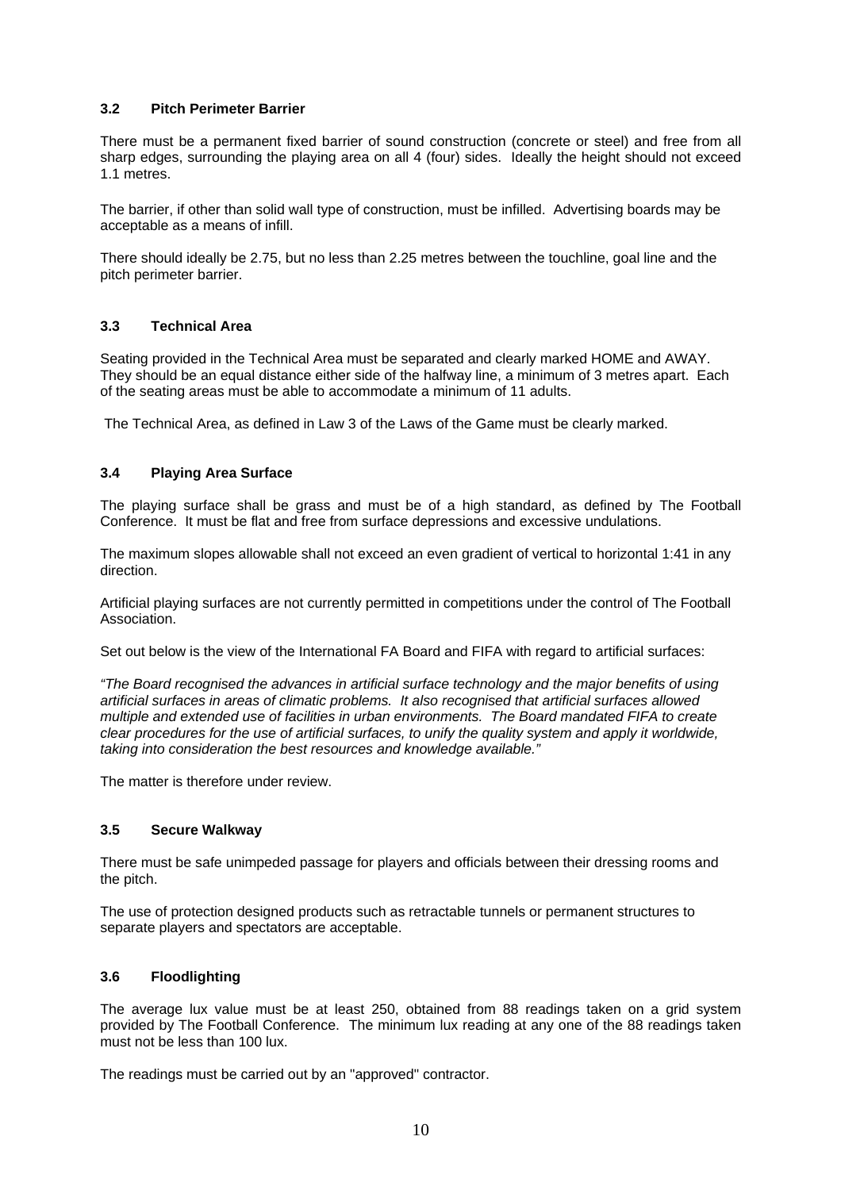### 3.2 Pitch Perimeter Barrier

There must be a permanent fixed barrier of sound construction (concrete or steel) and free from all sharp edges, surrounding the playing area on all 4 (four) sides. Ideally the height should not exceed 1.1 metres.

The barrier, if other than solid wall type of construction, must be infilled. Advertising boards may be acceptable as a means of infill.

There should ideally be 2.75, but no less than 2.25 metres between the touchline, goal line and the pitch perimeter barrier.

### 3.3 Technical Area

Seating provided in the Technical Area must be separated and clearly marked HOME and AWAY. They should be an equal distance either side of the halfway line, a minimum of 3 metres apart. Each of the seating areas must be able to accommodate a minimum of 11 adults.

The Technical Area, as defined in Law 3 of the Laws of the Game must be clearly marked.

### 3.4 Playing Area Surface

The playing surface shall be grass and must be of a high standard, as defined by The Football Conference. It must be flat and free from surface depressions and excessive undulations.

The maximum slopes allowable shall not exceed an even gradient of vertical to horizontal 1:41 in any direction.

Artificial playing surfaces are not currently permitted in competitions under the control of The Football Association.

Set out below is the view of the International FA Board and FIFA with regard to artificial surfaces:

*"The Board recognised the advances in artificial surface technology and the major benefits of using artificial surfaces in areas of climatic problems. It also recognised that artificial surfaces allowed multiple and extended use of facilities in urban environments. The Board mandated FIFA to create clear procedures for the use of artificial surfaces, to unify the quality system and apply it worldwide, taking into consideration the best resources and knowledge available."*

The matter is therefore under review.

### 3.5 Secure Walkway

There must be safe unimpeded passage for players and officials between their dressing rooms and the pitch.

The use of protection designed products such as retractable tunnels or permanent structures to separate players and spectators are acceptable.

### 3.6 Floodlighting

The average lux value must be at least 250, obtained from 88 readings taken on a grid system provided by The Football Conference. The minimum lux reading at any one of the 88 readings taken must not be less than 100 lux.

The readings must be carried out by an "approved" contractor.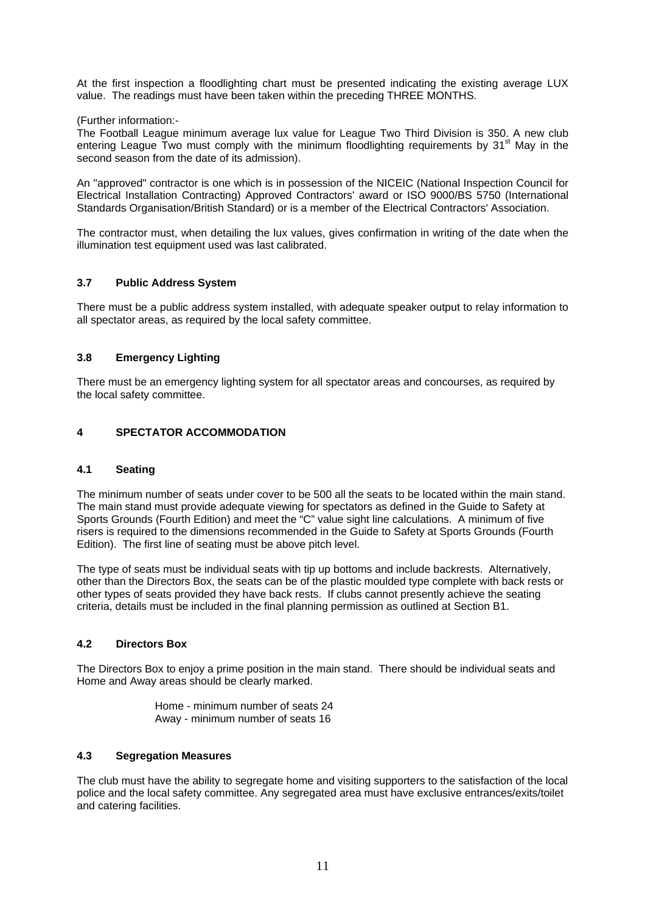At the first inspection a floodlighting chart must be presented indicating the existing average LUX value. The readings must have been taken within the preceding THREE MONTHS.

(Further information:-
The Football League minimum average lux value for League Two Third Division is 350. A new club entering League Two must comply with the minimum floodlighting requirements by 31st May in the second season from the date of its admission).

An "approved" contractor is one which is in possession of the NICEIC (National Inspection Council for Electrical Installation Contracting) Approved Contractors' award or ISO 9000/BS 5750 (International Standards Organisation/British Standard) or is a member of the Electrical Contractors' Association.

The contractor must, when detailing the lux values, gives confirmation in writing of the date when the illumination test equipment used was last calibrated.

### 3.7 Public Address System

There must be a public address system installed, with adequate speaker output to relay information to all spectator areas, as required by the local safety committee.

### 3.8 Emergency Lighting

There must be an emergency lighting system for all spectator areas and concourses, as required by the local safety committee.

## 4 SPECTATOR ACCOMMODATION

### 4.1 Seating

The minimum number of seats under cover to be 500 all the seats to be located within the main stand. The main stand must provide adequate viewing for spectators as defined in the Guide to Safety at Sports Grounds (Fourth Edition) and meet the "C" value sight line calculations. A minimum of five risers is required to the dimensions recommended in the Guide to Safety at Sports Grounds (Fourth Edition). The first line of seating must be above pitch level.

The type of seats must be individual seats with tip up bottoms and include backrests. Alternatively, other than the Directors Box, the seats can be of the plastic moulded type complete with back rests or other types of seats provided they have back rests. If clubs cannot presently achieve the seating criteria, details must be included in the final planning permission as outlined at Section B1.

### 4.2 Directors Box

The Directors Box to enjoy a prime position in the main stand. There should be individual seats and Home and Away areas should be clearly marked.

Home - minimum number of seats 24
Away - minimum number of seats 16

### 4.3 Segregation Measures

The club must have the ability to segregate home and visiting supporters to the satisfaction of the local police and the local safety committee. Any segregated area must have exclusive entrances/exits/toilet and catering facilities.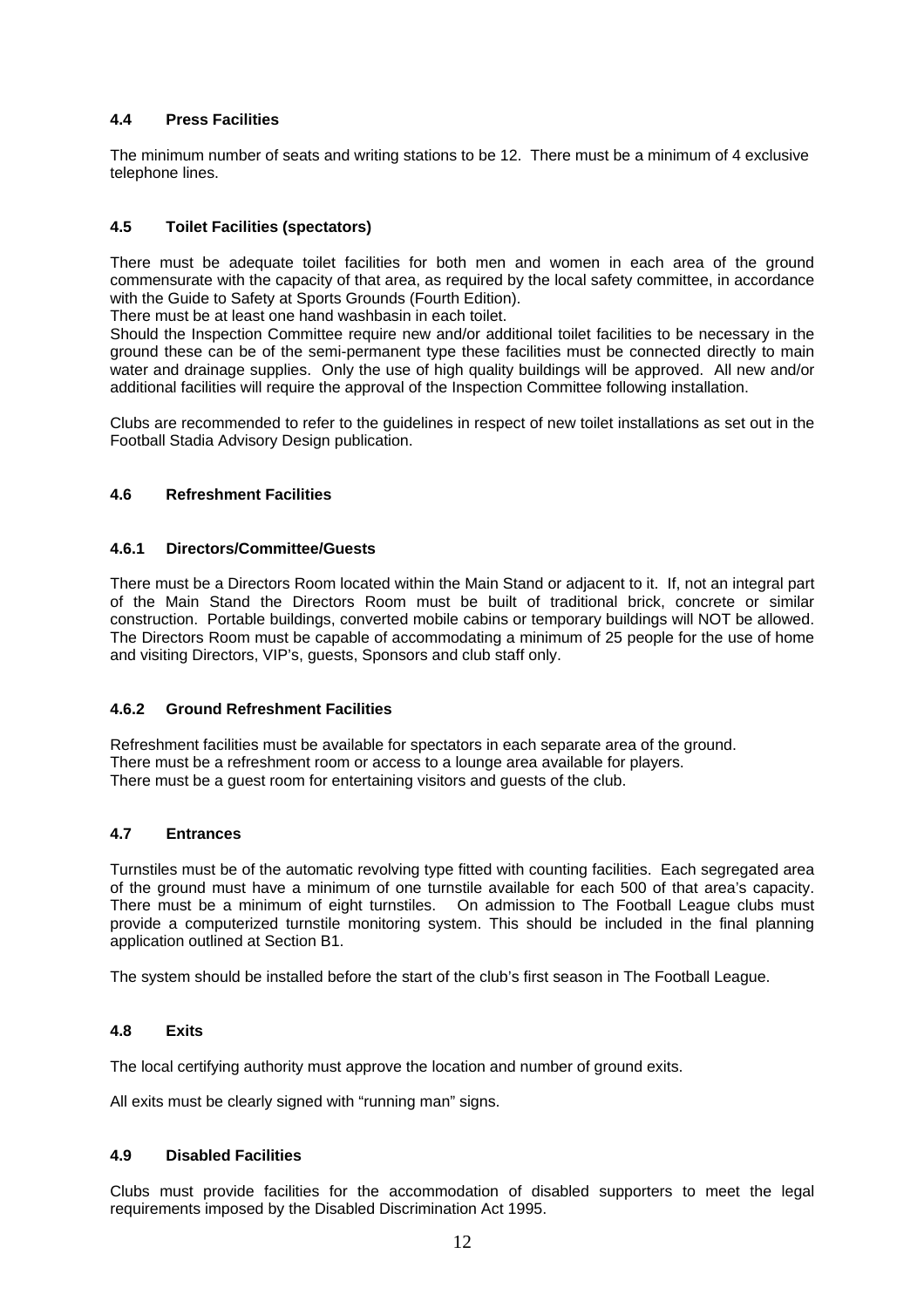### 4.4 Press Facilities

The minimum number of seats and writing stations to be 12. There must be a minimum of 4 exclusive telephone lines.

### 4.5 Toilet Facilities (spectators)

There must be adequate toilet facilities for both men and women in each area of the ground commensurate with the capacity of that area, as required by the local safety committee, in accordance with the Guide to Safety at Sports Grounds (Fourth Edition).

There must be at least one hand washbasin in each toilet.

Should the Inspection Committee require new and/or additional toilet facilities to be necessary in the ground these can be of the semi-permanent type these facilities must be connected directly to main water and drainage supplies. Only the use of high quality buildings will be approved. All new and/or additional facilities will require the approval of the Inspection Committee following installation.

Clubs are recommended to refer to the guidelines in respect of new toilet installations as set out in the Football Stadia Advisory Design publication.

### 4.6 Refreshment Facilities

#### 4.6.1 Directors/Committee/Guests

There must be a Directors Room located within the Main Stand or adjacent to it. If, not an integral part of the Main Stand the Directors Room must be built of traditional brick, concrete or similar construction. Portable buildings, converted mobile cabins or temporary buildings will NOT be allowed. The Directors Room must be capable of accommodating a minimum of 25 people for the use of home and visiting Directors, VIP's, guests, Sponsors and club staff only.

#### 4.6.2 Ground Refreshment Facilities

Refreshment facilities must be available for spectators in each separate area of the ground.
There must be a refreshment room or access to a lounge area available for players.
There must be a guest room for entertaining visitors and guests of the club.

### 4.7 Entrances

Turnstiles must be of the automatic revolving type fitted with counting facilities. Each segregated area of the ground must have a minimum of one turnstile available for each 500 of that area's capacity. There must be a minimum of eight turnstiles. On admission to The Football League clubs must provide a computerized turnstile monitoring system. This should be included in the final planning application outlined at Section B1.

The system should be installed before the start of the club's first season in The Football League.

### 4.8 Exits

The local certifying authority must approve the location and number of ground exits.

All exits must be clearly signed with "running man" signs.

### 4.9 Disabled Facilities

Clubs must provide facilities for the accommodation of disabled supporters to meet the legal requirements imposed by the Disabled Discrimination Act 1995.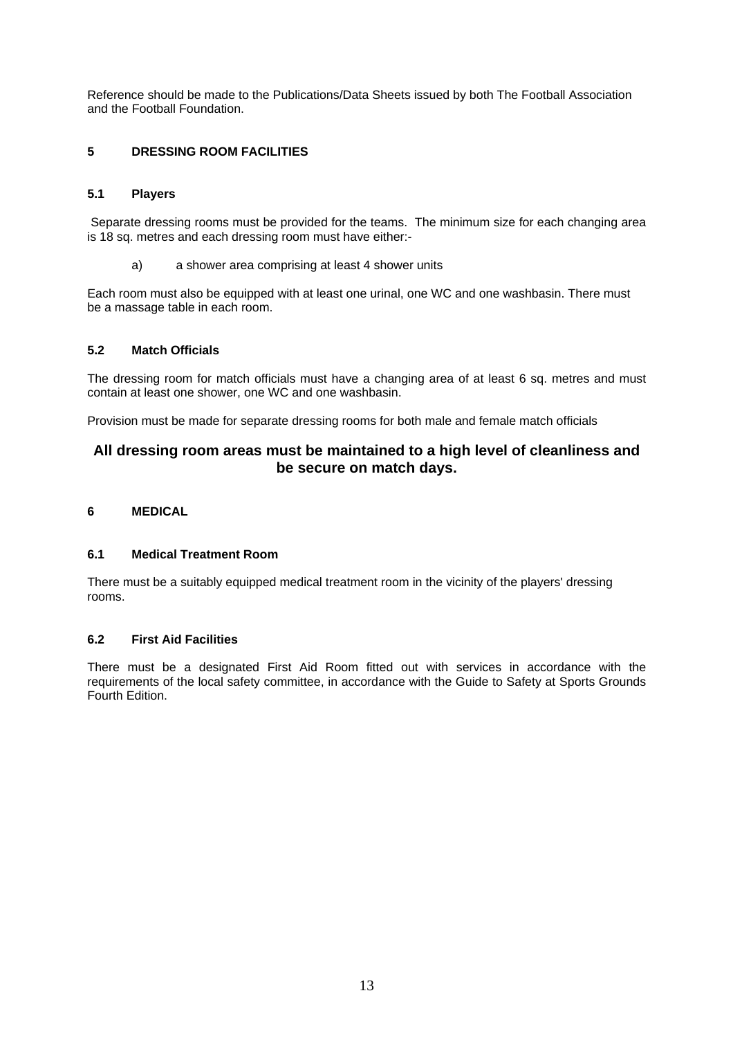Reference should be made to the Publications/Data Sheets issued by both The Football Association and the Football Foundation.

## 5 DRESSING ROOM FACILITIES

### 5.1 Players

Separate dressing rooms must be provided for the teams. The minimum size for each changing area is 18 sq. metres and each dressing room must have either:-

a) a shower area comprising at least 4 shower units

Each room must also be equipped with at least one urinal, one WC and one washbasin. There must be a massage table in each room.

### 5.2 Match Officials

The dressing room for match officials must have a changing area of at least 6 sq. metres and must contain at least one shower, one WC and one washbasin.

Provision must be made for separate dressing rooms for both male and female match officials

**All dressing room areas must be maintained to a high level of cleanliness and be secure on match days.**

## 6 MEDICAL

### 6.1 Medical Treatment Room

There must be a suitably equipped medical treatment room in the vicinity of the players' dressing rooms.

### 6.2 First Aid Facilities

There must be a designated First Aid Room fitted out with services in accordance with the requirements of the local safety committee, in accordance with the Guide to Safety at Sports Grounds Fourth Edition.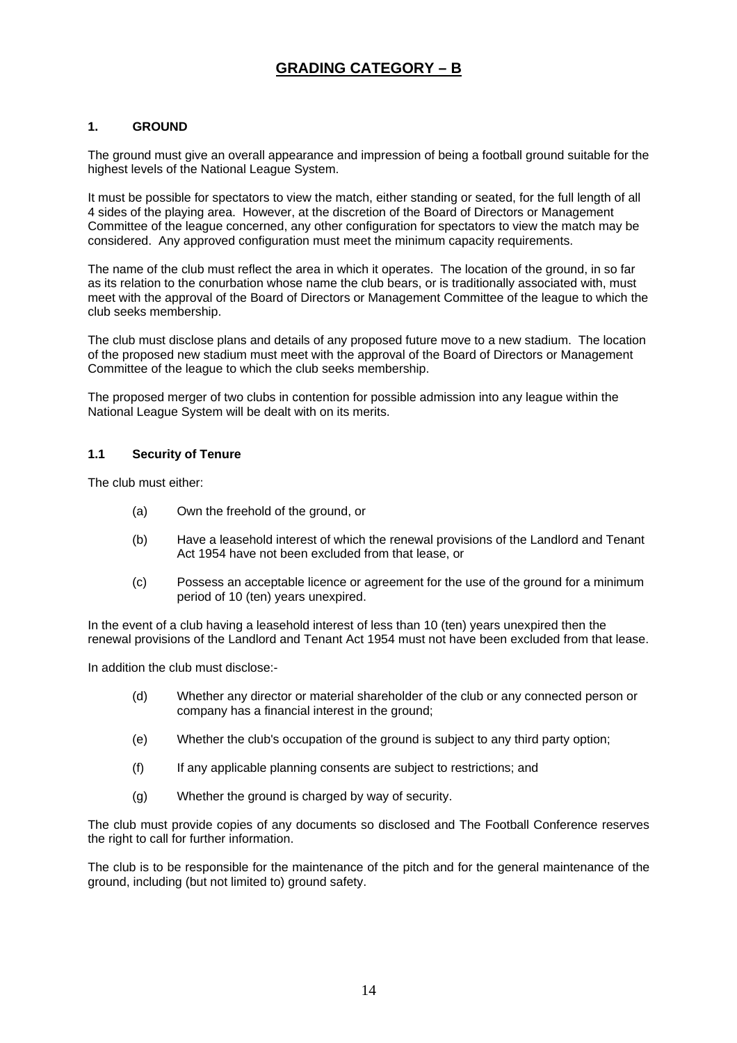# GRADING CATEGORY – B

## 1. GROUND

The ground must give an overall appearance and impression of being a football ground suitable for the highest levels of the National League System.

It must be possible for spectators to view the match, either standing or seated, for the full length of all 4 sides of the playing area. However, at the discretion of the Board of Directors or Management Committee of the league concerned, any other configuration for spectators to view the match may be considered. Any approved configuration must meet the minimum capacity requirements.

The name of the club must reflect the area in which it operates. The location of the ground, in so far as its relation to the conurbation whose name the club bears, or is traditionally associated with, must meet with the approval of the Board of Directors or Management Committee of the league to which the club seeks membership.

The club must disclose plans and details of any proposed future move to a new stadium. The location of the proposed new stadium must meet with the approval of the Board of Directors or Management Committee of the league to which the club seeks membership.

The proposed merger of two clubs in contention for possible admission into any league within the National League System will be dealt with on its merits.

### 1.1 Security of Tenure

The club must either:

(a) Own the freehold of the ground, or

(b) Have a leasehold interest of which the renewal provisions of the Landlord and Tenant Act 1954 have not been excluded from that lease, or

(c) Possess an acceptable licence or agreement for the use of the ground for a minimum period of 10 (ten) years unexpired.

In the event of a club having a leasehold interest of less than 10 (ten) years unexpired then the renewal provisions of the Landlord and Tenant Act 1954 must not have been excluded from that lease.

In addition the club must disclose:-

(d) Whether any director or material shareholder of the club or any connected person or company has a financial interest in the ground;

(e) Whether the club's occupation of the ground is subject to any third party option;

(f) If any applicable planning consents are subject to restrictions; and

(g) Whether the ground is charged by way of security.

The club must provide copies of any documents so disclosed and The Football Conference reserves the right to call for further information.

The club is to be responsible for the maintenance of the pitch and for the general maintenance of the ground, including (but not limited to) ground safety.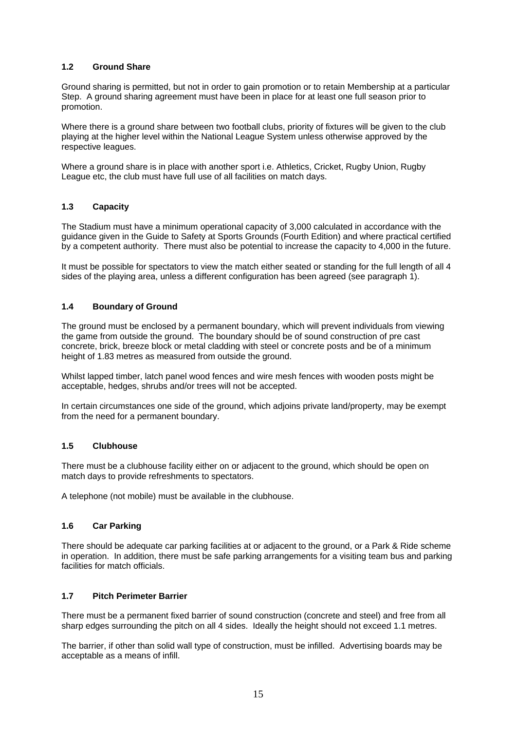### 1.2 Ground Share

Ground sharing is permitted, but not in order to gain promotion or to retain Membership at a particular Step. A ground sharing agreement must have been in place for at least one full season prior to promotion.

Where there is a ground share between two football clubs, priority of fixtures will be given to the club playing at the higher level within the National League System unless otherwise approved by the respective leagues.

Where a ground share is in place with another sport i.e. Athletics, Cricket, Rugby Union, Rugby League etc, the club must have full use of all facilities on match days.

### 1.3 Capacity

The Stadium must have a minimum operational capacity of 3,000 calculated in accordance with the guidance given in the Guide to Safety at Sports Grounds (Fourth Edition) and where practical certified by a competent authority. There must also be potential to increase the capacity to 4,000 in the future.

It must be possible for spectators to view the match either seated or standing for the full length of all 4 sides of the playing area, unless a different configuration has been agreed (see paragraph 1).

### 1.4 Boundary of Ground

The ground must be enclosed by a permanent boundary, which will prevent individuals from viewing the game from outside the ground. The boundary should be of sound construction of pre cast concrete, brick, breeze block or metal cladding with steel or concrete posts and be of a minimum height of 1.83 metres as measured from outside the ground.

Whilst lapped timber, latch panel wood fences and wire mesh fences with wooden posts might be acceptable, hedges, shrubs and/or trees will not be accepted.

In certain circumstances one side of the ground, which adjoins private land/property, may be exempt from the need for a permanent boundary.

### 1.5 Clubhouse

There must be a clubhouse facility either on or adjacent to the ground, which should be open on match days to provide refreshments to spectators.

A telephone (not mobile) must be available in the clubhouse.

### 1.6 Car Parking

There should be adequate car parking facilities at or adjacent to the ground, or a Park & Ride scheme in operation. In addition, there must be safe parking arrangements for a visiting team bus and parking facilities for match officials.

### 1.7 Pitch Perimeter Barrier

There must be a permanent fixed barrier of sound construction (concrete and steel) and free from all sharp edges surrounding the pitch on all 4 sides. Ideally the height should not exceed 1.1 metres.

The barrier, if other than solid wall type of construction, must be infilled. Advertising boards may be acceptable as a means of infill.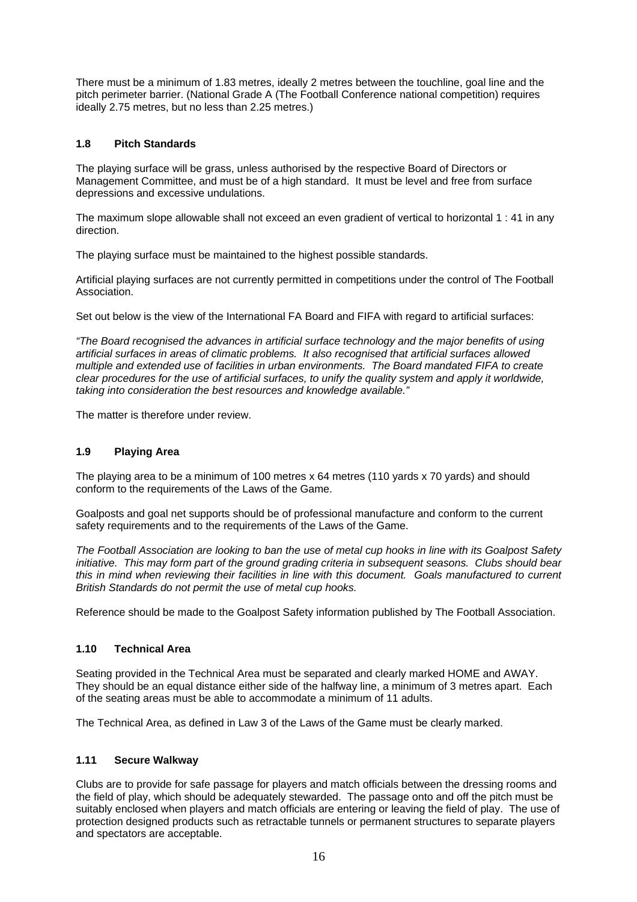There must be a minimum of 1.83 metres, ideally 2 metres between the touchline, goal line and the pitch perimeter barrier. (National Grade A (The Football Conference national competition) requires ideally 2.75 metres, but no less than 2.25 metres.)

### 1.8 Pitch Standards

The playing surface will be grass, unless authorised by the respective Board of Directors or Management Committee, and must be of a high standard. It must be level and free from surface depressions and excessive undulations.

The maximum slope allowable shall not exceed an even gradient of vertical to horizontal 1 : 41 in any direction.

The playing surface must be maintained to the highest possible standards.

Artificial playing surfaces are not currently permitted in competitions under the control of The Football Association.

Set out below is the view of the International FA Board and FIFA with regard to artificial surfaces:

*"The Board recognised the advances in artificial surface technology and the major benefits of using artificial surfaces in areas of climatic problems. It also recognised that artificial surfaces allowed multiple and extended use of facilities in urban environments. The Board mandated FIFA to create clear procedures for the use of artificial surfaces, to unify the quality system and apply it worldwide, taking into consideration the best resources and knowledge available."*

The matter is therefore under review.

### 1.9 Playing Area

The playing area to be a minimum of 100 metres x 64 metres (110 yards x 70 yards) and should conform to the requirements of the Laws of the Game.

Goalposts and goal net supports should be of professional manufacture and conform to the current safety requirements and to the requirements of the Laws of the Game.

*The Football Association are looking to ban the use of metal cup hooks in line with its Goalpost Safety initiative. This may form part of the ground grading criteria in subsequent seasons. Clubs should bear this in mind when reviewing their facilities in line with this document. Goals manufactured to current British Standards do not permit the use of metal cup hooks.*

Reference should be made to the Goalpost Safety information published by The Football Association.

### 1.10 Technical Area

Seating provided in the Technical Area must be separated and clearly marked HOME and AWAY. They should be an equal distance either side of the halfway line, a minimum of 3 metres apart. Each of the seating areas must be able to accommodate a minimum of 11 adults.

The Technical Area, as defined in Law 3 of the Laws of the Game must be clearly marked.

### 1.11 Secure Walkway

Clubs are to provide for safe passage for players and match officials between the dressing rooms and the field of play, which should be adequately stewarded. The passage onto and off the pitch must be suitably enclosed when players and match officials are entering or leaving the field of play. The use of protection designed products such as retractable tunnels or permanent structures to separate players and spectators are acceptable.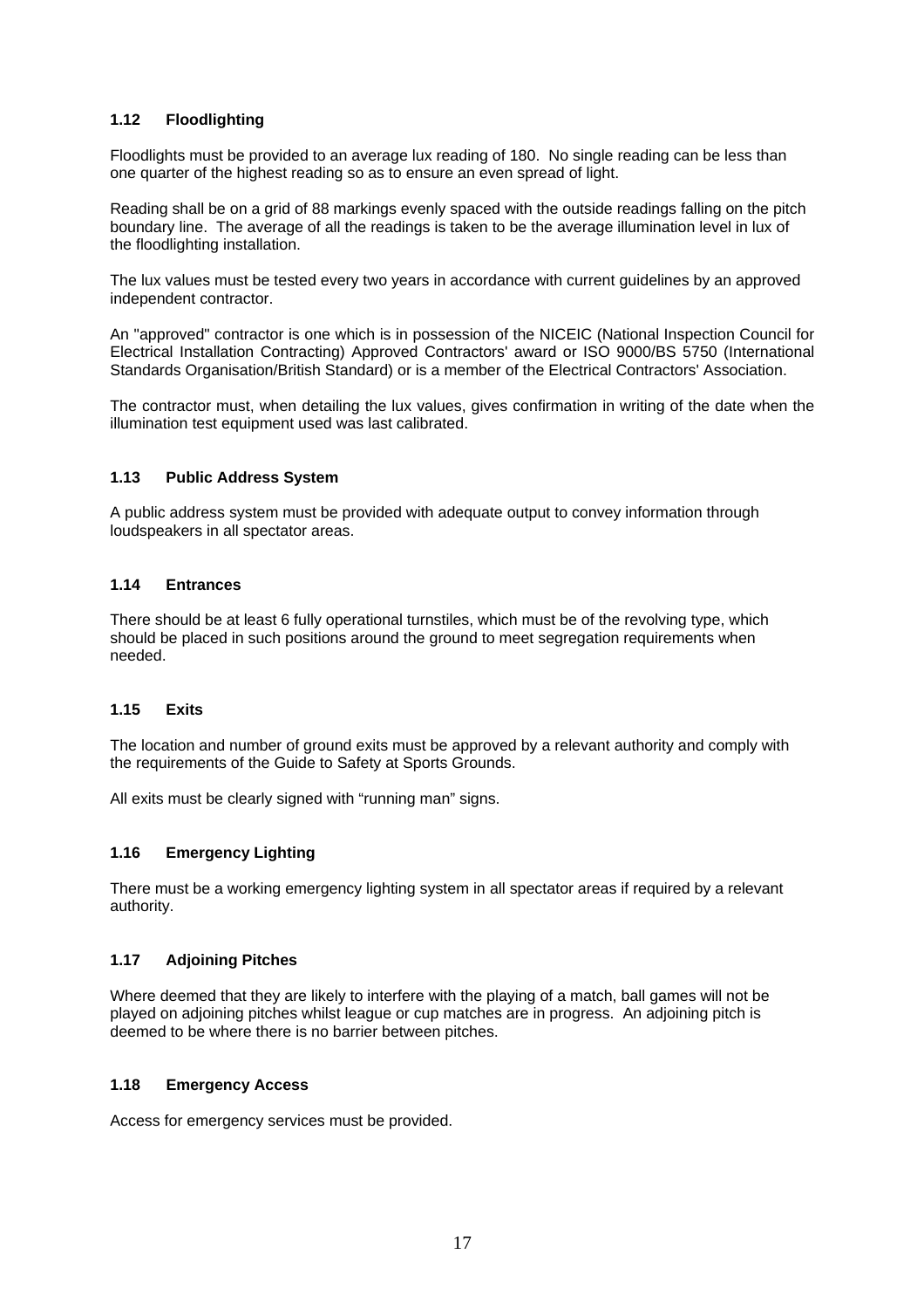### 1.12 Floodlighting

Floodlights must be provided to an average lux reading of 180. No single reading can be less than one quarter of the highest reading so as to ensure an even spread of light.

Reading shall be on a grid of 88 markings evenly spaced with the outside readings falling on the pitch boundary line. The average of all the readings is taken to be the average illumination level in lux of the floodlighting installation.

The lux values must be tested every two years in accordance with current guidelines by an approved independent contractor.

An "approved" contractor is one which is in possession of the NICEIC (National Inspection Council for Electrical Installation Contracting) Approved Contractors' award or ISO 9000/BS 5750 (International Standards Organisation/British Standard) or is a member of the Electrical Contractors' Association.

The contractor must, when detailing the lux values, gives confirmation in writing of the date when the illumination test equipment used was last calibrated.

### 1.13 Public Address System

A public address system must be provided with adequate output to convey information through loudspeakers in all spectator areas.

### 1.14 Entrances

There should be at least 6 fully operational turnstiles, which must be of the revolving type, which should be placed in such positions around the ground to meet segregation requirements when needed.

### 1.15 Exits

The location and number of ground exits must be approved by a relevant authority and comply with the requirements of the Guide to Safety at Sports Grounds.

All exits must be clearly signed with "running man" signs.

### 1.16 Emergency Lighting

There must be a working emergency lighting system in all spectator areas if required by a relevant authority.

### 1.17 Adjoining Pitches

Where deemed that they are likely to interfere with the playing of a match, ball games will not be played on adjoining pitches whilst league or cup matches are in progress. An adjoining pitch is deemed to be where there is no barrier between pitches.

### 1.18 Emergency Access

Access for emergency services must be provided.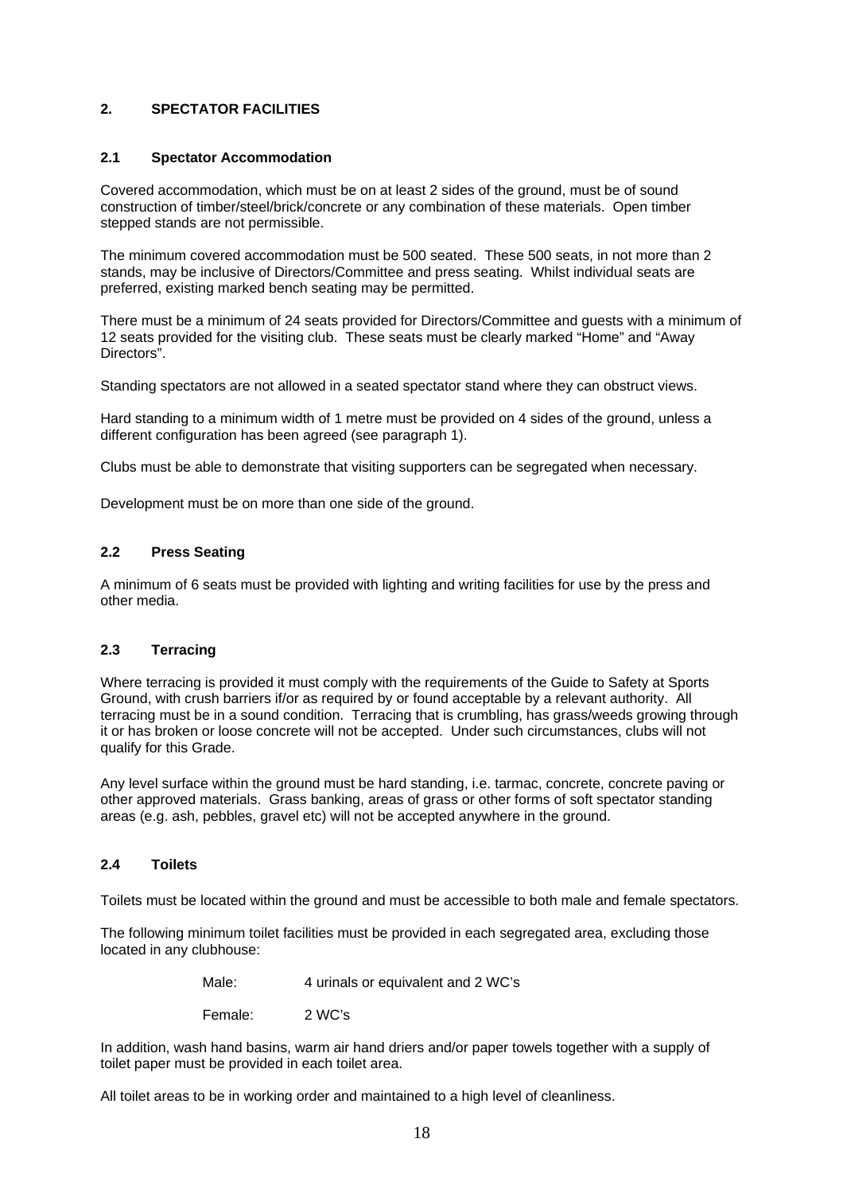## 2. SPECTATOR FACILITIES

### 2.1 Spectator Accommodation

Covered accommodation, which must be on at least 2 sides of the ground, must be of sound construction of timber/steel/brick/concrete or any combination of these materials. Open timber stepped stands are not permissible.

The minimum covered accommodation must be 500 seated. These 500 seats, in not more than 2 stands, may be inclusive of Directors/Committee and press seating. Whilst individual seats are preferred, existing marked bench seating may be permitted.

There must be a minimum of 24 seats provided for Directors/Committee and guests with a minimum of 12 seats provided for the visiting club. These seats must be clearly marked "Home" and "Away Directors".

Standing spectators are not allowed in a seated spectator stand where they can obstruct views.

Hard standing to a minimum width of 1 metre must be provided on 4 sides of the ground, unless a different configuration has been agreed (see paragraph 1).

Clubs must be able to demonstrate that visiting supporters can be segregated when necessary.

Development must be on more than one side of the ground.

### 2.2 Press Seating

A minimum of 6 seats must be provided with lighting and writing facilities for use by the press and other media.

### 2.3 Terracing

Where terracing is provided it must comply with the requirements of the Guide to Safety at Sports Ground, with crush barriers if/or as required by or found acceptable by a relevant authority. All terracing must be in a sound condition. Terracing that is crumbling, has grass/weeds growing through it or has broken or loose concrete will not be accepted. Under such circumstances, clubs will not qualify for this Grade.

Any level surface within the ground must be hard standing, i.e. tarmac, concrete, concrete paving or other approved materials. Grass banking, areas of grass or other forms of soft spectator standing areas (e.g. ash, pebbles, gravel etc) will not be accepted anywhere in the ground.

### 2.4 Toilets

Toilets must be located within the ground and must be accessible to both male and female spectators.

The following minimum toilet facilities must be provided in each segregated area, excluding those located in any clubhouse:

Male: 4 urinals or equivalent and 2 WC's

Female: 2 WC's

In addition, wash hand basins, warm air hand driers and/or paper towels together with a supply of toilet paper must be provided in each toilet area.

All toilet areas to be in working order and maintained to a high level of cleanliness.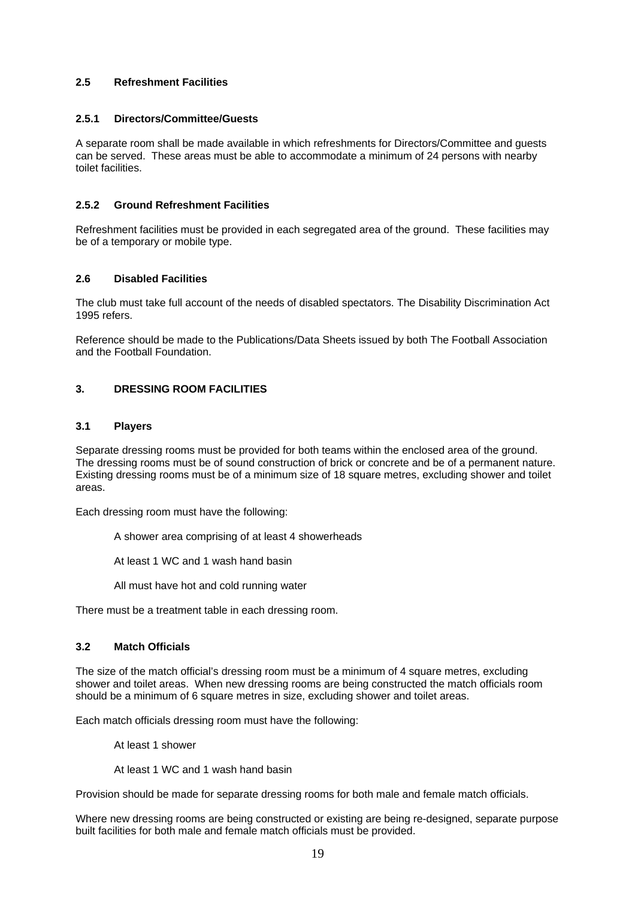### 2.5 Refreshment Facilities

#### 2.5.1 Directors/Committee/Guests

A separate room shall be made available in which refreshments for Directors/Committee and guests can be served. These areas must be able to accommodate a minimum of 24 persons with nearby toilet facilities.

#### 2.5.2 Ground Refreshment Facilities

Refreshment facilities must be provided in each segregated area of the ground. These facilities may be of a temporary or mobile type.

### 2.6 Disabled Facilities

The club must take full account of the needs of disabled spectators. The Disability Discrimination Act 1995 refers.

Reference should be made to the Publications/Data Sheets issued by both The Football Association and the Football Foundation.

## 3. DRESSING ROOM FACILITIES

### 3.1 Players

Separate dressing rooms must be provided for both teams within the enclosed area of the ground. The dressing rooms must be of sound construction of brick or concrete and be of a permanent nature. Existing dressing rooms must be of a minimum size of 18 square metres, excluding shower and toilet areas.

Each dressing room must have the following:

- A shower area comprising of at least 4 showerheads
- At least 1 WC and 1 wash hand basin
- All must have hot and cold running water

There must be a treatment table in each dressing room.

### 3.2 Match Officials

The size of the match official's dressing room must be a minimum of 4 square metres, excluding shower and toilet areas. When new dressing rooms are being constructed the match officials room should be a minimum of 6 square metres in size, excluding shower and toilet areas.

Each match officials dressing room must have the following:

- At least 1 shower
- At least 1 WC and 1 wash hand basin

Provision should be made for separate dressing rooms for both male and female match officials.

Where new dressing rooms are being constructed or existing are being re-designed, separate purpose built facilities for both male and female match officials must be provided.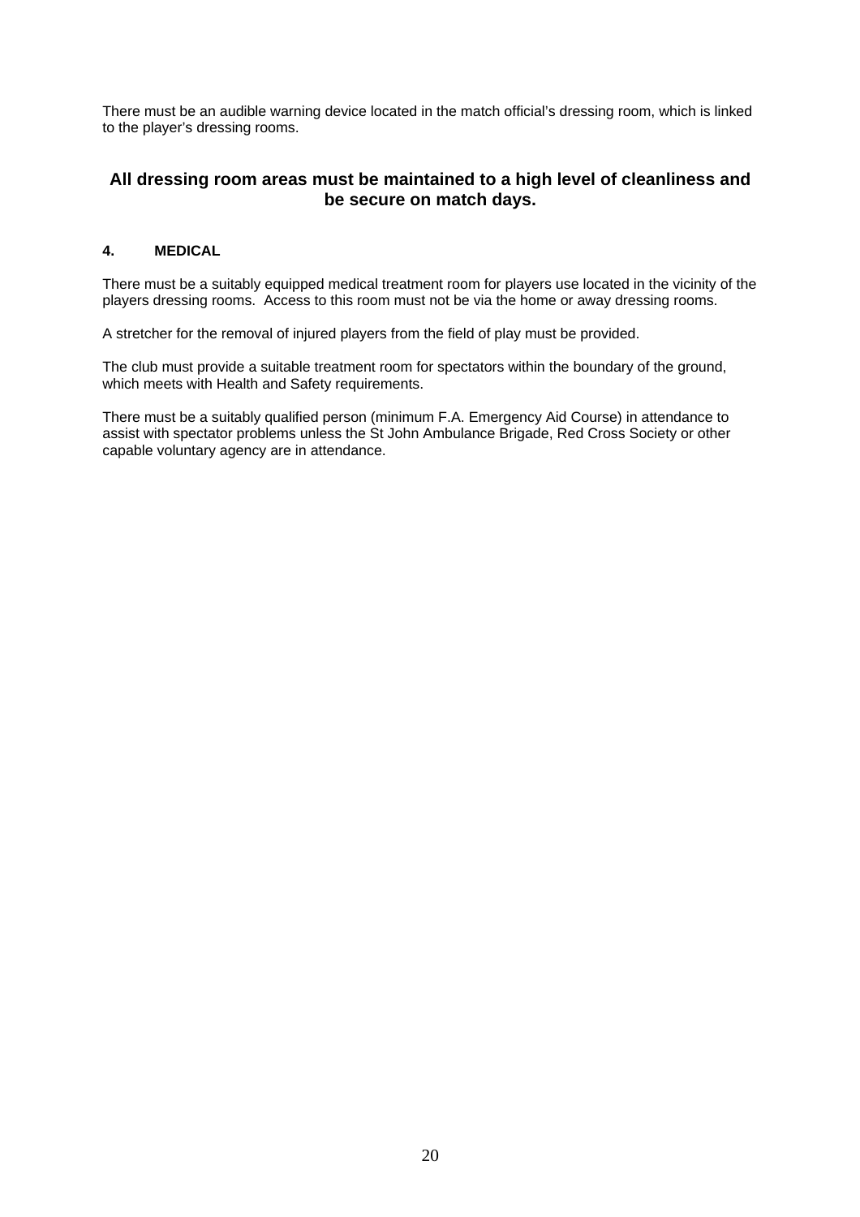There must be an audible warning device located in the match official's dressing room, which is linked to the player's dressing rooms.

**All dressing room areas must be maintained to a high level of cleanliness and be secure on match days.**

### 4. MEDICAL

There must be a suitably equipped medical treatment room for players use located in the vicinity of the players dressing rooms. Access to this room must not be via the home or away dressing rooms.

A stretcher for the removal of injured players from the field of play must be provided.

The club must provide a suitable treatment room for spectators within the boundary of the ground, which meets with Health and Safety requirements.

There must be a suitably qualified person (minimum F.A. Emergency Aid Course) in attendance to assist with spectator problems unless the St John Ambulance Brigade, Red Cross Society or other capable voluntary agency are in attendance.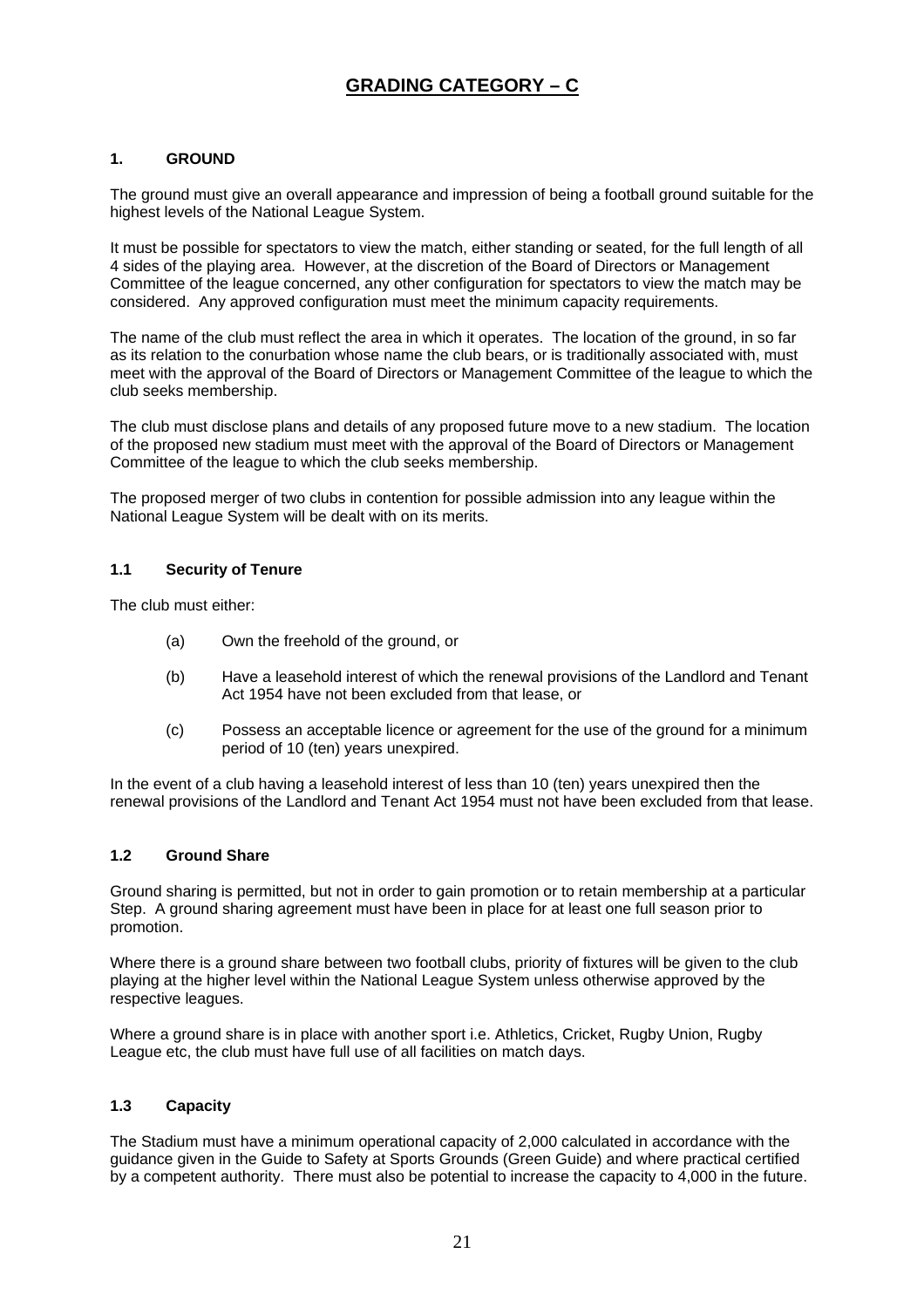# GRADING CATEGORY – C

### 1. GROUND

The ground must give an overall appearance and impression of being a football ground suitable for the highest levels of the National League System.

It must be possible for spectators to view the match, either standing or seated, for the full length of all 4 sides of the playing area. However, at the discretion of the Board of Directors or Management Committee of the league concerned, any other configuration for spectators to view the match may be considered. Any approved configuration must meet the minimum capacity requirements.

The name of the club must reflect the area in which it operates. The location of the ground, in so far as its relation to the conurbation whose name the club bears, or is traditionally associated with, must meet with the approval of the Board of Directors or Management Committee of the league to which the club seeks membership.

The club must disclose plans and details of any proposed future move to a new stadium. The location of the proposed new stadium must meet with the approval of the Board of Directors or Management Committee of the league to which the club seeks membership.

The proposed merger of two clubs in contention for possible admission into any league within the National League System will be dealt with on its merits.

### 1.1 Security of Tenure

The club must either:

- (a) Own the freehold of the ground, or
- (b) Have a leasehold interest of which the renewal provisions of the Landlord and Tenant Act 1954 have not been excluded from that lease, or
- (c) Possess an acceptable licence or agreement for the use of the ground for a minimum period of 10 (ten) years unexpired.

In the event of a club having a leasehold interest of less than 10 (ten) years unexpired then the renewal provisions of the Landlord and Tenant Act 1954 must not have been excluded from that lease.

### 1.2 Ground Share

Ground sharing is permitted, but not in order to gain promotion or to retain membership at a particular Step. A ground sharing agreement must have been in place for at least one full season prior to promotion.

Where there is a ground share between two football clubs, priority of fixtures will be given to the club playing at the higher level within the National League System unless otherwise approved by the respective leagues.

Where a ground share is in place with another sport i.e. Athletics, Cricket, Rugby Union, Rugby League etc, the club must have full use of all facilities on match days.

### 1.3 Capacity

The Stadium must have a minimum operational capacity of 2,000 calculated in accordance with the guidance given in the Guide to Safety at Sports Grounds (Green Guide) and where practical certified by a competent authority. There must also be potential to increase the capacity to 4,000 in the future.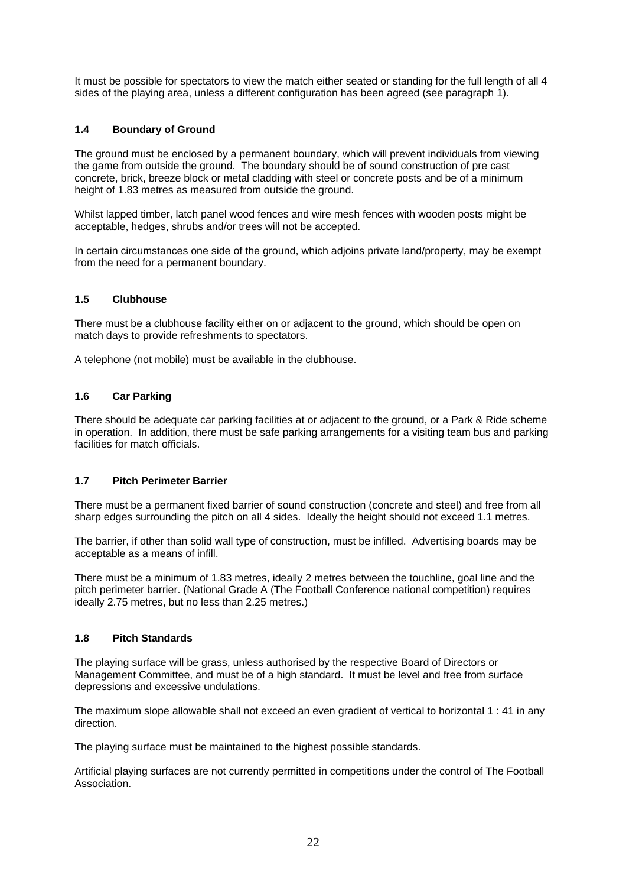It must be possible for spectators to view the match either seated or standing for the full length of all 4 sides of the playing area, unless a different configuration has been agreed (see paragraph 1).

### 1.4 Boundary of Ground

The ground must be enclosed by a permanent boundary, which will prevent individuals from viewing the game from outside the ground. The boundary should be of sound construction of pre cast concrete, brick, breeze block or metal cladding with steel or concrete posts and be of a minimum height of 1.83 metres as measured from outside the ground.

Whilst lapped timber, latch panel wood fences and wire mesh fences with wooden posts might be acceptable, hedges, shrubs and/or trees will not be accepted.

In certain circumstances one side of the ground, which adjoins private land/property, may be exempt from the need for a permanent boundary.

### 1.5 Clubhouse

There must be a clubhouse facility either on or adjacent to the ground, which should be open on match days to provide refreshments to spectators.

A telephone (not mobile) must be available in the clubhouse.

### 1.6 Car Parking

There should be adequate car parking facilities at or adjacent to the ground, or a Park & Ride scheme in operation. In addition, there must be safe parking arrangements for a visiting team bus and parking facilities for match officials.

### 1.7 Pitch Perimeter Barrier

There must be a permanent fixed barrier of sound construction (concrete and steel) and free from all sharp edges surrounding the pitch on all 4 sides. Ideally the height should not exceed 1.1 metres.

The barrier, if other than solid wall type of construction, must be infilled. Advertising boards may be acceptable as a means of infill.

There must be a minimum of 1.83 metres, ideally 2 metres between the touchline, goal line and the pitch perimeter barrier. (National Grade A (The Football Conference national competition) requires ideally 2.75 metres, but no less than 2.25 metres.)

### 1.8 Pitch Standards

The playing surface will be grass, unless authorised by the respective Board of Directors or Management Committee, and must be of a high standard. It must be level and free from surface depressions and excessive undulations.

The maximum slope allowable shall not exceed an even gradient of vertical to horizontal 1 : 41 in any direction.

The playing surface must be maintained to the highest possible standards.

Artificial playing surfaces are not currently permitted in competitions under the control of The Football Association.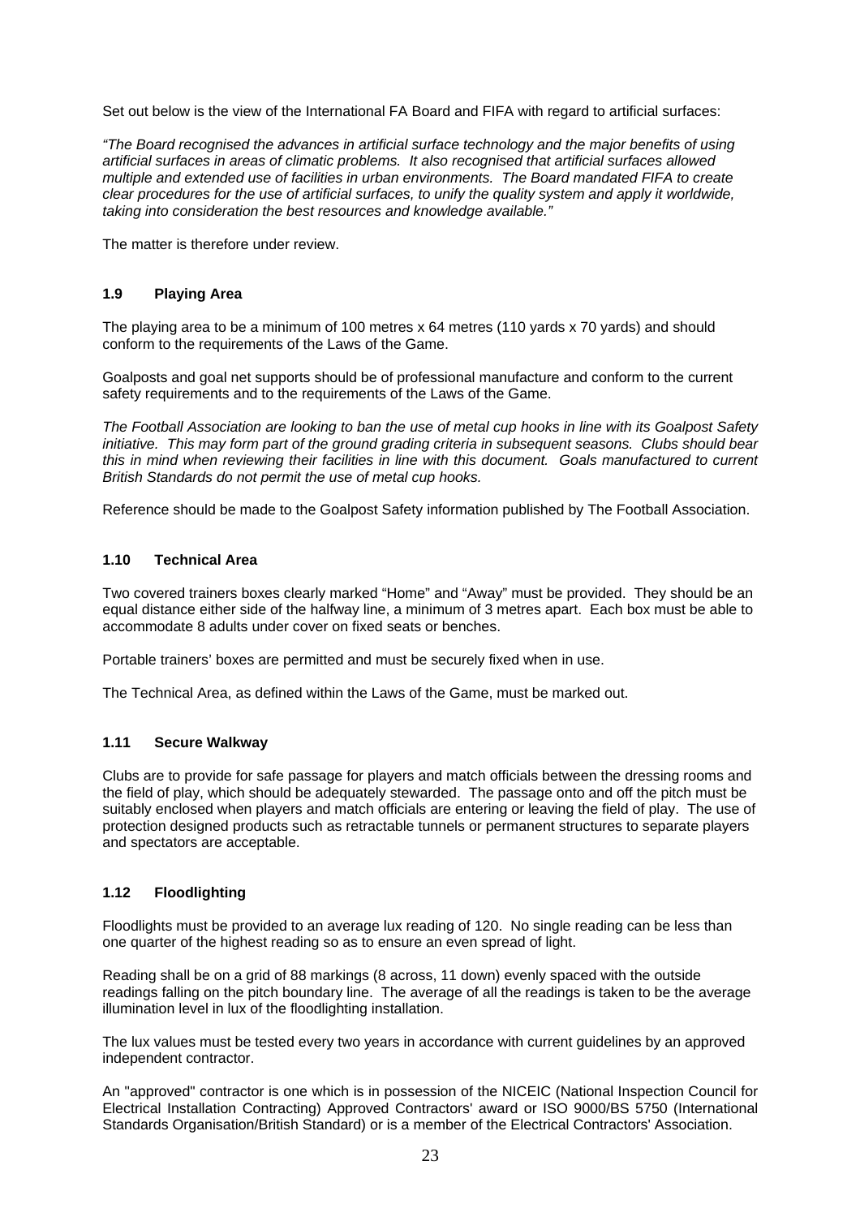Set out below is the view of the International FA Board and FIFA with regard to artificial surfaces:

*"The Board recognised the advances in artificial surface technology and the major benefits of using artificial surfaces in areas of climatic problems. It also recognised that artificial surfaces allowed multiple and extended use of facilities in urban environments. The Board mandated FIFA to create clear procedures for the use of artificial surfaces, to unify the quality system and apply it worldwide, taking into consideration the best resources and knowledge available."*

The matter is therefore under review.

### 1.9 Playing Area

The playing area to be a minimum of 100 metres x 64 metres (110 yards x 70 yards) and should conform to the requirements of the Laws of the Game.

Goalposts and goal net supports should be of professional manufacture and conform to the current safety requirements and to the requirements of the Laws of the Game.

*The Football Association are looking to ban the use of metal cup hooks in line with its Goalpost Safety initiative. This may form part of the ground grading criteria in subsequent seasons. Clubs should bear this in mind when reviewing their facilities in line with this document. Goals manufactured to current British Standards do not permit the use of metal cup hooks.*

Reference should be made to the Goalpost Safety information published by The Football Association.

### 1.10 Technical Area

Two covered trainers boxes clearly marked "Home" and "Away" must be provided. They should be an equal distance either side of the halfway line, a minimum of 3 metres apart. Each box must be able to accommodate 8 adults under cover on fixed seats or benches.

Portable trainers' boxes are permitted and must be securely fixed when in use.

The Technical Area, as defined within the Laws of the Game, must be marked out.

### 1.11 Secure Walkway

Clubs are to provide for safe passage for players and match officials between the dressing rooms and the field of play, which should be adequately stewarded. The passage onto and off the pitch must be suitably enclosed when players and match officials are entering or leaving the field of play. The use of protection designed products such as retractable tunnels or permanent structures to separate players and spectators are acceptable.

### 1.12 Floodlighting

Floodlights must be provided to an average lux reading of 120. No single reading can be less than one quarter of the highest reading so as to ensure an even spread of light.

Reading shall be on a grid of 88 markings (8 across, 11 down) evenly spaced with the outside readings falling on the pitch boundary line. The average of all the readings is taken to be the average illumination level in lux of the floodlighting installation.

The lux values must be tested every two years in accordance with current guidelines by an approved independent contractor.

An "approved" contractor is one which is in possession of the NICEIC (National Inspection Council for Electrical Installation Contracting) Approved Contractors' award or ISO 9000/BS 5750 (International Standards Organisation/British Standard) or is a member of the Electrical Contractors' Association.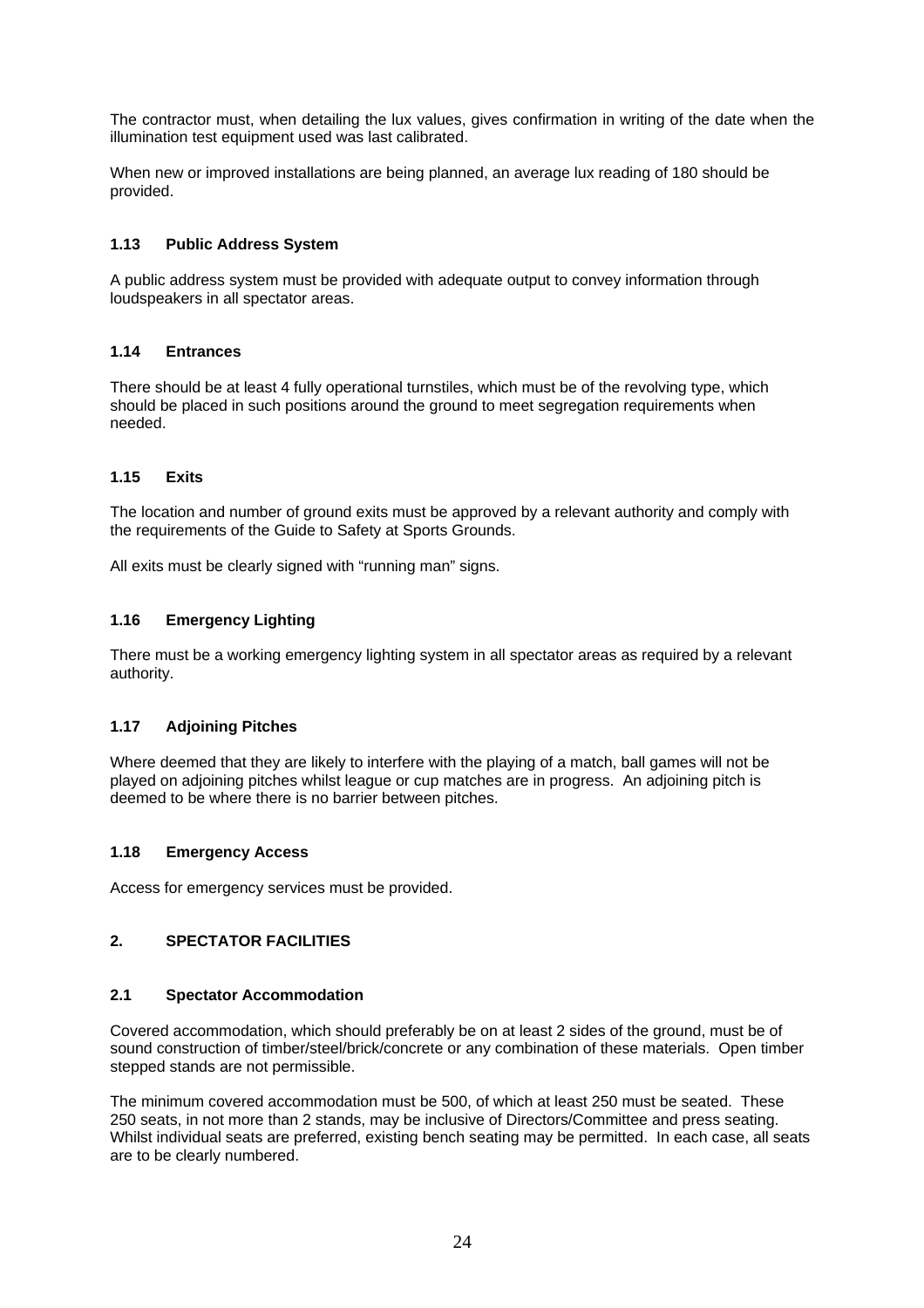The contractor must, when detailing the lux values, gives confirmation in writing of the date when the illumination test equipment used was last calibrated.

When new or improved installations are being planned, an average lux reading of 180 should be provided.

### 1.13 Public Address System

A public address system must be provided with adequate output to convey information through loudspeakers in all spectator areas.

### 1.14 Entrances

There should be at least 4 fully operational turnstiles, which must be of the revolving type, which should be placed in such positions around the ground to meet segregation requirements when needed.

### 1.15 Exits

The location and number of ground exits must be approved by a relevant authority and comply with the requirements of the Guide to Safety at Sports Grounds.

All exits must be clearly signed with "running man" signs.

### 1.16 Emergency Lighting

There must be a working emergency lighting system in all spectator areas as required by a relevant authority.

### 1.17 Adjoining Pitches

Where deemed that they are likely to interfere with the playing of a match, ball games will not be played on adjoining pitches whilst league or cup matches are in progress. An adjoining pitch is deemed to be where there is no barrier between pitches.

### 1.18 Emergency Access

Access for emergency services must be provided.

## 2. SPECTATOR FACILITIES

### 2.1 Spectator Accommodation

Covered accommodation, which should preferably be on at least 2 sides of the ground, must be of sound construction of timber/steel/brick/concrete or any combination of these materials. Open timber stepped stands are not permissible.

The minimum covered accommodation must be 500, of which at least 250 must be seated. These 250 seats, in not more than 2 stands, may be inclusive of Directors/Committee and press seating. Whilst individual seats are preferred, existing bench seating may be permitted. In each case, all seats are to be clearly numbered.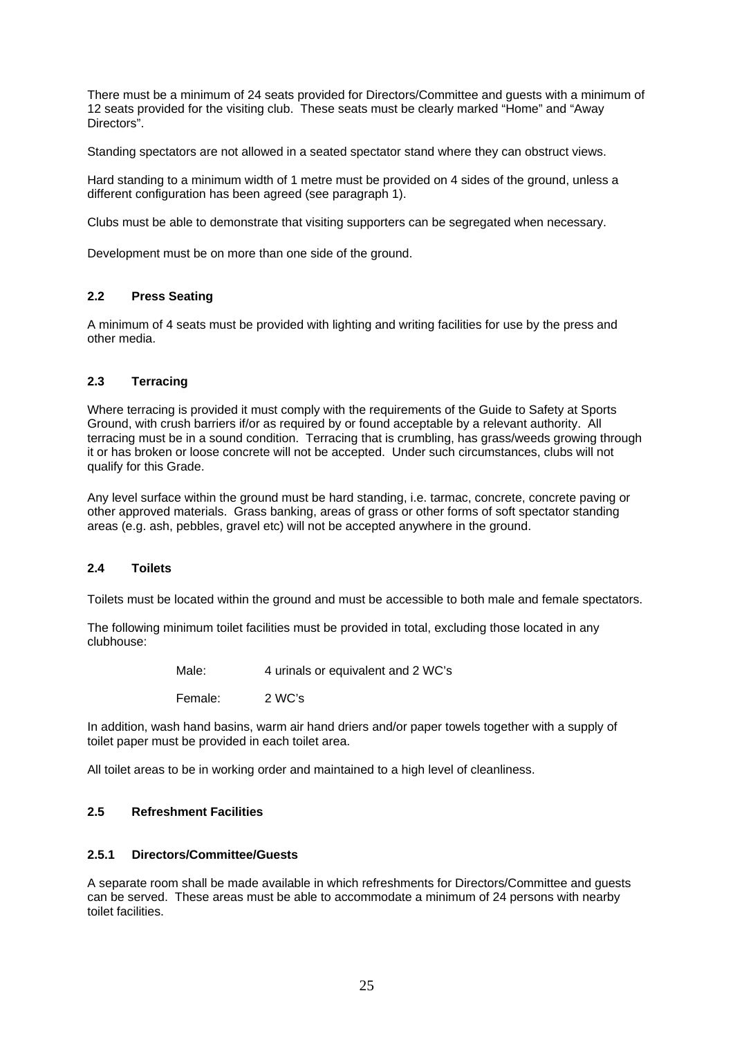There must be a minimum of 24 seats provided for Directors/Committee and guests with a minimum of 12 seats provided for the visiting club. These seats must be clearly marked “Home” and “Away Directors”.

Standing spectators are not allowed in a seated spectator stand where they can obstruct views.

Hard standing to a minimum width of 1 metre must be provided on 4 sides of the ground, unless a different configuration has been agreed (see paragraph 1).

Clubs must be able to demonstrate that visiting supporters can be segregated when necessary.

Development must be on more than one side of the ground.

### 2.2 Press Seating

A minimum of 4 seats must be provided with lighting and writing facilities for use by the press and other media.

### 2.3 Terracing

Where terracing is provided it must comply with the requirements of the Guide to Safety at Sports Ground, with crush barriers if/or as required by or found acceptable by a relevant authority. All terracing must be in a sound condition. Terracing that is crumbling, has grass/weeds growing through it or has broken or loose concrete will not be accepted. Under such circumstances, clubs will not qualify for this Grade.

Any level surface within the ground must be hard standing, i.e. tarmac, concrete, concrete paving or other approved materials. Grass banking, areas of grass or other forms of soft spectator standing areas (e.g. ash, pebbles, gravel etc) will not be accepted anywhere in the ground.

### 2.4 Toilets

Toilets must be located within the ground and must be accessible to both male and female spectators.

The following minimum toilet facilities must be provided in total, excluding those located in any clubhouse:

Male: 4 urinals or equivalent and 2 WC’s

Female: 2 WC’s

In addition, wash hand basins, warm air hand driers and/or paper towels together with a supply of toilet paper must be provided in each toilet area.

All toilet areas to be in working order and maintained to a high level of cleanliness.

### 2.5 Refreshment Facilities

#### 2.5.1 Directors/Committee/Guests

A separate room shall be made available in which refreshments for Directors/Committee and guests can be served. These areas must be able to accommodate a minimum of 24 persons with nearby toilet facilities.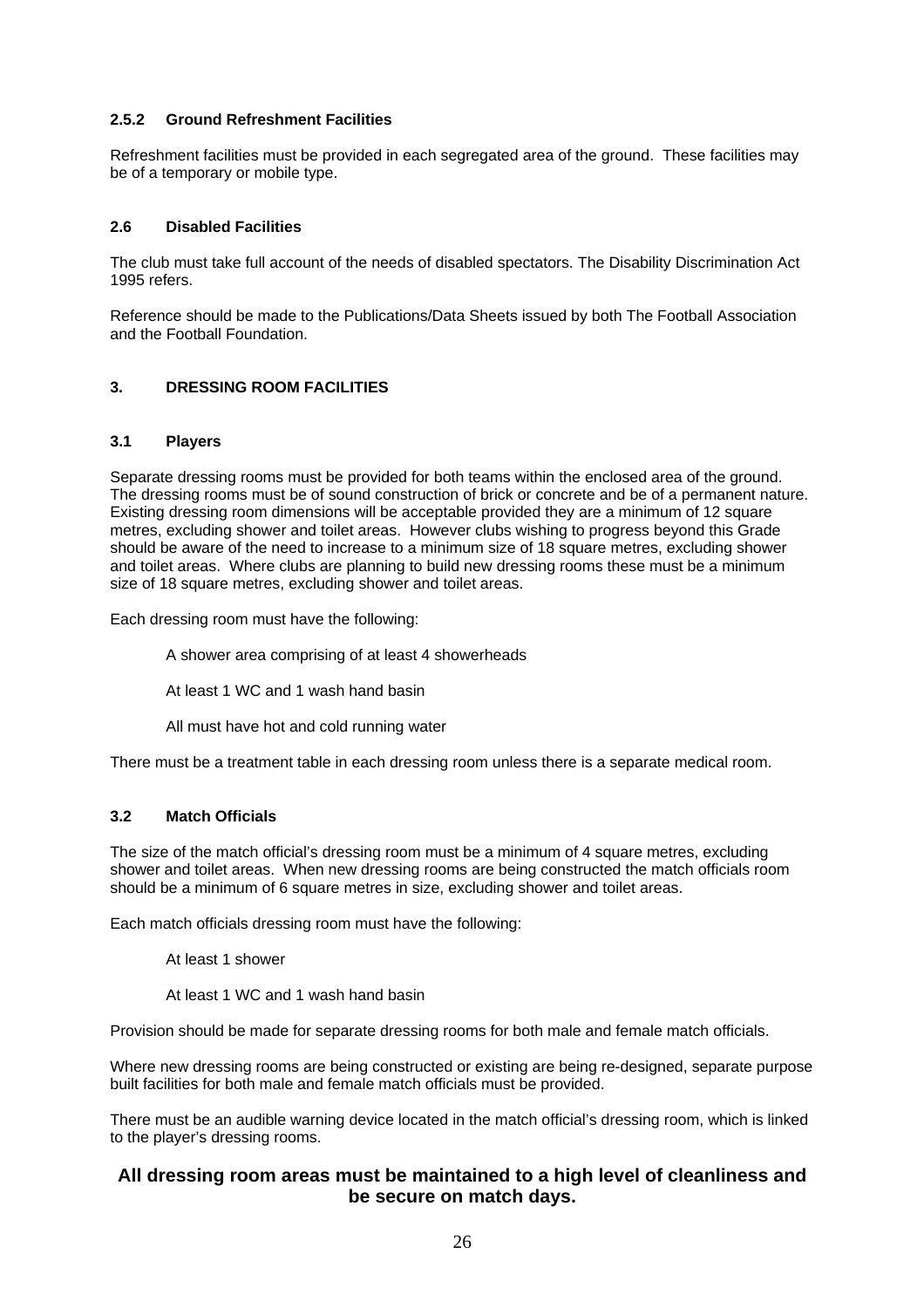#### 2.5.2 Ground Refreshment Facilities

Refreshment facilities must be provided in each segregated area of the ground. These facilities may be of a temporary or mobile type.

### 2.6 Disabled Facilities

The club must take full account of the needs of disabled spectators. The Disability Discrimination Act 1995 refers.

Reference should be made to the Publications/Data Sheets issued by both The Football Association and the Football Foundation.

## 3. DRESSING ROOM FACILITIES

### 3.1 Players

Separate dressing rooms must be provided for both teams within the enclosed area of the ground. The dressing rooms must be of sound construction of brick or concrete and be of a permanent nature. Existing dressing room dimensions will be acceptable provided they are a minimum of 12 square metres, excluding shower and toilet areas. However clubs wishing to progress beyond this Grade should be aware of the need to increase to a minimum size of 18 square metres, excluding shower and toilet areas. Where clubs are planning to build new dressing rooms these must be a minimum size of 18 square metres, excluding shower and toilet areas.

Each dressing room must have the following:

- A shower area comprising of at least 4 showerheads
- At least 1 WC and 1 wash hand basin
- All must have hot and cold running water

There must be a treatment table in each dressing room unless there is a separate medical room.

### 3.2 Match Officials

The size of the match official's dressing room must be a minimum of 4 square metres, excluding shower and toilet areas. When new dressing rooms are being constructed the match officials room should be a minimum of 6 square metres in size, excluding shower and toilet areas.

Each match officials dressing room must have the following:

- At least 1 shower
- At least 1 WC and 1 wash hand basin

Provision should be made for separate dressing rooms for both male and female match officials.

Where new dressing rooms are being constructed or existing are being re-designed, separate purpose built facilities for both male and female match officials must be provided.

There must be an audible warning device located in the match official's dressing room, which is linked to the player's dressing rooms.

**All dressing room areas must be maintained to a high level of cleanliness and be secure on match days.**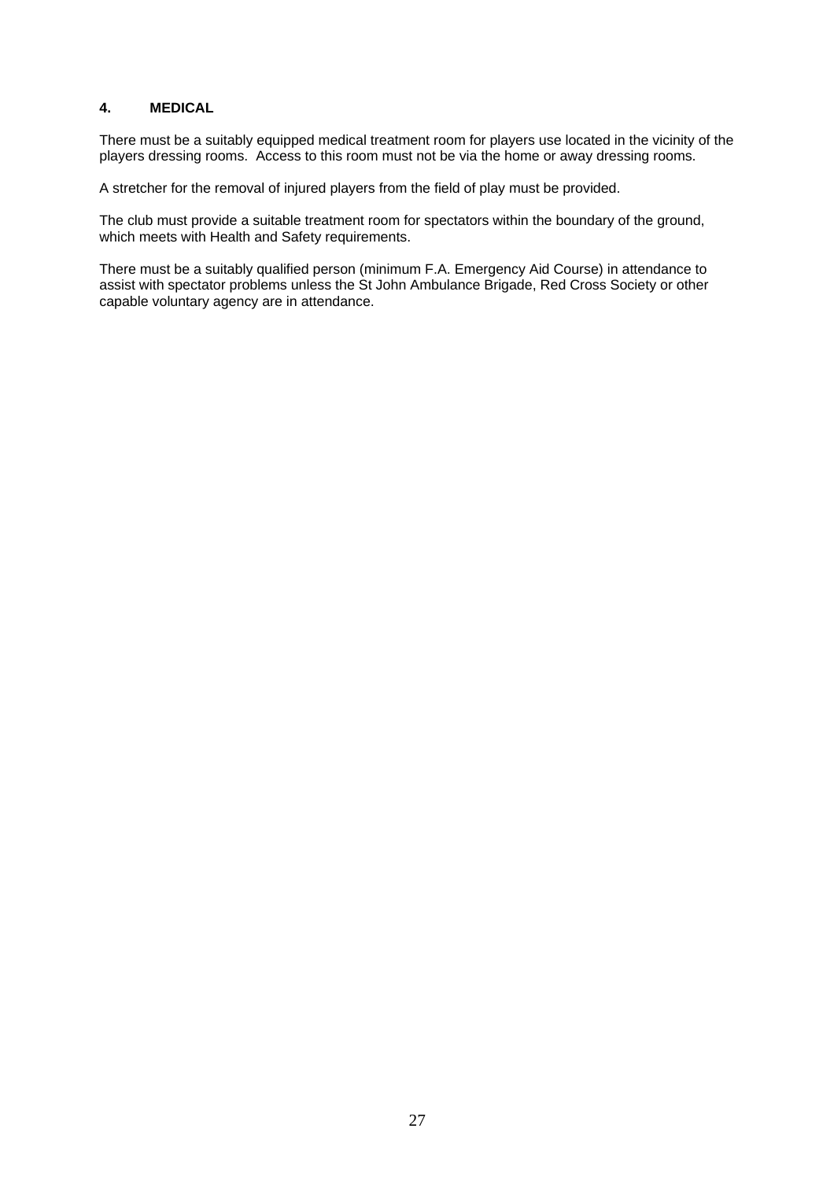## 4. MEDICAL

There must be a suitably equipped medical treatment room for players use located in the vicinity of the players dressing rooms. Access to this room must not be via the home or away dressing rooms.

A stretcher for the removal of injured players from the field of play must be provided.

The club must provide a suitable treatment room for spectators within the boundary of the ground, which meets with Health and Safety requirements.

There must be a suitably qualified person (minimum F.A. Emergency Aid Course) in attendance to assist with spectator problems unless the St John Ambulance Brigade, Red Cross Society or other capable voluntary agency are in attendance.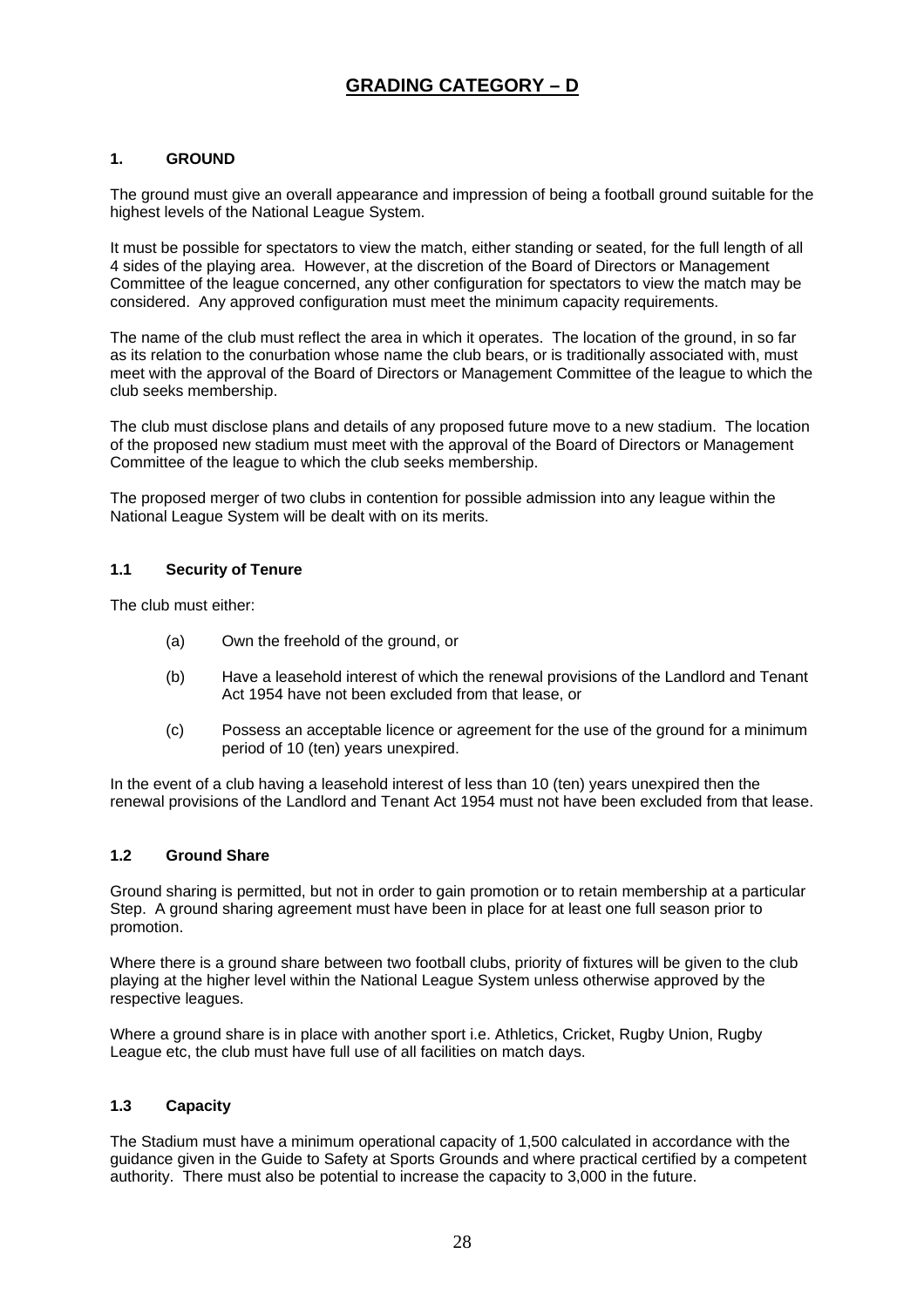# GRADING CATEGORY – D

## 1. GROUND

The ground must give an overall appearance and impression of being a football ground suitable for the highest levels of the National League System.

It must be possible for spectators to view the match, either standing or seated, for the full length of all 4 sides of the playing area. However, at the discretion of the Board of Directors or Management Committee of the league concerned, any other configuration for spectators to view the match may be considered. Any approved configuration must meet the minimum capacity requirements.

The name of the club must reflect the area in which it operates. The location of the ground, in so far as its relation to the conurbation whose name the club bears, or is traditionally associated with, must meet with the approval of the Board of Directors or Management Committee of the league to which the club seeks membership.

The club must disclose plans and details of any proposed future move to a new stadium. The location of the proposed new stadium must meet with the approval of the Board of Directors or Management Committee of the league to which the club seeks membership.

The proposed merger of two clubs in contention for possible admission into any league within the National League System will be dealt with on its merits.

### 1.1 Security of Tenure

The club must either:

- (a) Own the freehold of the ground, or
- (b) Have a leasehold interest of which the renewal provisions of the Landlord and Tenant Act 1954 have not been excluded from that lease, or
- (c) Possess an acceptable licence or agreement for the use of the ground for a minimum period of 10 (ten) years unexpired.

In the event of a club having a leasehold interest of less than 10 (ten) years unexpired then the renewal provisions of the Landlord and Tenant Act 1954 must not have been excluded from that lease.

### 1.2 Ground Share

Ground sharing is permitted, but not in order to gain promotion or to retain membership at a particular Step. A ground sharing agreement must have been in place for at least one full season prior to promotion.

Where there is a ground share between two football clubs, priority of fixtures will be given to the club playing at the higher level within the National League System unless otherwise approved by the respective leagues.

Where a ground share is in place with another sport i.e. Athletics, Cricket, Rugby Union, Rugby League etc, the club must have full use of all facilities on match days.

### 1.3 Capacity

The Stadium must have a minimum operational capacity of 1,500 calculated in accordance with the guidance given in the Guide to Safety at Sports Grounds and where practical certified by a competent authority. There must also be potential to increase the capacity to 3,000 in the future.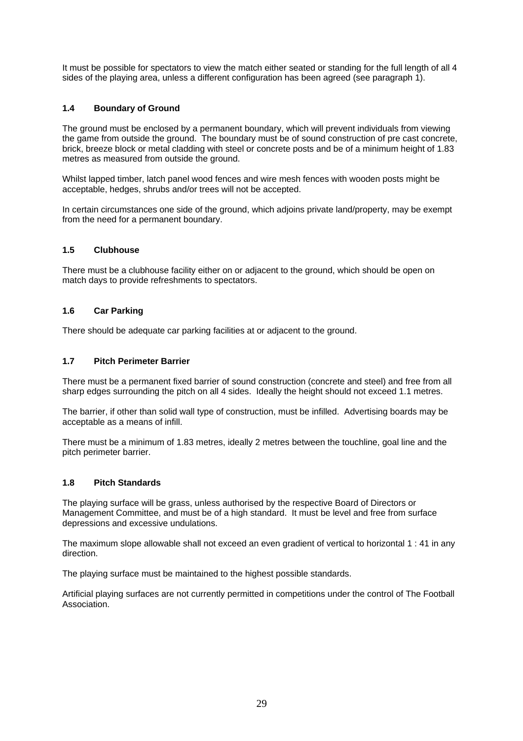It must be possible for spectators to view the match either seated or standing for the full length of all 4 sides of the playing area, unless a different configuration has been agreed (see paragraph 1).

### 1.4 Boundary of Ground

The ground must be enclosed by a permanent boundary, which will prevent individuals from viewing the game from outside the ground. The boundary must be of sound construction of pre cast concrete, brick, breeze block or metal cladding with steel or concrete posts and be of a minimum height of 1.83 metres as measured from outside the ground.

Whilst lapped timber, latch panel wood fences and wire mesh fences with wooden posts might be acceptable, hedges, shrubs and/or trees will not be accepted.

In certain circumstances one side of the ground, which adjoins private land/property, may be exempt from the need for a permanent boundary.

### 1.5 Clubhouse

There must be a clubhouse facility either on or adjacent to the ground, which should be open on match days to provide refreshments to spectators.

### 1.6 Car Parking

There should be adequate car parking facilities at or adjacent to the ground.

### 1.7 Pitch Perimeter Barrier

There must be a permanent fixed barrier of sound construction (concrete and steel) and free from all sharp edges surrounding the pitch on all 4 sides. Ideally the height should not exceed 1.1 metres.

The barrier, if other than solid wall type of construction, must be infilled. Advertising boards may be acceptable as a means of infill.

There must be a minimum of 1.83 metres, ideally 2 metres between the touchline, goal line and the pitch perimeter barrier.

### 1.8 Pitch Standards

The playing surface will be grass, unless authorised by the respective Board of Directors or Management Committee, and must be of a high standard. It must be level and free from surface depressions and excessive undulations.

The maximum slope allowable shall not exceed an even gradient of vertical to horizontal 1 : 41 in any direction.

The playing surface must be maintained to the highest possible standards.

Artificial playing surfaces are not currently permitted in competitions under the control of The Football Association.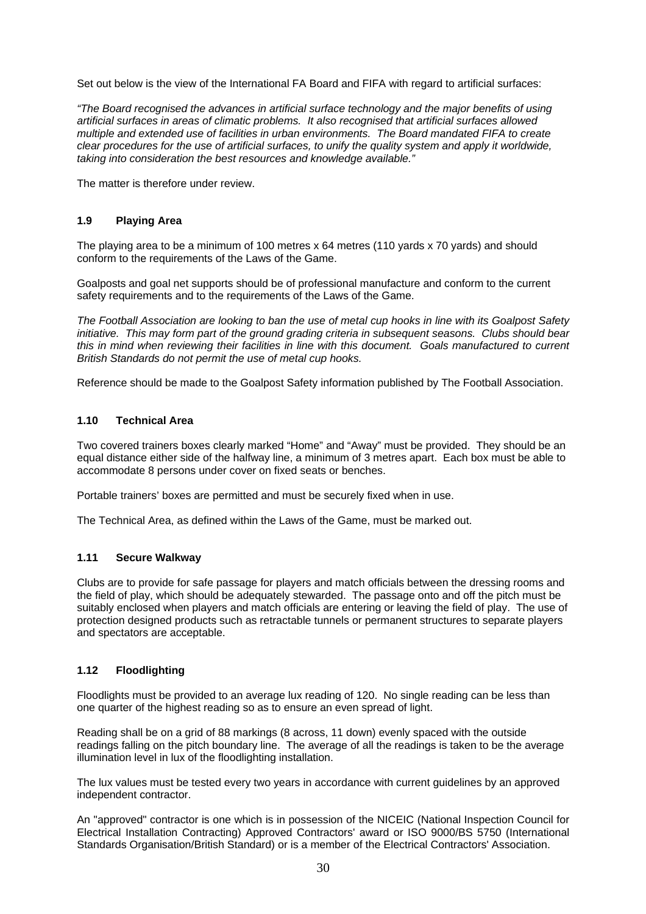Set out below is the view of the International FA Board and FIFA with regard to artificial surfaces:

*"The Board recognised the advances in artificial surface technology and the major benefits of using artificial surfaces in areas of climatic problems. It also recognised that artificial surfaces allowed multiple and extended use of facilities in urban environments. The Board mandated FIFA to create clear procedures for the use of artificial surfaces, to unify the quality system and apply it worldwide, taking into consideration the best resources and knowledge available."*

The matter is therefore under review.

### 1.9 Playing Area

The playing area to be a minimum of 100 metres x 64 metres (110 yards x 70 yards) and should conform to the requirements of the Laws of the Game.

Goalposts and goal net supports should be of professional manufacture and conform to the current safety requirements and to the requirements of the Laws of the Game.

*The Football Association are looking to ban the use of metal cup hooks in line with its Goalpost Safety initiative. This may form part of the ground grading criteria in subsequent seasons. Clubs should bear this in mind when reviewing their facilities in line with this document. Goals manufactured to current British Standards do not permit the use of metal cup hooks.*

Reference should be made to the Goalpost Safety information published by The Football Association.

### 1.10 Technical Area

Two covered trainers boxes clearly marked "Home" and "Away" must be provided. They should be an equal distance either side of the halfway line, a minimum of 3 metres apart. Each box must be able to accommodate 8 persons under cover on fixed seats or benches.

Portable trainers' boxes are permitted and must be securely fixed when in use.

The Technical Area, as defined within the Laws of the Game, must be marked out.

### 1.11 Secure Walkway

Clubs are to provide for safe passage for players and match officials between the dressing rooms and the field of play, which should be adequately stewarded. The passage onto and off the pitch must be suitably enclosed when players and match officials are entering or leaving the field of play. The use of protection designed products such as retractable tunnels or permanent structures to separate players and spectators are acceptable.

### 1.12 Floodlighting

Floodlights must be provided to an average lux reading of 120. No single reading can be less than one quarter of the highest reading so as to ensure an even spread of light.

Reading shall be on a grid of 88 markings (8 across, 11 down) evenly spaced with the outside readings falling on the pitch boundary line. The average of all the readings is taken to be the average illumination level in lux of the floodlighting installation.

The lux values must be tested every two years in accordance with current guidelines by an approved independent contractor.

An "approved" contractor is one which is in possession of the NICEIC (National Inspection Council for Electrical Installation Contracting) Approved Contractors' award or ISO 9000/BS 5750 (International Standards Organisation/British Standard) or is a member of the Electrical Contractors' Association.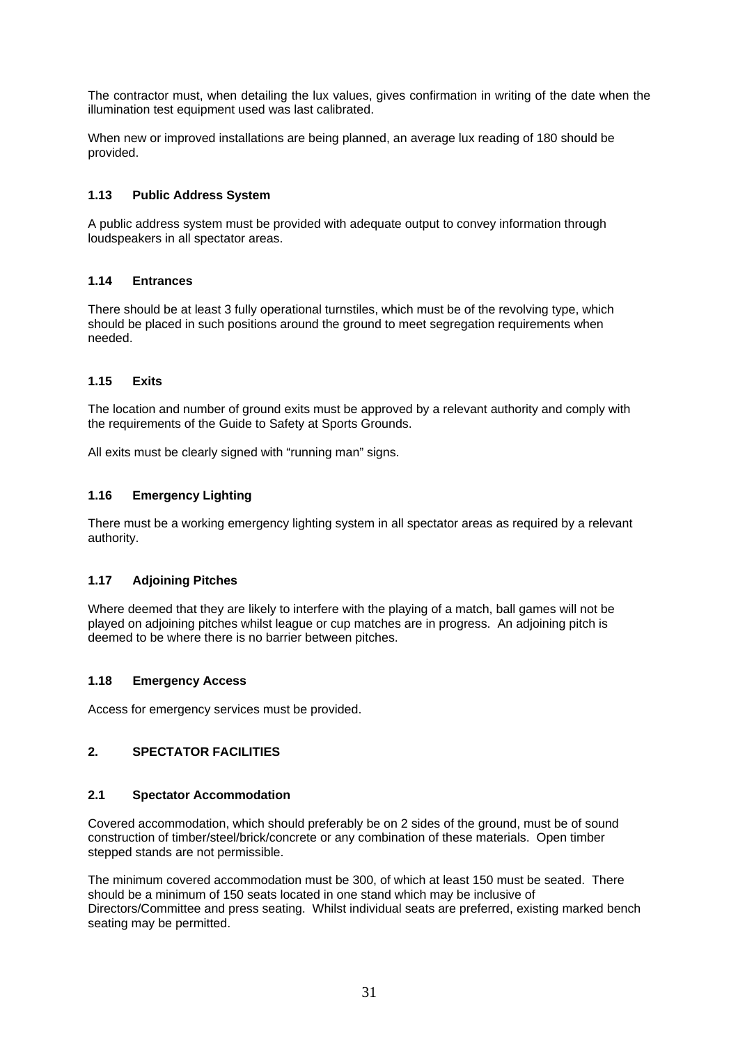The contractor must, when detailing the lux values, gives confirmation in writing of the date when the illumination test equipment used was last calibrated.

When new or improved installations are being planned, an average lux reading of 180 should be provided.

### 1.13 Public Address System

A public address system must be provided with adequate output to convey information through loudspeakers in all spectator areas.

### 1.14 Entrances

There should be at least 3 fully operational turnstiles, which must be of the revolving type, which should be placed in such positions around the ground to meet segregation requirements when needed.

### 1.15 Exits

The location and number of ground exits must be approved by a relevant authority and comply with the requirements of the Guide to Safety at Sports Grounds.

All exits must be clearly signed with "running man" signs.

### 1.16 Emergency Lighting

There must be a working emergency lighting system in all spectator areas as required by a relevant authority.

### 1.17 Adjoining Pitches

Where deemed that they are likely to interfere with the playing of a match, ball games will not be played on adjoining pitches whilst league or cup matches are in progress. An adjoining pitch is deemed to be where there is no barrier between pitches.

### 1.18 Emergency Access

Access for emergency services must be provided.

## 2. SPECTATOR FACILITIES

### 2.1 Spectator Accommodation

Covered accommodation, which should preferably be on 2 sides of the ground, must be of sound construction of timber/steel/brick/concrete or any combination of these materials. Open timber stepped stands are not permissible.

The minimum covered accommodation must be 300, of which at least 150 must be seated. There should be a minimum of 150 seats located in one stand which may be inclusive of Directors/Committee and press seating. Whilst individual seats are preferred, existing marked bench seating may be permitted.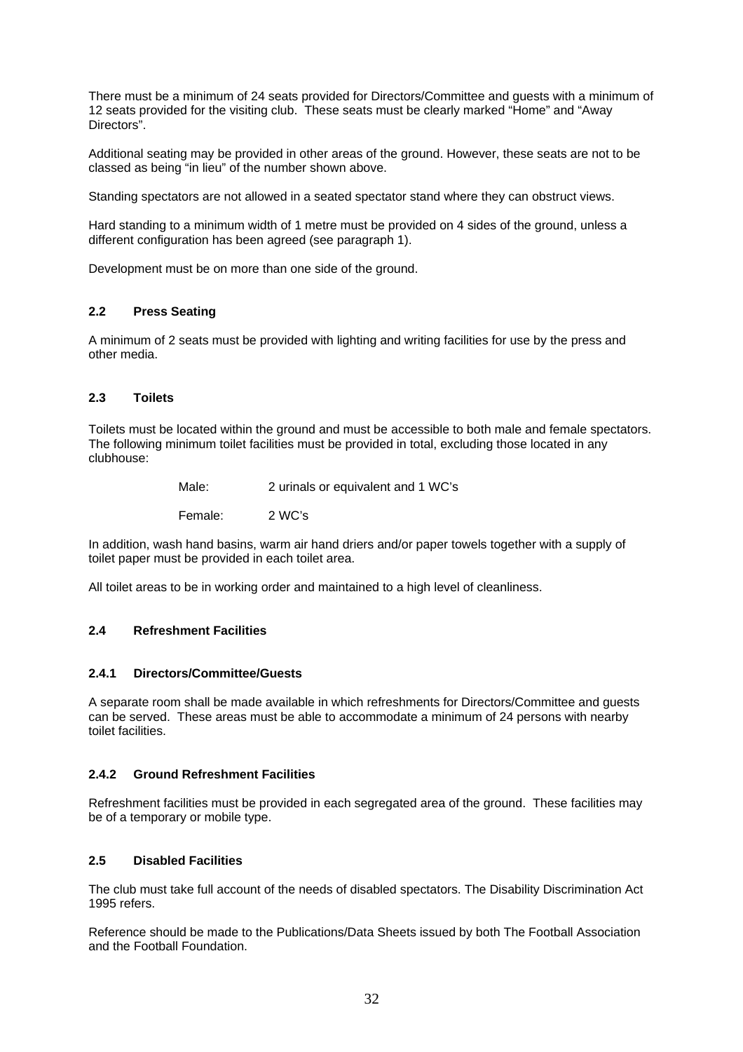There must be a minimum of 24 seats provided for Directors/Committee and guests with a minimum of 12 seats provided for the visiting club. These seats must be clearly marked "Home" and "Away Directors".

Additional seating may be provided in other areas of the ground. However, these seats are not to be classed as being "in lieu" of the number shown above.

Standing spectators are not allowed in a seated spectator stand where they can obstruct views.

Hard standing to a minimum width of 1 metre must be provided on 4 sides of the ground, unless a different configuration has been agreed (see paragraph 1).

Development must be on more than one side of the ground.

### 2.2 Press Seating

A minimum of 2 seats must be provided with lighting and writing facilities for use by the press and other media.

### 2.3 Toilets

Toilets must be located within the ground and must be accessible to both male and female spectators. The following minimum toilet facilities must be provided in total, excluding those located in any clubhouse:

Male: 2 urinals or equivalent and 1 WC's

Female: 2 WC's

In addition, wash hand basins, warm air hand driers and/or paper towels together with a supply of toilet paper must be provided in each toilet area.

All toilet areas to be in working order and maintained to a high level of cleanliness.

### 2.4 Refreshment Facilities

#### 2.4.1 Directors/Committee/Guests

A separate room shall be made available in which refreshments for Directors/Committee and guests can be served. These areas must be able to accommodate a minimum of 24 persons with nearby toilet facilities.

#### 2.4.2 Ground Refreshment Facilities

Refreshment facilities must be provided in each segregated area of the ground. These facilities may be of a temporary or mobile type.

### 2.5 Disabled Facilities

The club must take full account of the needs of disabled spectators. The Disability Discrimination Act 1995 refers.

Reference should be made to the Publications/Data Sheets issued by both The Football Association and the Football Foundation.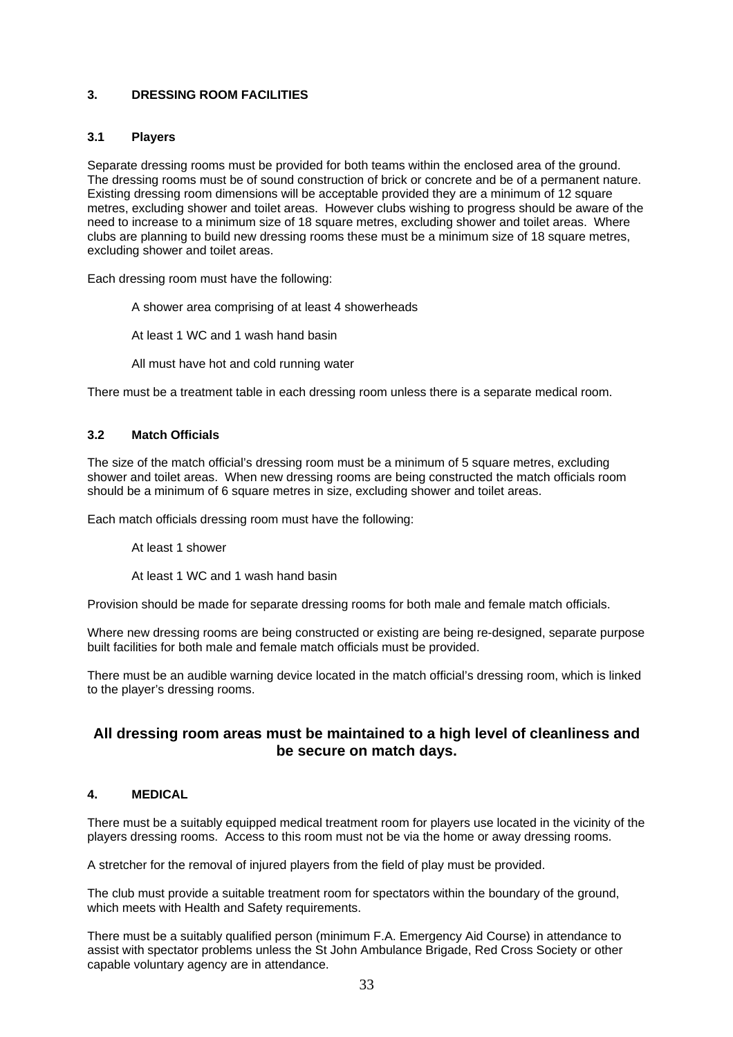## 3. DRESSING ROOM FACILITIES

### 3.1 Players

Separate dressing rooms must be provided for both teams within the enclosed area of the ground. The dressing rooms must be of sound construction of brick or concrete and be of a permanent nature. Existing dressing room dimensions will be acceptable provided they are a minimum of 12 square metres, excluding shower and toilet areas. However clubs wishing to progress should be aware of the need to increase to a minimum size of 18 square metres, excluding shower and toilet areas. Where clubs are planning to build new dressing rooms these must be a minimum size of 18 square metres, excluding shower and toilet areas.

Each dressing room must have the following:

A shower area comprising of at least 4 showerheads

At least 1 WC and 1 wash hand basin

All must have hot and cold running water

There must be a treatment table in each dressing room unless there is a separate medical room.

### 3.2 Match Officials

The size of the match official's dressing room must be a minimum of 5 square metres, excluding shower and toilet areas. When new dressing rooms are being constructed the match officials room should be a minimum of 6 square metres in size, excluding shower and toilet areas.

Each match officials dressing room must have the following:

At least 1 shower

At least 1 WC and 1 wash hand basin

Provision should be made for separate dressing rooms for both male and female match officials.

Where new dressing rooms are being constructed or existing are being re-designed, separate purpose built facilities for both male and female match officials must be provided.

There must be an audible warning device located in the match official's dressing room, which is linked to the player's dressing rooms.

**All dressing room areas must be maintained to a high level of cleanliness and be secure on match days.**

## 4. MEDICAL

There must be a suitably equipped medical treatment room for players use located in the vicinity of the players dressing rooms. Access to this room must not be via the home or away dressing rooms.

A stretcher for the removal of injured players from the field of play must be provided.

The club must provide a suitable treatment room for spectators within the boundary of the ground, which meets with Health and Safety requirements.

There must be a suitably qualified person (minimum F.A. Emergency Aid Course) in attendance to assist with spectator problems unless the St John Ambulance Brigade, Red Cross Society or other capable voluntary agency are in attendance.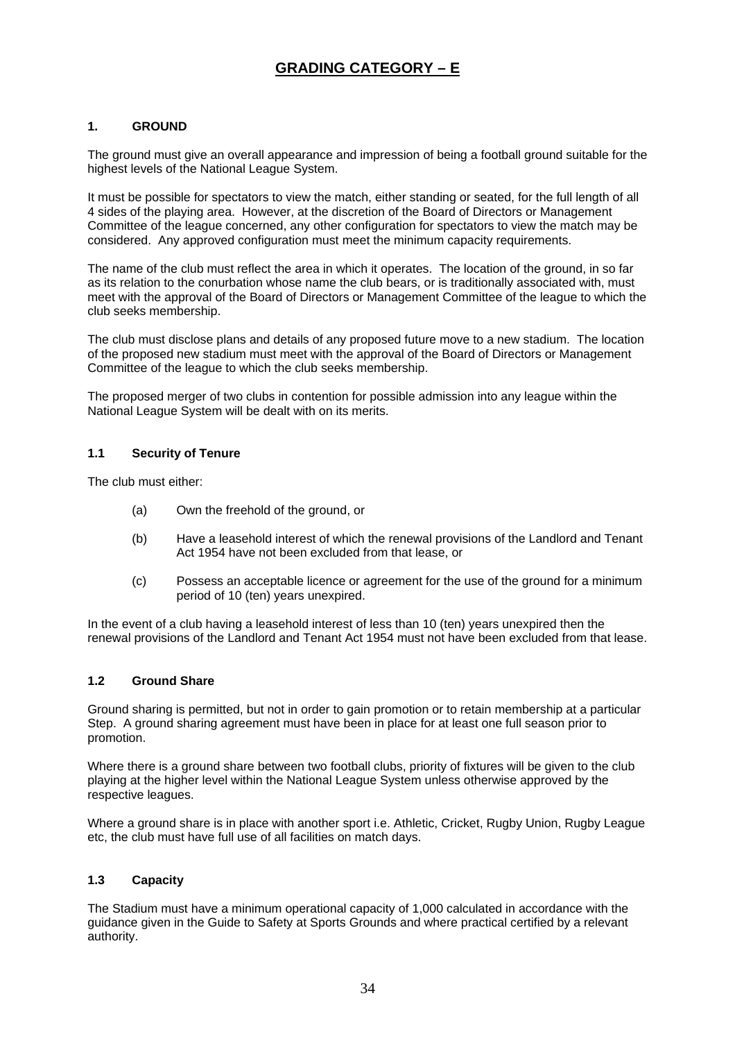# GRADING CATEGORY – E

## 1. GROUND

The ground must give an overall appearance and impression of being a football ground suitable for the highest levels of the National League System.

It must be possible for spectators to view the match, either standing or seated, for the full length of all 4 sides of the playing area. However, at the discretion of the Board of Directors or Management Committee of the league concerned, any other configuration for spectators to view the match may be considered. Any approved configuration must meet the minimum capacity requirements.

The name of the club must reflect the area in which it operates. The location of the ground, in so far as its relation to the conurbation whose name the club bears, or is traditionally associated with, must meet with the approval of the Board of Directors or Management Committee of the league to which the club seeks membership.

The club must disclose plans and details of any proposed future move to a new stadium. The location of the proposed new stadium must meet with the approval of the Board of Directors or Management Committee of the league to which the club seeks membership.

The proposed merger of two clubs in contention for possible admission into any league within the National League System will be dealt with on its merits.

### 1.1 Security of Tenure

The club must either:

(a) Own the freehold of the ground, or

(b) Have a leasehold interest of which the renewal provisions of the Landlord and Tenant Act 1954 have not been excluded from that lease, or

(c) Possess an acceptable licence or agreement for the use of the ground for a minimum period of 10 (ten) years unexpired.

In the event of a club having a leasehold interest of less than 10 (ten) years unexpired then the renewal provisions of the Landlord and Tenant Act 1954 must not have been excluded from that lease.

### 1.2 Ground Share

Ground sharing is permitted, but not in order to gain promotion or to retain membership at a particular Step. A ground sharing agreement must have been in place for at least one full season prior to promotion.

Where there is a ground share between two football clubs, priority of fixtures will be given to the club playing at the higher level within the National League System unless otherwise approved by the respective leagues.

Where a ground share is in place with another sport i.e. Athletic, Cricket, Rugby Union, Rugby League etc, the club must have full use of all facilities on match days.

### 1.3 Capacity

The Stadium must have a minimum operational capacity of 1,000 calculated in accordance with the guidance given in the Guide to Safety at Sports Grounds and where practical certified by a relevant authority.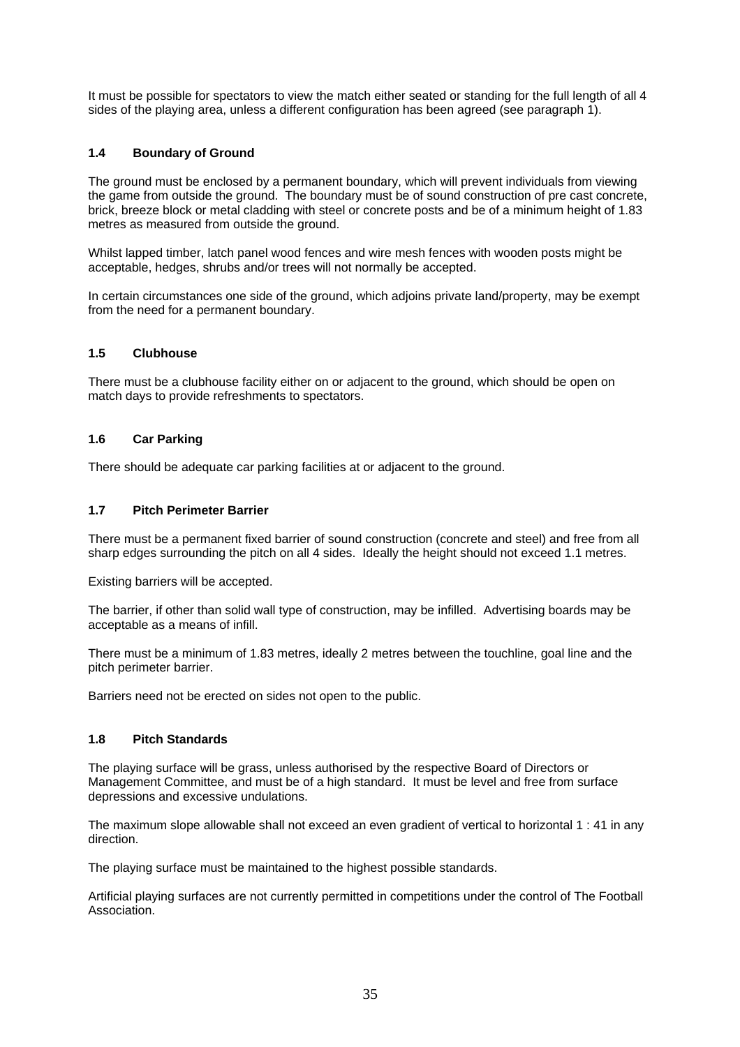It must be possible for spectators to view the match either seated or standing for the full length of all 4 sides of the playing area, unless a different configuration has been agreed (see paragraph 1).

### 1.4 Boundary of Ground

The ground must be enclosed by a permanent boundary, which will prevent individuals from viewing the game from outside the ground. The boundary must be of sound construction of pre cast concrete, brick, breeze block or metal cladding with steel or concrete posts and be of a minimum height of 1.83 metres as measured from outside the ground.

Whilst lapped timber, latch panel wood fences and wire mesh fences with wooden posts might be acceptable, hedges, shrubs and/or trees will not normally be accepted.

In certain circumstances one side of the ground, which adjoins private land/property, may be exempt from the need for a permanent boundary.

### 1.5 Clubhouse

There must be a clubhouse facility either on or adjacent to the ground, which should be open on match days to provide refreshments to spectators.

### 1.6 Car Parking

There should be adequate car parking facilities at or adjacent to the ground.

### 1.7 Pitch Perimeter Barrier

There must be a permanent fixed barrier of sound construction (concrete and steel) and free from all sharp edges surrounding the pitch on all 4 sides. Ideally the height should not exceed 1.1 metres.

Existing barriers will be accepted.

The barrier, if other than solid wall type of construction, may be infilled. Advertising boards may be acceptable as a means of infill.

There must be a minimum of 1.83 metres, ideally 2 metres between the touchline, goal line and the pitch perimeter barrier.

Barriers need not be erected on sides not open to the public.

### 1.8 Pitch Standards

The playing surface will be grass, unless authorised by the respective Board of Directors or Management Committee, and must be of a high standard. It must be level and free from surface depressions and excessive undulations.

The maximum slope allowable shall not exceed an even gradient of vertical to horizontal 1 : 41 in any direction.

The playing surface must be maintained to the highest possible standards.

Artificial playing surfaces are not currently permitted in competitions under the control of The Football Association.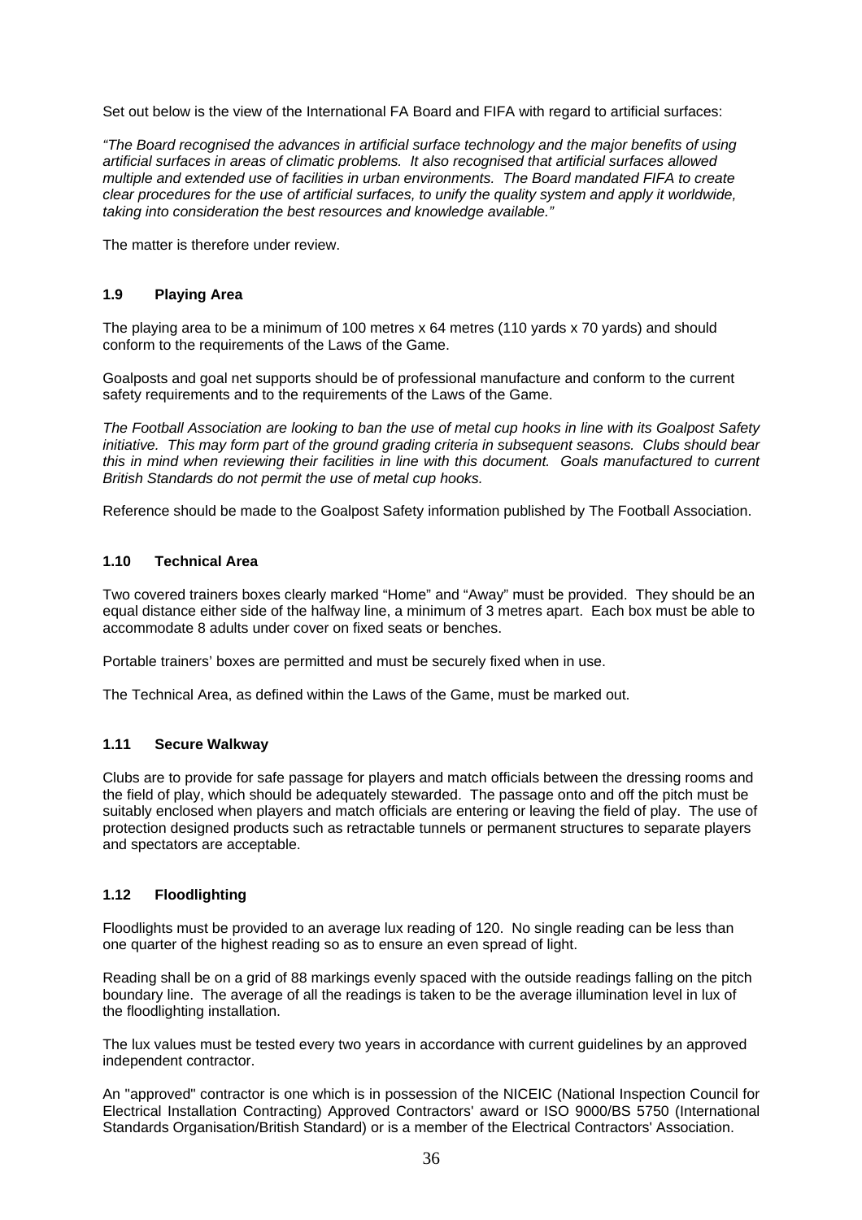Set out below is the view of the International FA Board and FIFA with regard to artificial surfaces:

*"The Board recognised the advances in artificial surface technology and the major benefits of using artificial surfaces in areas of climatic problems. It also recognised that artificial surfaces allowed multiple and extended use of facilities in urban environments. The Board mandated FIFA to create clear procedures for the use of artificial surfaces, to unify the quality system and apply it worldwide, taking into consideration the best resources and knowledge available."*

The matter is therefore under review.

### 1.9 Playing Area

The playing area to be a minimum of 100 metres x 64 metres (110 yards x 70 yards) and should conform to the requirements of the Laws of the Game.

Goalposts and goal net supports should be of professional manufacture and conform to the current safety requirements and to the requirements of the Laws of the Game.

*The Football Association are looking to ban the use of metal cup hooks in line with its Goalpost Safety initiative. This may form part of the ground grading criteria in subsequent seasons. Clubs should bear this in mind when reviewing their facilities in line with this document. Goals manufactured to current British Standards do not permit the use of metal cup hooks.*

Reference should be made to the Goalpost Safety information published by The Football Association.

### 1.10 Technical Area

Two covered trainers boxes clearly marked "Home" and "Away" must be provided. They should be an equal distance either side of the halfway line, a minimum of 3 metres apart. Each box must be able to accommodate 8 adults under cover on fixed seats or benches.

Portable trainers' boxes are permitted and must be securely fixed when in use.

The Technical Area, as defined within the Laws of the Game, must be marked out.

### 1.11 Secure Walkway

Clubs are to provide for safe passage for players and match officials between the dressing rooms and the field of play, which should be adequately stewarded. The passage onto and off the pitch must be suitably enclosed when players and match officials are entering or leaving the field of play. The use of protection designed products such as retractable tunnels or permanent structures to separate players and spectators are acceptable.

### 1.12 Floodlighting

Floodlights must be provided to an average lux reading of 120. No single reading can be less than one quarter of the highest reading so as to ensure an even spread of light.

Reading shall be on a grid of 88 markings evenly spaced with the outside readings falling on the pitch boundary line. The average of all the readings is taken to be the average illumination level in lux of the floodlighting installation.

The lux values must be tested every two years in accordance with current guidelines by an approved independent contractor.

An "approved" contractor is one which is in possession of the NICEIC (National Inspection Council for Electrical Installation Contracting) Approved Contractors' award or ISO 9000/BS 5750 (International Standards Organisation/British Standard) or is a member of the Electrical Contractors' Association.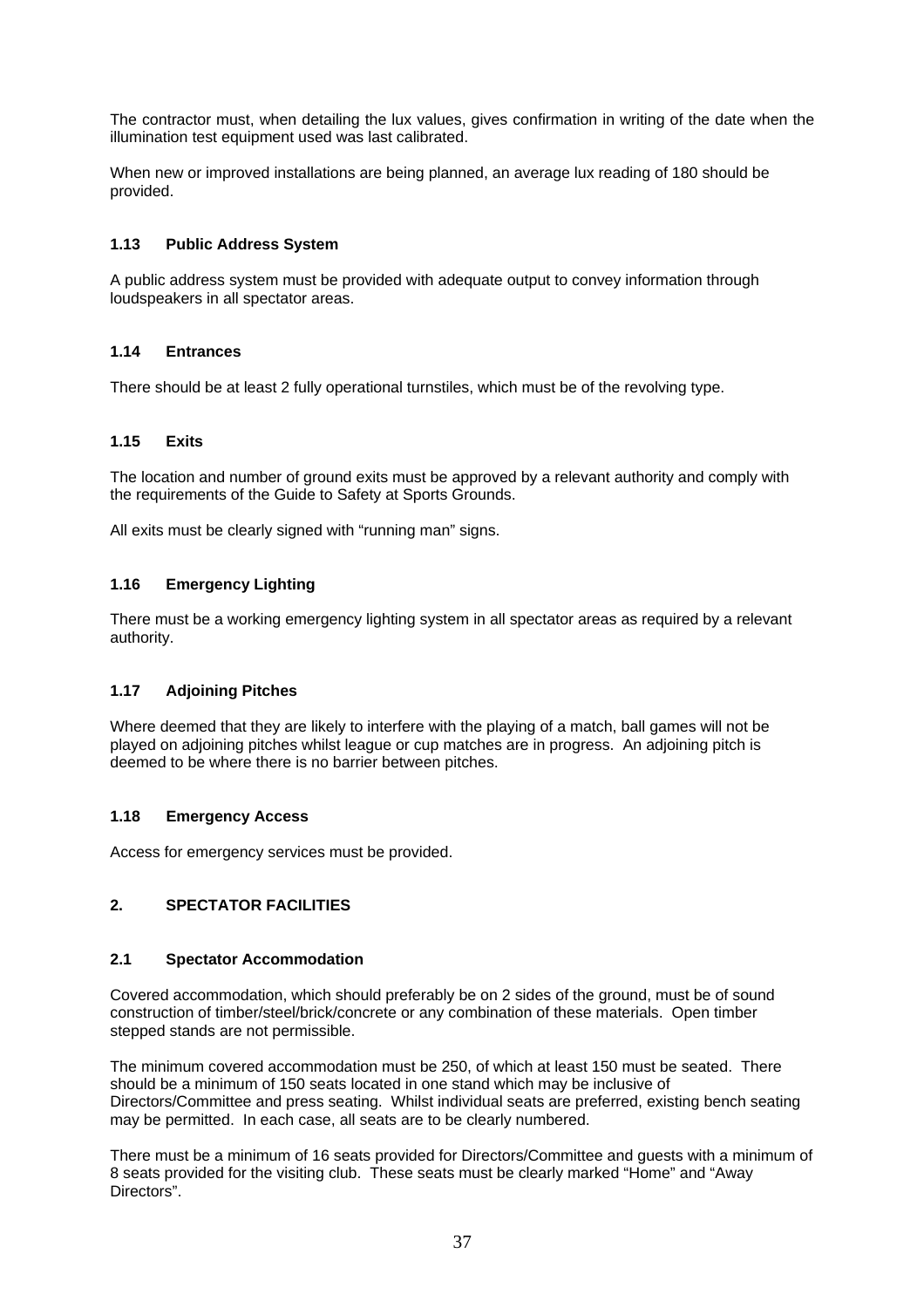The contractor must, when detailing the lux values, gives confirmation in writing of the date when the illumination test equipment used was last calibrated.

When new or improved installations are being planned, an average lux reading of 180 should be provided.

### 1.13 Public Address System

A public address system must be provided with adequate output to convey information through loudspeakers in all spectator areas.

### 1.14 Entrances

There should be at least 2 fully operational turnstiles, which must be of the revolving type.

### 1.15 Exits

The location and number of ground exits must be approved by a relevant authority and comply with the requirements of the Guide to Safety at Sports Grounds.

All exits must be clearly signed with "running man" signs.

### 1.16 Emergency Lighting

There must be a working emergency lighting system in all spectator areas as required by a relevant authority.

### 1.17 Adjoining Pitches

Where deemed that they are likely to interfere with the playing of a match, ball games will not be played on adjoining pitches whilst league or cup matches are in progress. An adjoining pitch is deemed to be where there is no barrier between pitches.

### 1.18 Emergency Access

Access for emergency services must be provided.

## 2. SPECTATOR FACILITIES

### 2.1 Spectator Accommodation

Covered accommodation, which should preferably be on 2 sides of the ground, must be of sound construction of timber/steel/brick/concrete or any combination of these materials. Open timber stepped stands are not permissible.

The minimum covered accommodation must be 250, of which at least 150 must be seated. There should be a minimum of 150 seats located in one stand which may be inclusive of Directors/Committee and press seating. Whilst individual seats are preferred, existing bench seating may be permitted. In each case, all seats are to be clearly numbered.

There must be a minimum of 16 seats provided for Directors/Committee and guests with a minimum of 8 seats provided for the visiting club. These seats must be clearly marked "Home" and "Away Directors".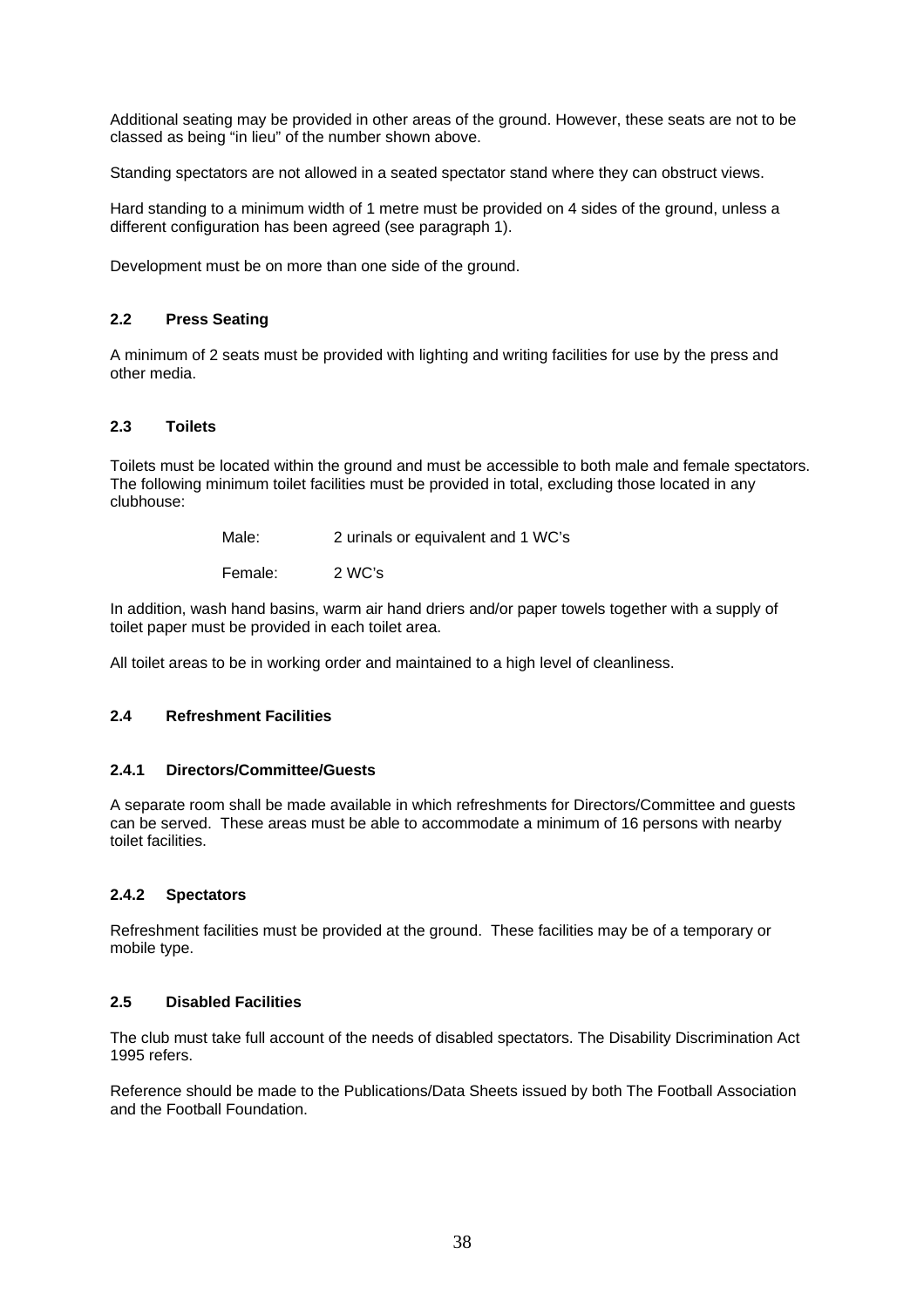Additional seating may be provided in other areas of the ground. However, these seats are not to be classed as being "in lieu" of the number shown above.

Standing spectators are not allowed in a seated spectator stand where they can obstruct views.

Hard standing to a minimum width of 1 metre must be provided on 4 sides of the ground, unless a different configuration has been agreed (see paragraph 1).

Development must be on more than one side of the ground.

### 2.2 Press Seating

A minimum of 2 seats must be provided with lighting and writing facilities for use by the press and other media.

### 2.3 Toilets

Toilets must be located within the ground and must be accessible to both male and female spectators. The following minimum toilet facilities must be provided in total, excluding those located in any clubhouse:

Male: 2 urinals or equivalent and 1 WC's

Female: 2 WC's

In addition, wash hand basins, warm air hand driers and/or paper towels together with a supply of toilet paper must be provided in each toilet area.

All toilet areas to be in working order and maintained to a high level of cleanliness.

### 2.4 Refreshment Facilities

#### 2.4.1 Directors/Committee/Guests

A separate room shall be made available in which refreshments for Directors/Committee and guests can be served. These areas must be able to accommodate a minimum of 16 persons with nearby toilet facilities.

#### 2.4.2 Spectators

Refreshment facilities must be provided at the ground. These facilities may be of a temporary or mobile type.

### 2.5 Disabled Facilities

The club must take full account of the needs of disabled spectators. The Disability Discrimination Act 1995 refers.

Reference should be made to the Publications/Data Sheets issued by both The Football Association and the Football Foundation.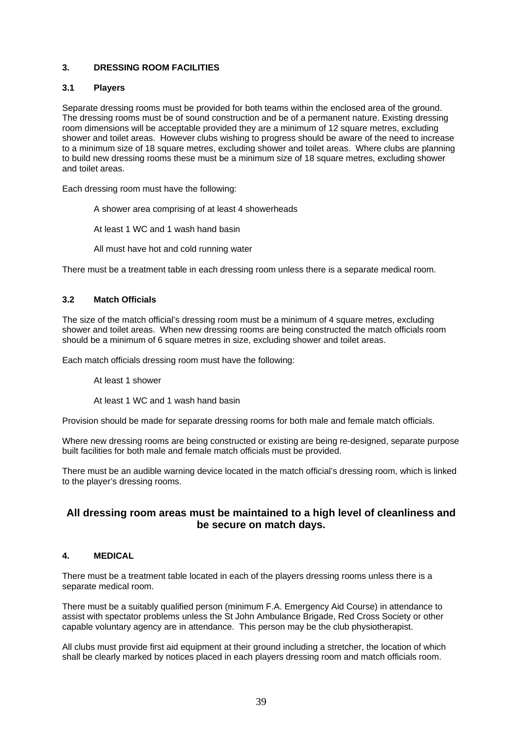## 3. DRESSING ROOM FACILITIES

### 3.1 Players

Separate dressing rooms must be provided for both teams within the enclosed area of the ground. The dressing rooms must be of sound construction and be of a permanent nature. Existing dressing room dimensions will be acceptable provided they are a minimum of 12 square metres, excluding shower and toilet areas. However clubs wishing to progress should be aware of the need to increase to a minimum size of 18 square metres, excluding shower and toilet areas. Where clubs are planning to build new dressing rooms these must be a minimum size of 18 square metres, excluding shower and toilet areas.

Each dressing room must have the following:

- A shower area comprising of at least 4 showerheads
- At least 1 WC and 1 wash hand basin
- All must have hot and cold running water

There must be a treatment table in each dressing room unless there is a separate medical room.

### 3.2 Match Officials

The size of the match official's dressing room must be a minimum of 4 square metres, excluding shower and toilet areas. When new dressing rooms are being constructed the match officials room should be a minimum of 6 square metres in size, excluding shower and toilet areas.

Each match officials dressing room must have the following:

- At least 1 shower
- At least 1 WC and 1 wash hand basin

Provision should be made for separate dressing rooms for both male and female match officials.

Where new dressing rooms are being constructed or existing are being re-designed, separate purpose built facilities for both male and female match officials must be provided.

There must be an audible warning device located in the match official's dressing room, which is linked to the player's dressing rooms.

**All dressing room areas must be maintained to a high level of cleanliness and be secure on match days.**

## 4. MEDICAL

There must be a treatment table located in each of the players dressing rooms unless there is a separate medical room.

There must be a suitably qualified person (minimum F.A. Emergency Aid Course) in attendance to assist with spectator problems unless the St John Ambulance Brigade, Red Cross Society or other capable voluntary agency are in attendance. This person may be the club physiotherapist.

All clubs must provide first aid equipment at their ground including a stretcher, the location of which shall be clearly marked by notices placed in each players dressing room and match officials room.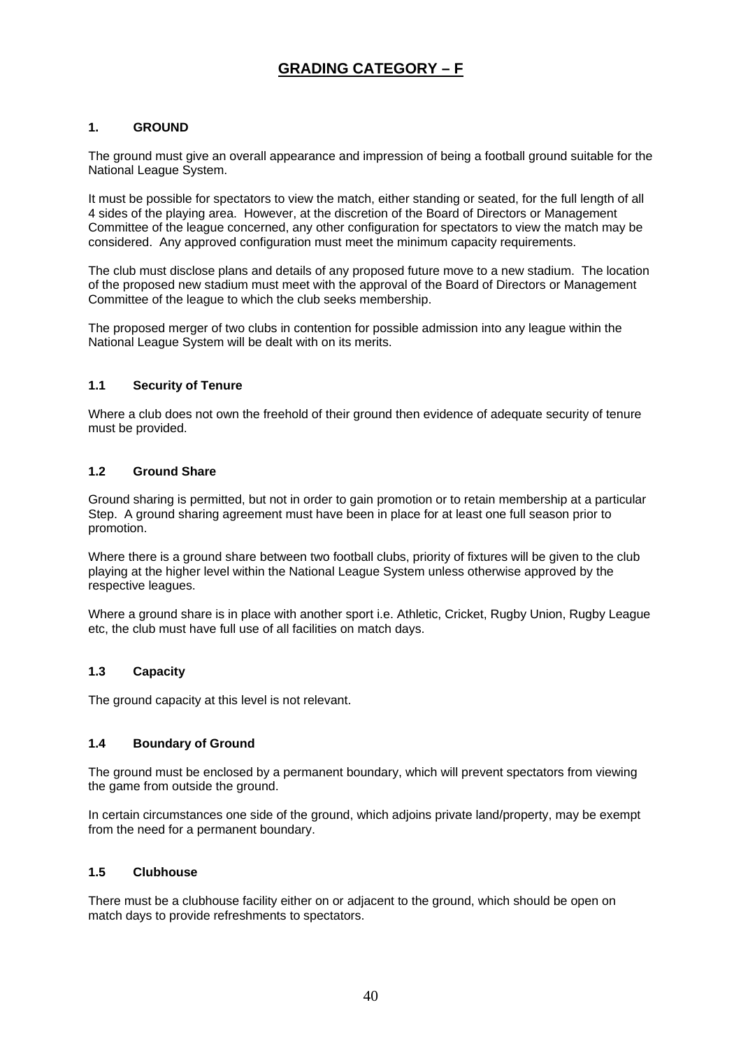# GRADING CATEGORY – F

## 1. GROUND

The ground must give an overall appearance and impression of being a football ground suitable for the National League System.

It must be possible for spectators to view the match, either standing or seated, for the full length of all 4 sides of the playing area. However, at the discretion of the Board of Directors or Management Committee of the league concerned, any other configuration for spectators to view the match may be considered. Any approved configuration must meet the minimum capacity requirements.

The club must disclose plans and details of any proposed future move to a new stadium. The location of the proposed new stadium must meet with the approval of the Board of Directors or Management Committee of the league to which the club seeks membership.

The proposed merger of two clubs in contention for possible admission into any league within the National League System will be dealt with on its merits.

### 1.1 Security of Tenure

Where a club does not own the freehold of their ground then evidence of adequate security of tenure must be provided.

### 1.2 Ground Share

Ground sharing is permitted, but not in order to gain promotion or to retain membership at a particular Step. A ground sharing agreement must have been in place for at least one full season prior to promotion.

Where there is a ground share between two football clubs, priority of fixtures will be given to the club playing at the higher level within the National League System unless otherwise approved by the respective leagues.

Where a ground share is in place with another sport i.e. Athletic, Cricket, Rugby Union, Rugby League etc, the club must have full use of all facilities on match days.

### 1.3 Capacity

The ground capacity at this level is not relevant.

### 1.4 Boundary of Ground

The ground must be enclosed by a permanent boundary, which will prevent spectators from viewing the game from outside the ground.

In certain circumstances one side of the ground, which adjoins private land/property, may be exempt from the need for a permanent boundary.

### 1.5 Clubhouse

There must be a clubhouse facility either on or adjacent to the ground, which should be open on match days to provide refreshments to spectators.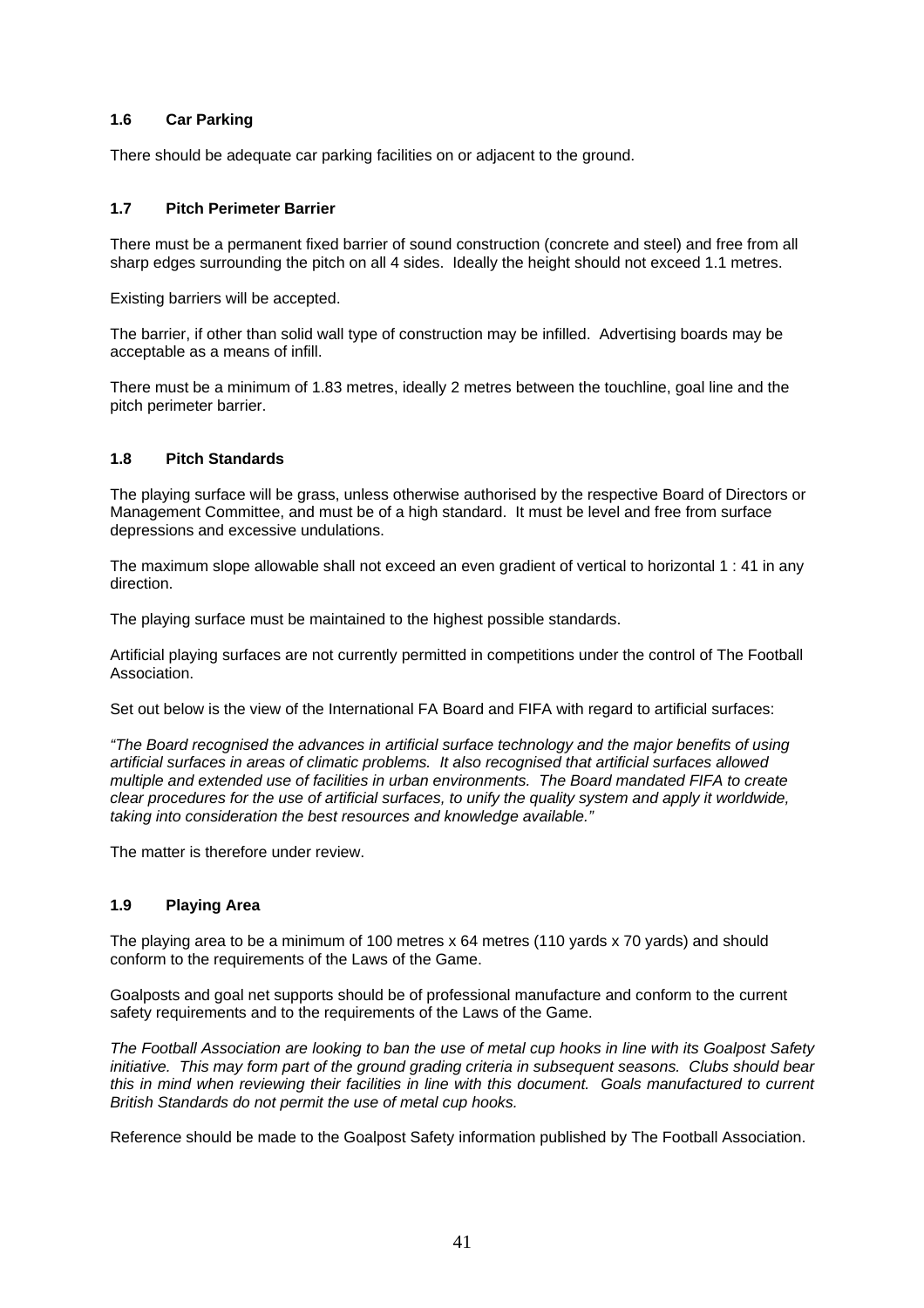### 1.6 Car Parking

There should be adequate car parking facilities on or adjacent to the ground.

### 1.7 Pitch Perimeter Barrier

There must be a permanent fixed barrier of sound construction (concrete and steel) and free from all sharp edges surrounding the pitch on all 4 sides. Ideally the height should not exceed 1.1 metres.

Existing barriers will be accepted.

The barrier, if other than solid wall type of construction may be infilled. Advertising boards may be acceptable as a means of infill.

There must be a minimum of 1.83 metres, ideally 2 metres between the touchline, goal line and the pitch perimeter barrier.

### 1.8 Pitch Standards

The playing surface will be grass, unless otherwise authorised by the respective Board of Directors or Management Committee, and must be of a high standard. It must be level and free from surface depressions and excessive undulations.

The maximum slope allowable shall not exceed an even gradient of vertical to horizontal 1 : 41 in any direction.

The playing surface must be maintained to the highest possible standards.

Artificial playing surfaces are not currently permitted in competitions under the control of The Football Association.

Set out below is the view of the International FA Board and FIFA with regard to artificial surfaces:

*"The Board recognised the advances in artificial surface technology and the major benefits of using artificial surfaces in areas of climatic problems. It also recognised that artificial surfaces allowed multiple and extended use of facilities in urban environments. The Board mandated FIFA to create clear procedures for the use of artificial surfaces, to unify the quality system and apply it worldwide, taking into consideration the best resources and knowledge available."*

The matter is therefore under review.

### 1.9 Playing Area

The playing area to be a minimum of 100 metres x 64 metres (110 yards x 70 yards) and should conform to the requirements of the Laws of the Game.

Goalposts and goal net supports should be of professional manufacture and conform to the current safety requirements and to the requirements of the Laws of the Game.

*The Football Association are looking to ban the use of metal cup hooks in line with its Goalpost Safety initiative. This may form part of the ground grading criteria in subsequent seasons. Clubs should bear this in mind when reviewing their facilities in line with this document. Goals manufactured to current British Standards do not permit the use of metal cup hooks.*

Reference should be made to the Goalpost Safety information published by The Football Association.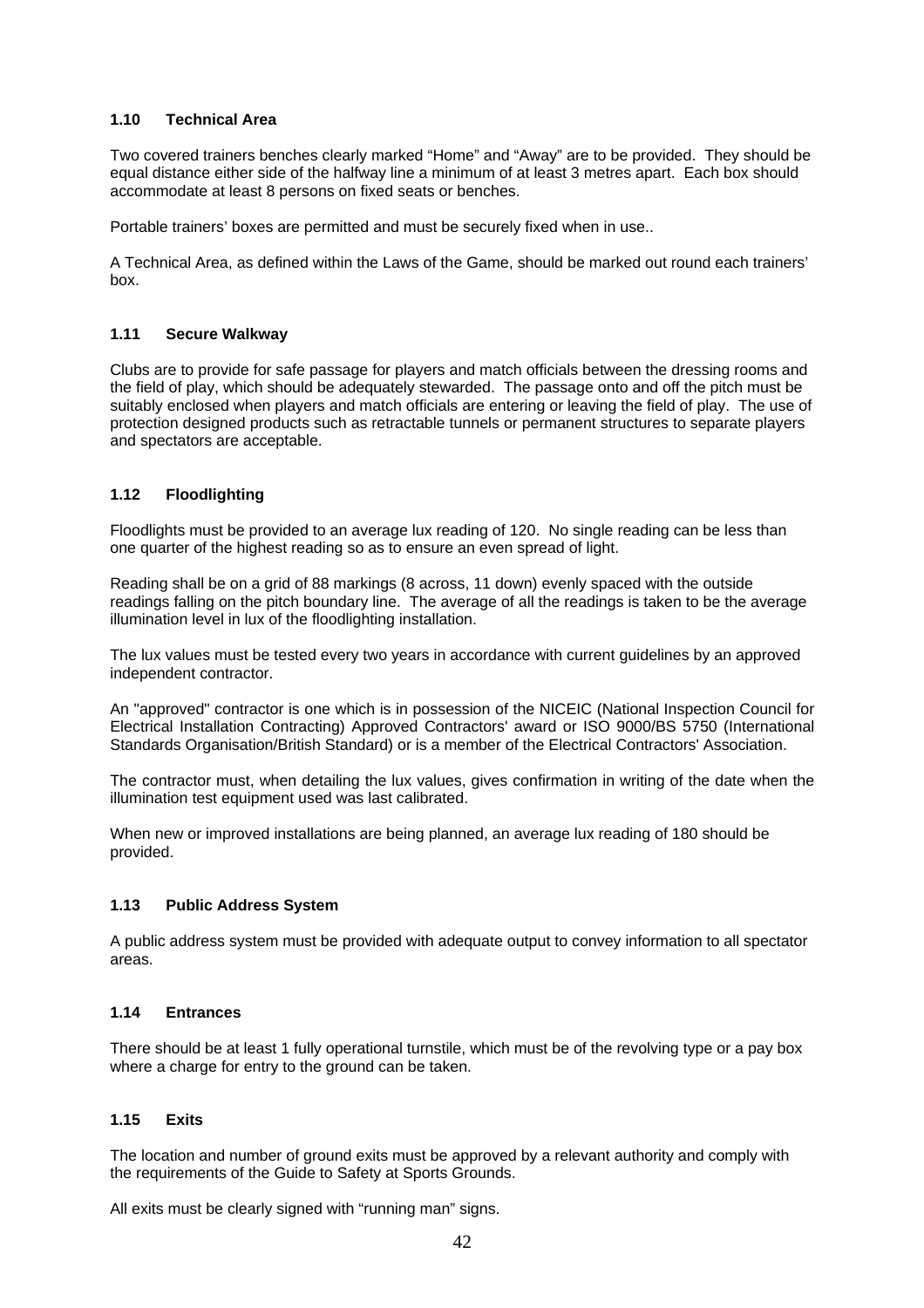### 1.10 Technical Area

Two covered trainers benches clearly marked "Home" and "Away" are to be provided. They should be equal distance either side of the halfway line a minimum of at least 3 metres apart. Each box should accommodate at least 8 persons on fixed seats or benches.

Portable trainers' boxes are permitted and must be securely fixed when in use..

A Technical Area, as defined within the Laws of the Game, should be marked out round each trainers' box.

### 1.11 Secure Walkway

Clubs are to provide for safe passage for players and match officials between the dressing rooms and the field of play, which should be adequately stewarded. The passage onto and off the pitch must be suitably enclosed when players and match officials are entering or leaving the field of play. The use of protection designed products such as retractable tunnels or permanent structures to separate players and spectators are acceptable.

### 1.12 Floodlighting

Floodlights must be provided to an average lux reading of 120. No single reading can be less than one quarter of the highest reading so as to ensure an even spread of light.

Reading shall be on a grid of 88 markings (8 across, 11 down) evenly spaced with the outside readings falling on the pitch boundary line. The average of all the readings is taken to be the average illumination level in lux of the floodlighting installation.

The lux values must be tested every two years in accordance with current guidelines by an approved independent contractor.

An "approved" contractor is one which is in possession of the NICEIC (National Inspection Council for Electrical Installation Contracting) Approved Contractors' award or ISO 9000/BS 5750 (International Standards Organisation/British Standard) or is a member of the Electrical Contractors' Association.

The contractor must, when detailing the lux values, gives confirmation in writing of the date when the illumination test equipment used was last calibrated.

When new or improved installations are being planned, an average lux reading of 180 should be provided.

### 1.13 Public Address System

A public address system must be provided with adequate output to convey information to all spectator areas.

### 1.14 Entrances

There should be at least 1 fully operational turnstile, which must be of the revolving type or a pay box where a charge for entry to the ground can be taken.

### 1.15 Exits

The location and number of ground exits must be approved by a relevant authority and comply with the requirements of the Guide to Safety at Sports Grounds.

All exits must be clearly signed with "running man" signs.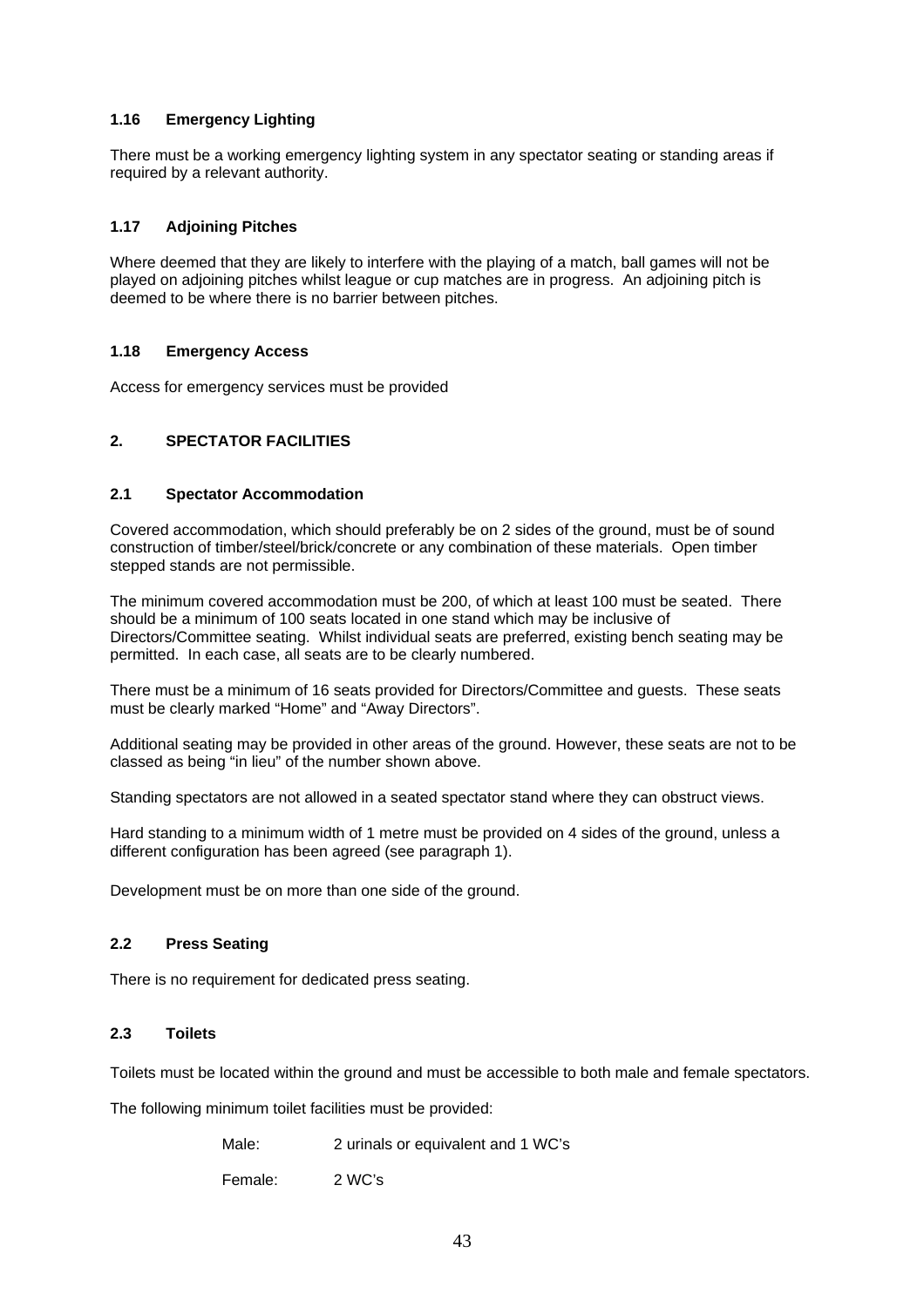### 1.16 Emergency Lighting

There must be a working emergency lighting system in any spectator seating or standing areas if required by a relevant authority.

### 1.17 Adjoining Pitches

Where deemed that they are likely to interfere with the playing of a match, ball games will not be played on adjoining pitches whilst league or cup matches are in progress. An adjoining pitch is deemed to be where there is no barrier between pitches.

### 1.18 Emergency Access

Access for emergency services must be provided

## 2. SPECTATOR FACILITIES

### 2.1 Spectator Accommodation

Covered accommodation, which should preferably be on 2 sides of the ground, must be of sound construction of timber/steel/brick/concrete or any combination of these materials. Open timber stepped stands are not permissible.

The minimum covered accommodation must be 200, of which at least 100 must be seated. There should be a minimum of 100 seats located in one stand which may be inclusive of Directors/Committee seating. Whilst individual seats are preferred, existing bench seating may be permitted. In each case, all seats are to be clearly numbered.

There must be a minimum of 16 seats provided for Directors/Committee and guests. These seats must be clearly marked "Home" and "Away Directors".

Additional seating may be provided in other areas of the ground. However, these seats are not to be classed as being "in lieu" of the number shown above.

Standing spectators are not allowed in a seated spectator stand where they can obstruct views.

Hard standing to a minimum width of 1 metre must be provided on 4 sides of the ground, unless a different configuration has been agreed (see paragraph 1).

Development must be on more than one side of the ground.

### 2.2 Press Seating

There is no requirement for dedicated press seating.

### 2.3 Toilets

Toilets must be located within the ground and must be accessible to both male and female spectators.

The following minimum toilet facilities must be provided:

Male: 2 urinals or equivalent and 1 WC's

Female: 2 WC's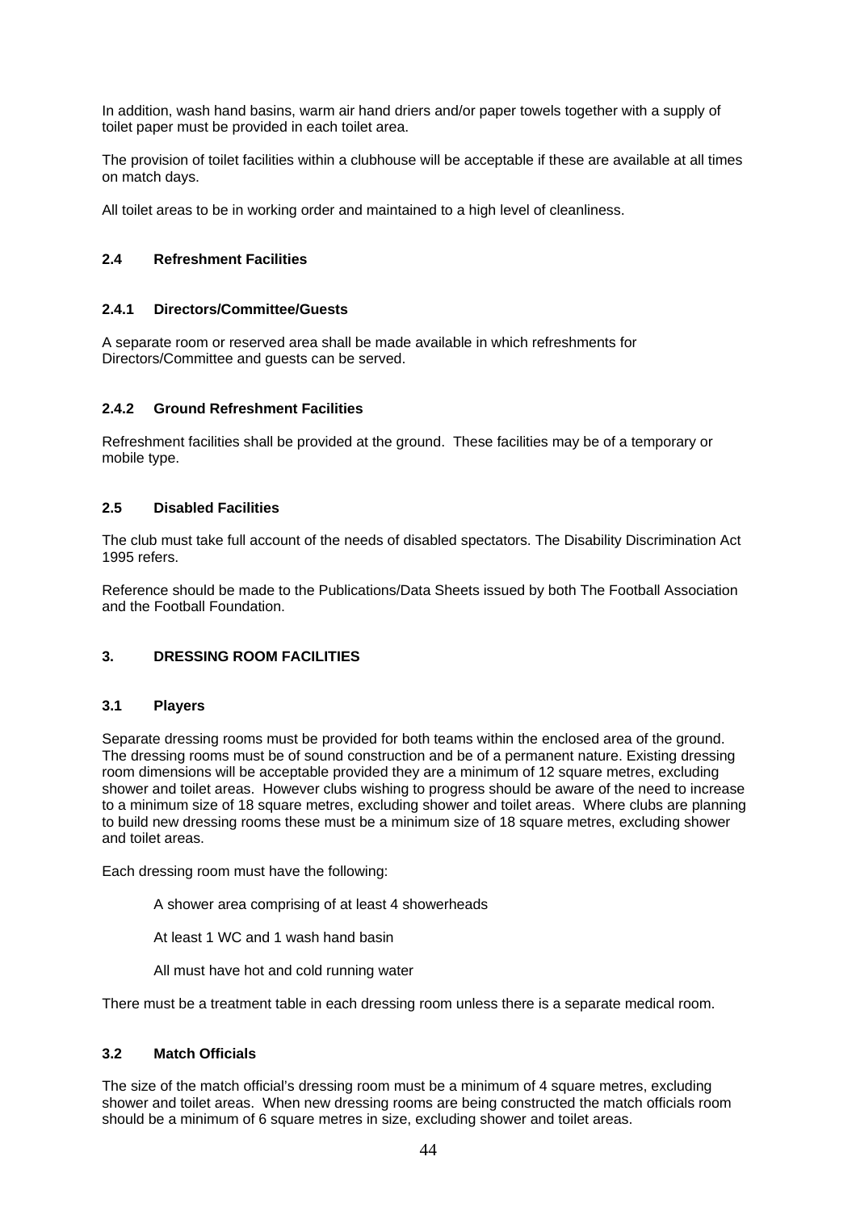In addition, wash hand basins, warm air hand driers and/or paper towels together with a supply of toilet paper must be provided in each toilet area.

The provision of toilet facilities within a clubhouse will be acceptable if these are available at all times on match days.

All toilet areas to be in working order and maintained to a high level of cleanliness.

### 2.4 Refreshment Facilities

#### 2.4.1 Directors/Committee/Guests

A separate room or reserved area shall be made available in which refreshments for Directors/Committee and guests can be served.

#### 2.4.2 Ground Refreshment Facilities

Refreshment facilities shall be provided at the ground. These facilities may be of a temporary or mobile type.

### 2.5 Disabled Facilities

The club must take full account of the needs of disabled spectators. The Disability Discrimination Act 1995 refers.

Reference should be made to the Publications/Data Sheets issued by both The Football Association and the Football Foundation.

## 3. DRESSING ROOM FACILITIES

### 3.1 Players

Separate dressing rooms must be provided for both teams within the enclosed area of the ground. The dressing rooms must be of sound construction and be of a permanent nature. Existing dressing room dimensions will be acceptable provided they are a minimum of 12 square metres, excluding shower and toilet areas. However clubs wishing to progress should be aware of the need to increase to a minimum size of 18 square metres, excluding shower and toilet areas. Where clubs are planning to build new dressing rooms these must be a minimum size of 18 square metres, excluding shower and toilet areas.

Each dressing room must have the following:

- A shower area comprising of at least 4 showerheads
- At least 1 WC and 1 wash hand basin
- All must have hot and cold running water

There must be a treatment table in each dressing room unless there is a separate medical room.

### 3.2 Match Officials

The size of the match official's dressing room must be a minimum of 4 square metres, excluding shower and toilet areas. When new dressing rooms are being constructed the match officials room should be a minimum of 6 square metres in size, excluding shower and toilet areas.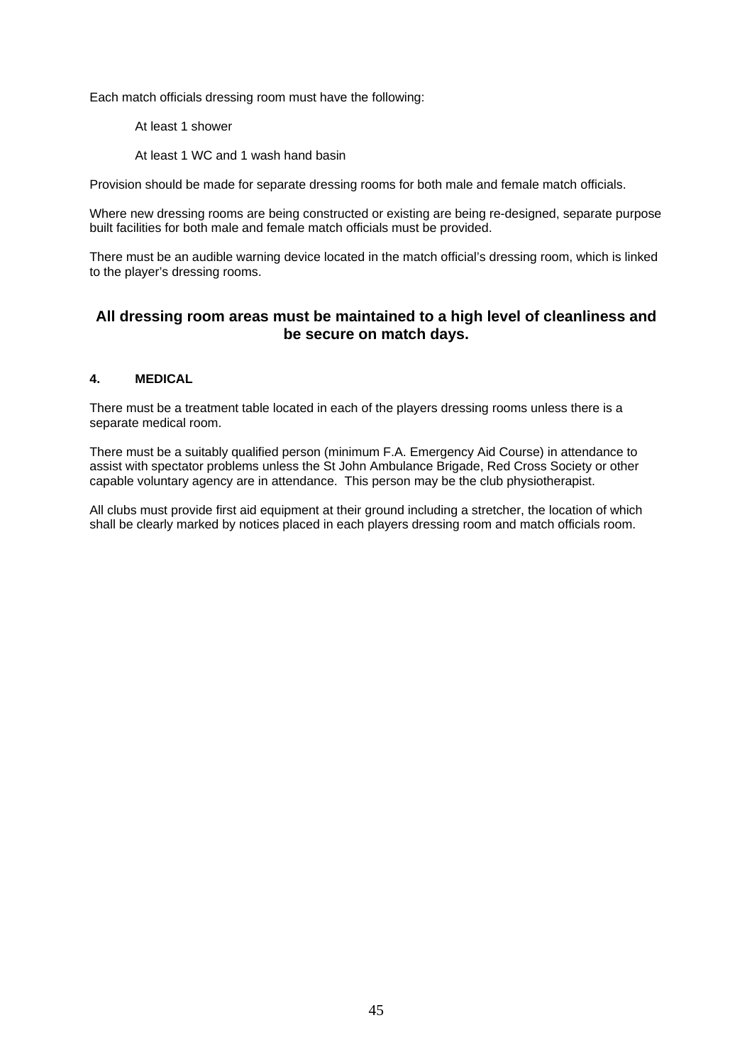Each match officials dressing room must have the following:

At least 1 shower

At least 1 WC and 1 wash hand basin

Provision should be made for separate dressing rooms for both male and female match officials.

Where new dressing rooms are being constructed or existing are being re-designed, separate purpose built facilities for both male and female match officials must be provided.

There must be an audible warning device located in the match official's dressing room, which is linked to the player's dressing rooms.

**All dressing room areas must be maintained to a high level of cleanliness and be secure on match days.**

## 4. MEDICAL

There must be a treatment table located in each of the players dressing rooms unless there is a separate medical room.

There must be a suitably qualified person (minimum F.A. Emergency Aid Course) in attendance to assist with spectator problems unless the St John Ambulance Brigade, Red Cross Society or other capable voluntary agency are in attendance. This person may be the club physiotherapist.

All clubs must provide first aid equipment at their ground including a stretcher, the location of which shall be clearly marked by notices placed in each players dressing room and match officials room.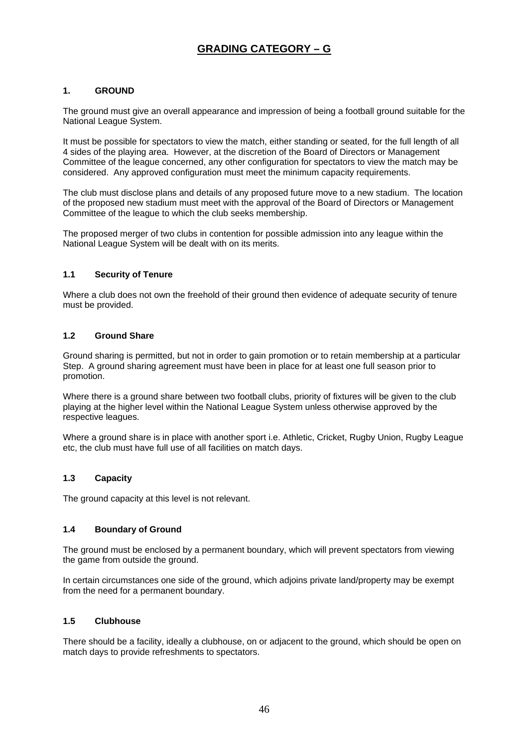# GRADING CATEGORY – G

## 1. GROUND

The ground must give an overall appearance and impression of being a football ground suitable for the National League System.

It must be possible for spectators to view the match, either standing or seated, for the full length of all 4 sides of the playing area. However, at the discretion of the Board of Directors or Management Committee of the league concerned, any other configuration for spectators to view the match may be considered. Any approved configuration must meet the minimum capacity requirements.

The club must disclose plans and details of any proposed future move to a new stadium. The location of the proposed new stadium must meet with the approval of the Board of Directors or Management Committee of the league to which the club seeks membership.

The proposed merger of two clubs in contention for possible admission into any league within the National League System will be dealt with on its merits.

### 1.1 Security of Tenure

Where a club does not own the freehold of their ground then evidence of adequate security of tenure must be provided.

### 1.2 Ground Share

Ground sharing is permitted, but not in order to gain promotion or to retain membership at a particular Step. A ground sharing agreement must have been in place for at least one full season prior to promotion.

Where there is a ground share between two football clubs, priority of fixtures will be given to the club playing at the higher level within the National League System unless otherwise approved by the respective leagues.

Where a ground share is in place with another sport i.e. Athletic, Cricket, Rugby Union, Rugby League etc, the club must have full use of all facilities on match days.

### 1.3 Capacity

The ground capacity at this level is not relevant.

### 1.4 Boundary of Ground

The ground must be enclosed by a permanent boundary, which will prevent spectators from viewing the game from outside the ground.

In certain circumstances one side of the ground, which adjoins private land/property may be exempt from the need for a permanent boundary.

### 1.5 Clubhouse

There should be a facility, ideally a clubhouse, on or adjacent to the ground, which should be open on match days to provide refreshments to spectators.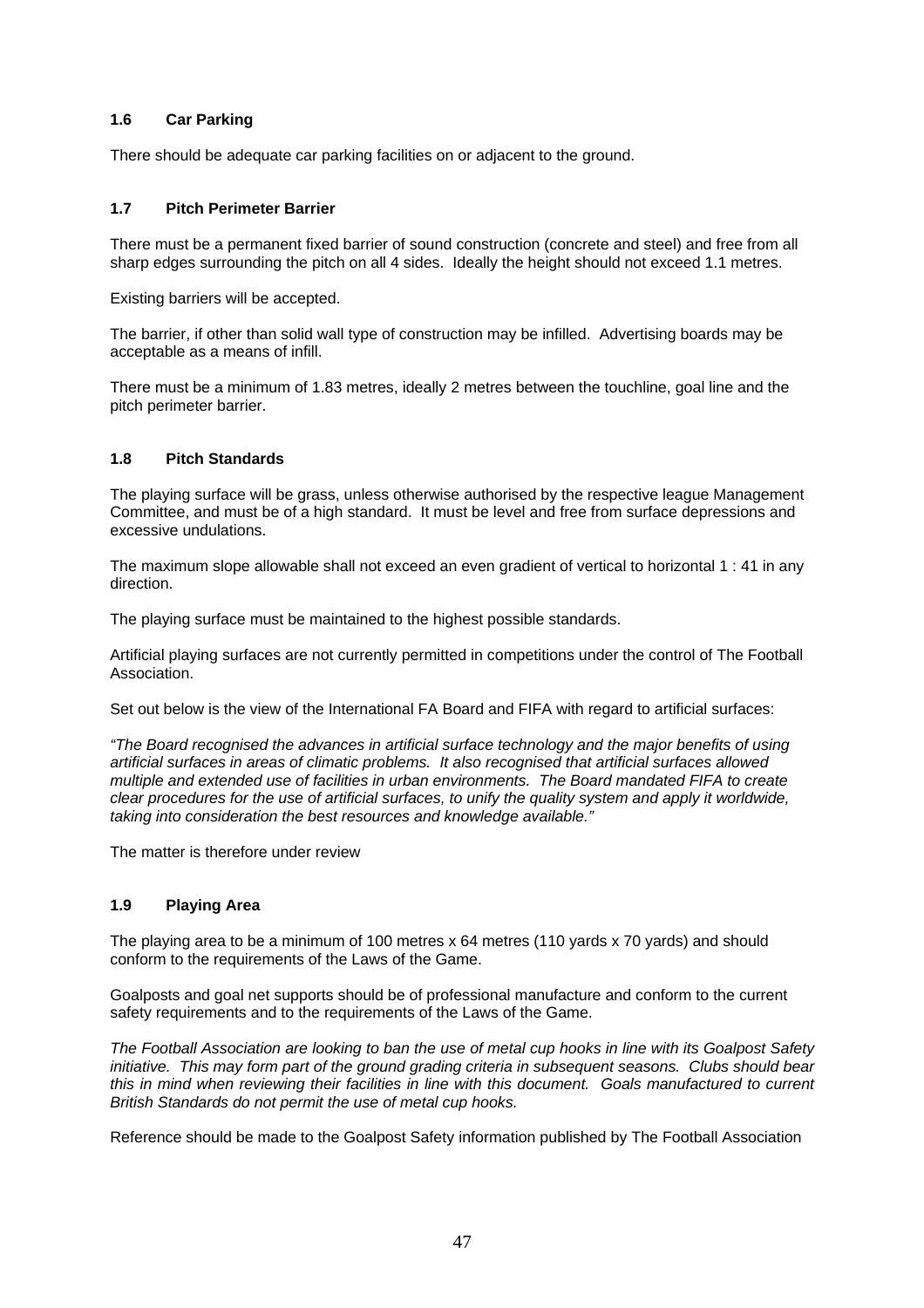### 1.6 Car Parking

There should be adequate car parking facilities on or adjacent to the ground.

### 1.7 Pitch Perimeter Barrier

There must be a permanent fixed barrier of sound construction (concrete and steel) and free from all sharp edges surrounding the pitch on all 4 sides. Ideally the height should not exceed 1.1 metres.

Existing barriers will be accepted.

The barrier, if other than solid wall type of construction may be infilled. Advertising boards may be acceptable as a means of infill.

There must be a minimum of 1.83 metres, ideally 2 metres between the touchline, goal line and the pitch perimeter barrier.

### 1.8 Pitch Standards

The playing surface will be grass, unless otherwise authorised by the respective league Management Committee, and must be of a high standard. It must be level and free from surface depressions and excessive undulations.

The maximum slope allowable shall not exceed an even gradient of vertical to horizontal 1 : 41 in any direction.

The playing surface must be maintained to the highest possible standards.

Artificial playing surfaces are not currently permitted in competitions under the control of The Football Association.

Set out below is the view of the International FA Board and FIFA with regard to artificial surfaces:

*"The Board recognised the advances in artificial surface technology and the major benefits of using artificial surfaces in areas of climatic problems. It also recognised that artificial surfaces allowed multiple and extended use of facilities in urban environments. The Board mandated FIFA to create clear procedures for the use of artificial surfaces, to unify the quality system and apply it worldwide, taking into consideration the best resources and knowledge available."*

The matter is therefore under review

### 1.9 Playing Area

The playing area to be a minimum of 100 metres x 64 metres (110 yards x 70 yards) and should conform to the requirements of the Laws of the Game.

Goalposts and goal net supports should be of professional manufacture and conform to the current safety requirements and to the requirements of the Laws of the Game.

*The Football Association are looking to ban the use of metal cup hooks in line with its Goalpost Safety initiative. This may form part of the ground grading criteria in subsequent seasons. Clubs should bear this in mind when reviewing their facilities in line with this document. Goals manufactured to current British Standards do not permit the use of metal cup hooks.*

Reference should be made to the Goalpost Safety information published by The Football Association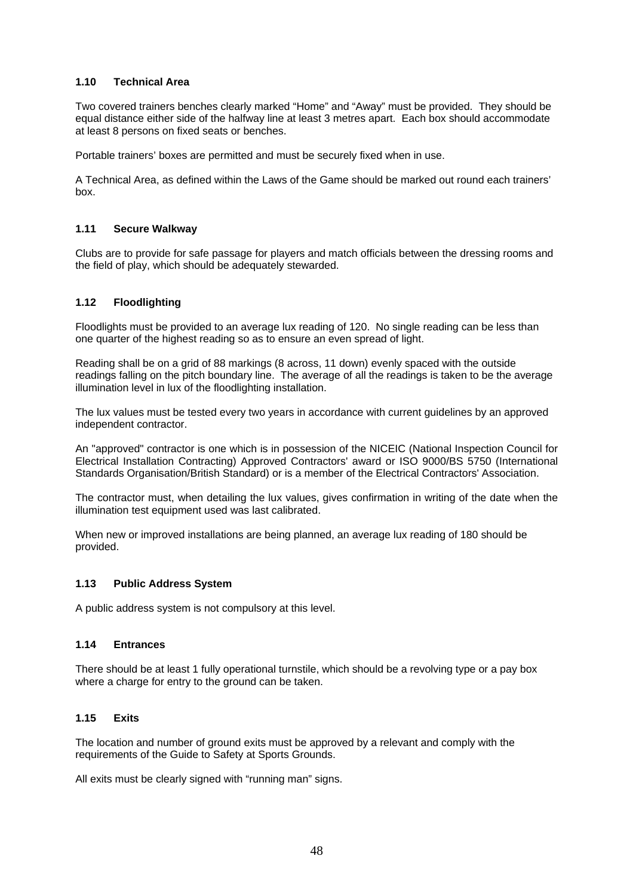### 1.10 Technical Area

Two covered trainers benches clearly marked "Home" and "Away" must be provided. They should be equal distance either side of the halfway line at least 3 metres apart. Each box should accommodate at least 8 persons on fixed seats or benches.

Portable trainers' boxes are permitted and must be securely fixed when in use.

A Technical Area, as defined within the Laws of the Game should be marked out round each trainers' box.

### 1.11 Secure Walkway

Clubs are to provide for safe passage for players and match officials between the dressing rooms and the field of play, which should be adequately stewarded.

### 1.12 Floodlighting

Floodlights must be provided to an average lux reading of 120. No single reading can be less than one quarter of the highest reading so as to ensure an even spread of light.

Reading shall be on a grid of 88 markings (8 across, 11 down) evenly spaced with the outside readings falling on the pitch boundary line. The average of all the readings is taken to be the average illumination level in lux of the floodlighting installation.

The lux values must be tested every two years in accordance with current guidelines by an approved independent contractor.

An "approved" contractor is one which is in possession of the NICEIC (National Inspection Council for Electrical Installation Contracting) Approved Contractors' award or ISO 9000/BS 5750 (International Standards Organisation/British Standard) or is a member of the Electrical Contractors' Association.

The contractor must, when detailing the lux values, gives confirmation in writing of the date when the illumination test equipment used was last calibrated.

When new or improved installations are being planned, an average lux reading of 180 should be provided.

### 1.13 Public Address System

A public address system is not compulsory at this level.

### 1.14 Entrances

There should be at least 1 fully operational turnstile, which should be a revolving type or a pay box where a charge for entry to the ground can be taken.

### 1.15 Exits

The location and number of ground exits must be approved by a relevant and comply with the requirements of the Guide to Safety at Sports Grounds.

All exits must be clearly signed with "running man" signs.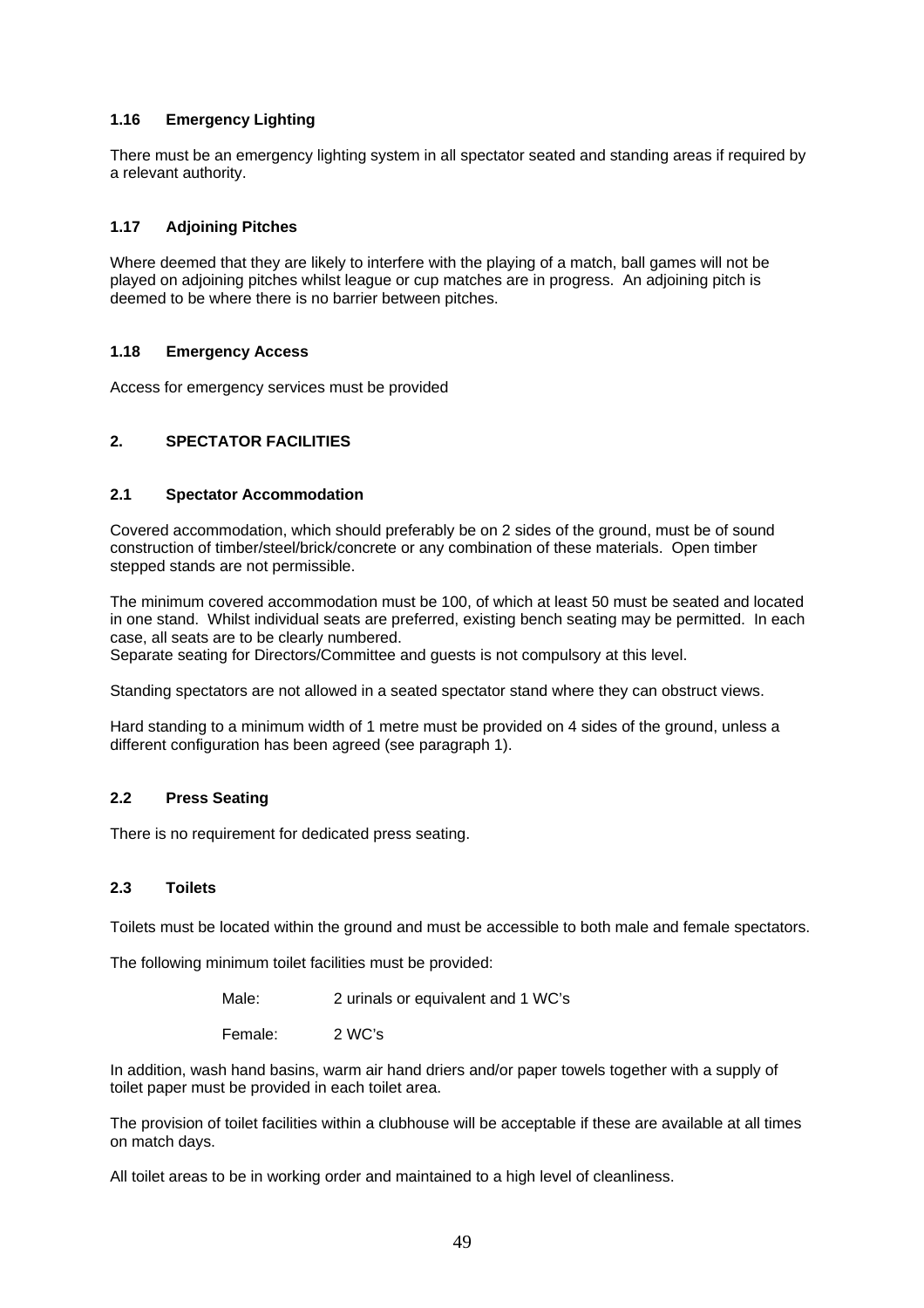### 1.16 Emergency Lighting

There must be an emergency lighting system in all spectator seated and standing areas if required by a relevant authority.

### 1.17 Adjoining Pitches

Where deemed that they are likely to interfere with the playing of a match, ball games will not be played on adjoining pitches whilst league or cup matches are in progress. An adjoining pitch is deemed to be where there is no barrier between pitches.

### 1.18 Emergency Access

Access for emergency services must be provided

## 2. SPECTATOR FACILITIES

### 2.1 Spectator Accommodation

Covered accommodation, which should preferably be on 2 sides of the ground, must be of sound construction of timber/steel/brick/concrete or any combination of these materials. Open timber stepped stands are not permissible.

The minimum covered accommodation must be 100, of which at least 50 must be seated and located in one stand. Whilst individual seats are preferred, existing bench seating may be permitted. In each case, all seats are to be clearly numbered.
Separate seating for Directors/Committee and guests is not compulsory at this level.

Standing spectators are not allowed in a seated spectator stand where they can obstruct views.

Hard standing to a minimum width of 1 metre must be provided on 4 sides of the ground, unless a different configuration has been agreed (see paragraph 1).

### 2.2 Press Seating

There is no requirement for dedicated press seating.

### 2.3 Toilets

Toilets must be located within the ground and must be accessible to both male and female spectators.

The following minimum toilet facilities must be provided:

Male: 2 urinals or equivalent and 1 WC's

Female: 2 WC's

In addition, wash hand basins, warm air hand driers and/or paper towels together with a supply of toilet paper must be provided in each toilet area.

The provision of toilet facilities within a clubhouse will be acceptable if these are available at all times on match days.

All toilet areas to be in working order and maintained to a high level of cleanliness.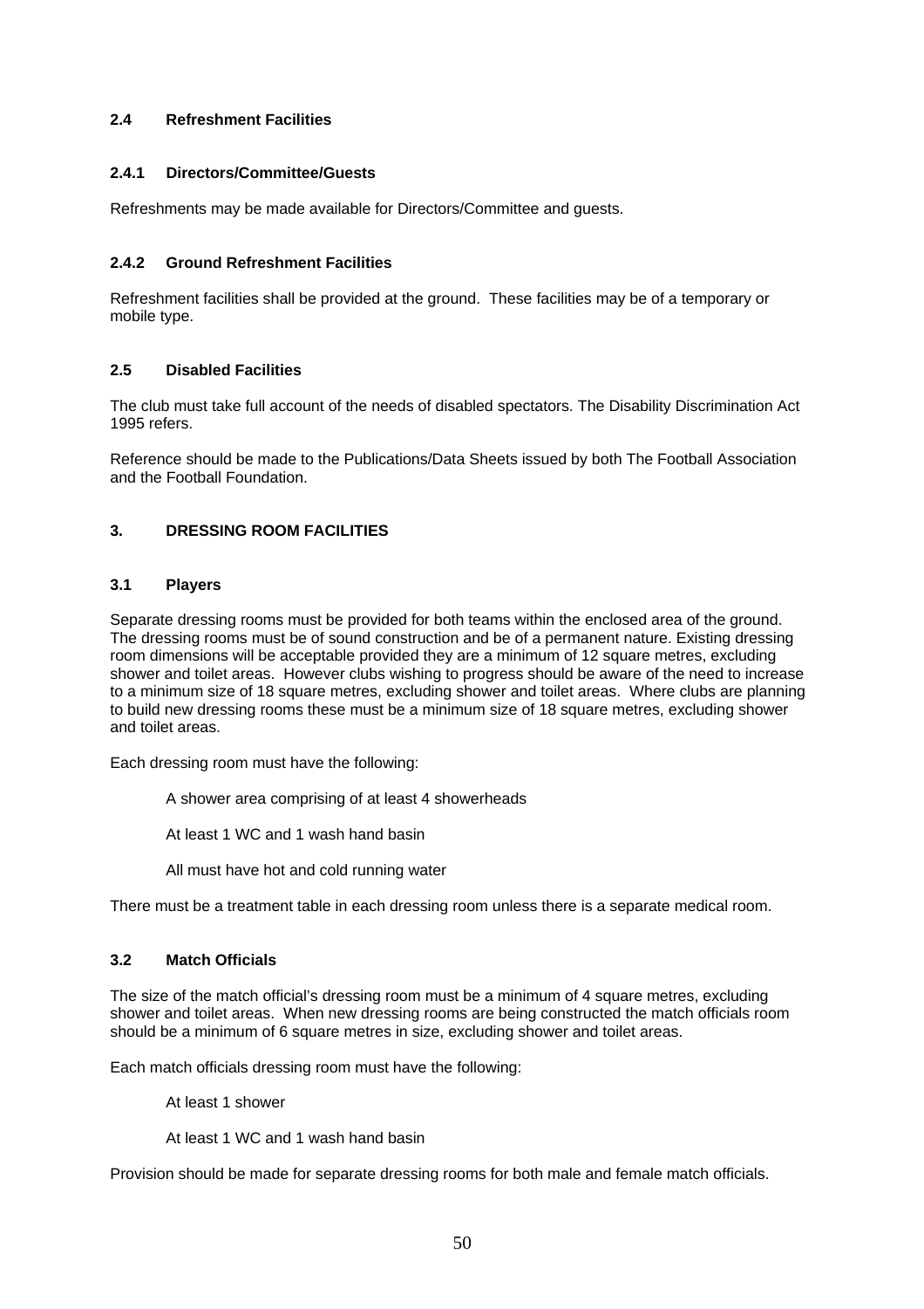### 2.4 Refreshment Facilities

#### 2.4.1 Directors/Committee/Guests

Refreshments may be made available for Directors/Committee and guests.

#### 2.4.2 Ground Refreshment Facilities

Refreshment facilities shall be provided at the ground. These facilities may be of a temporary or mobile type.

### 2.5 Disabled Facilities

The club must take full account of the needs of disabled spectators. The Disability Discrimination Act 1995 refers.

Reference should be made to the Publications/Data Sheets issued by both The Football Association and the Football Foundation.

## 3. DRESSING ROOM FACILITIES

### 3.1 Players

Separate dressing rooms must be provided for both teams within the enclosed area of the ground. The dressing rooms must be of sound construction and be of a permanent nature. Existing dressing room dimensions will be acceptable provided they are a minimum of 12 square metres, excluding shower and toilet areas. However clubs wishing to progress should be aware of the need to increase to a minimum size of 18 square metres, excluding shower and toilet areas. Where clubs are planning to build new dressing rooms these must be a minimum size of 18 square metres, excluding shower and toilet areas.

Each dressing room must have the following:

- A shower area comprising of at least 4 showerheads
- At least 1 WC and 1 wash hand basin
- All must have hot and cold running water

There must be a treatment table in each dressing room unless there is a separate medical room.

### 3.2 Match Officials

The size of the match official's dressing room must be a minimum of 4 square metres, excluding shower and toilet areas. When new dressing rooms are being constructed the match officials room should be a minimum of 6 square metres in size, excluding shower and toilet areas.

Each match officials dressing room must have the following:

- At least 1 shower
- At least 1 WC and 1 wash hand basin

Provision should be made for separate dressing rooms for both male and female match officials.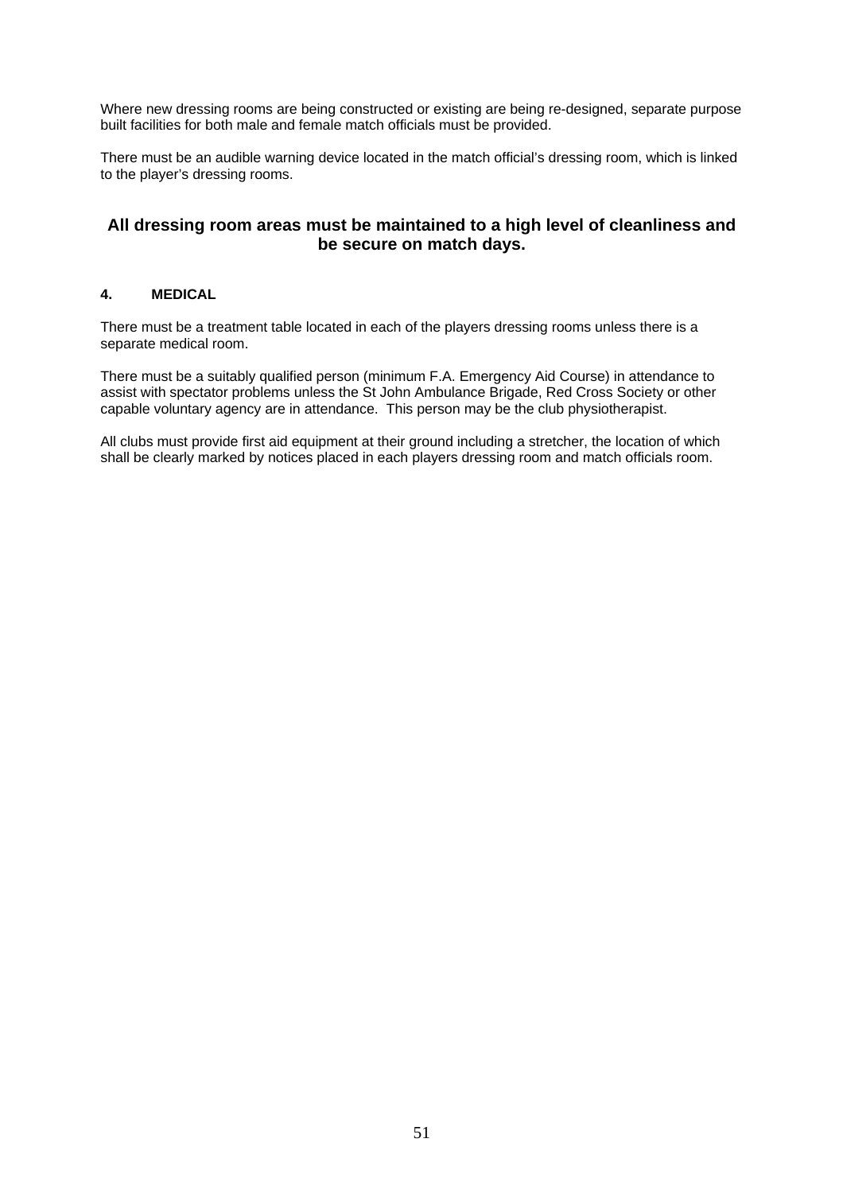Where new dressing rooms are being constructed or existing are being re-designed, separate purpose built facilities for both male and female match officials must be provided.

There must be an audible warning device located in the match official's dressing room, which is linked to the player's dressing rooms.

**All dressing room areas must be maintained to a high level of cleanliness and be secure on match days.**

## 4. MEDICAL

There must be a treatment table located in each of the players dressing rooms unless there is a separate medical room.

There must be a suitably qualified person (minimum F.A. Emergency Aid Course) in attendance to assist with spectator problems unless the St John Ambulance Brigade, Red Cross Society or other capable voluntary agency are in attendance. This person may be the club physiotherapist.

All clubs must provide first aid equipment at their ground including a stretcher, the location of which shall be clearly marked by notices placed in each players dressing room and match officials room.